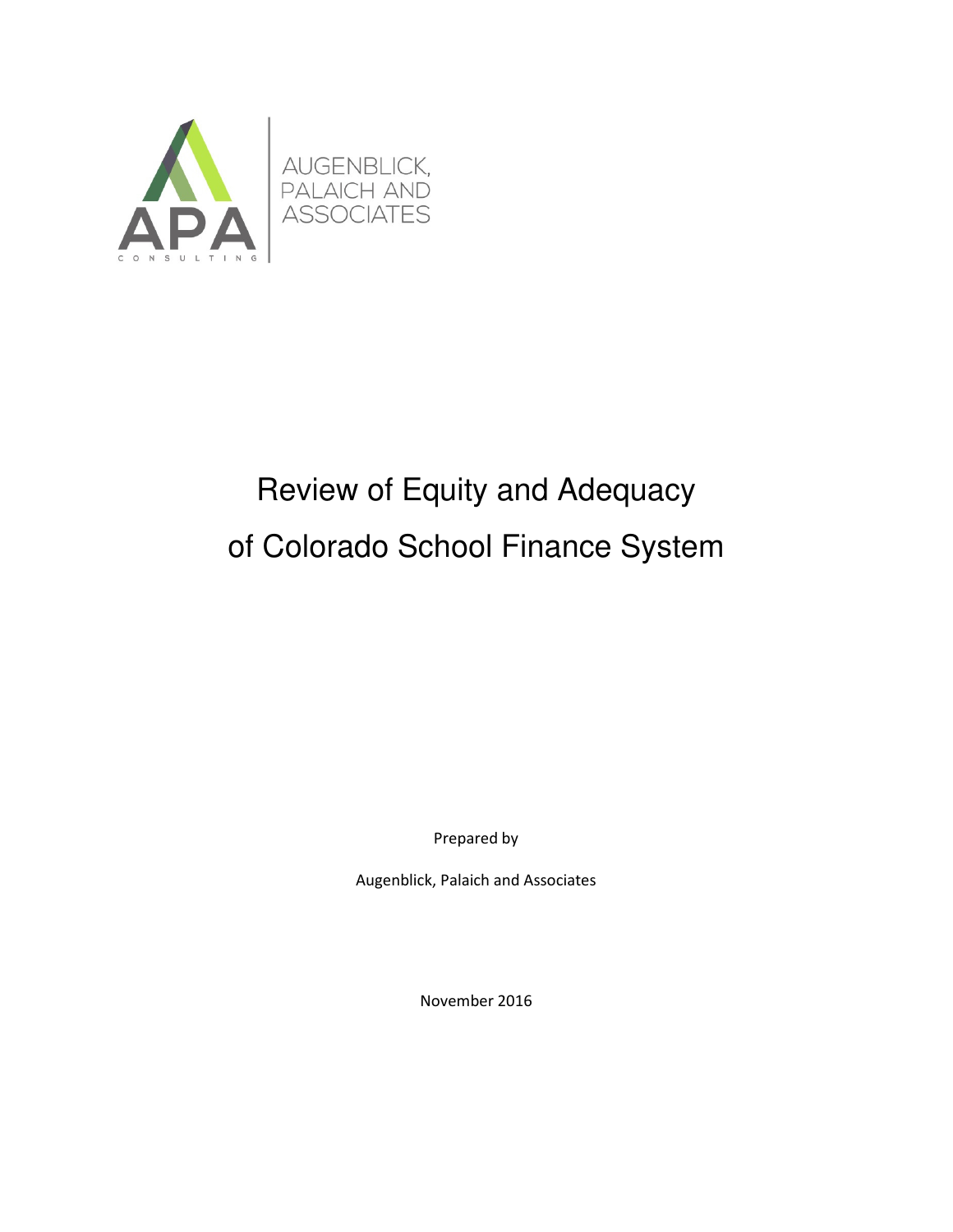AUGENBLICK, PALAICH AND ASSOCIATES

APA CONSULTING

# Review of Equity and Adequacy of Colorado School Finance System

Prepared by

Augenblick, Palaich and Associates

November 2016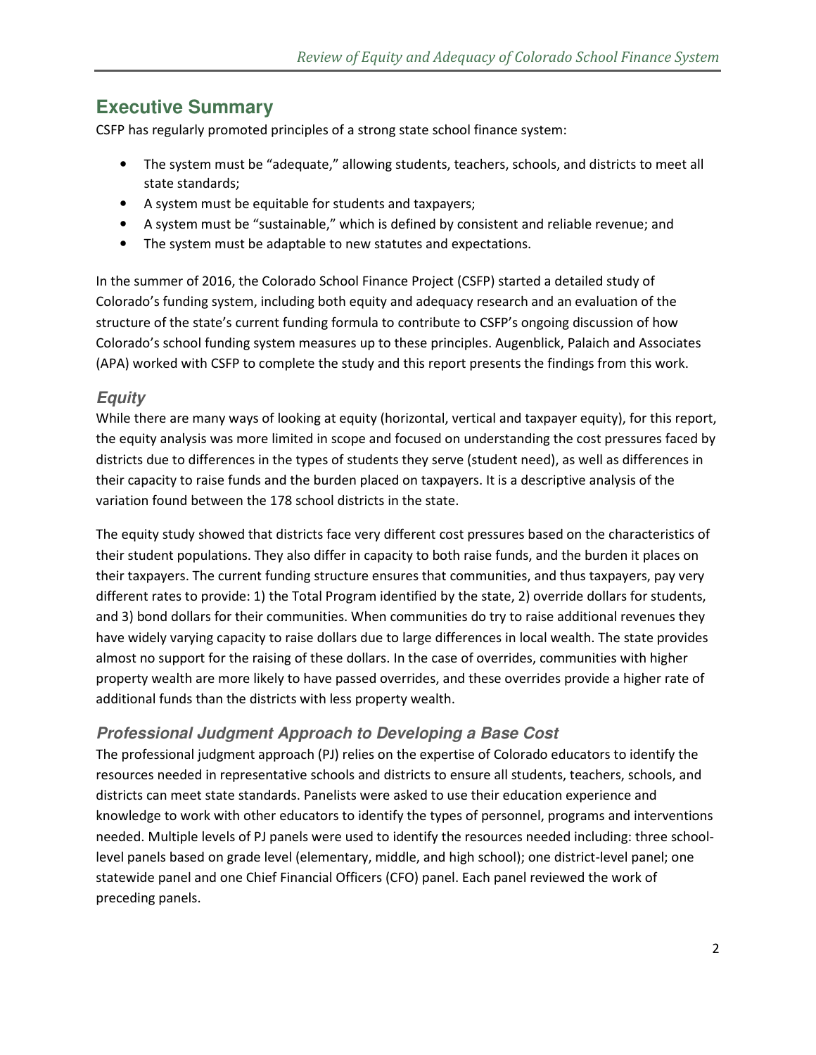## Executive Summary

CSFP has regularly promoted principles of a strong state school finance system:

- The system must be "adequate," allowing students, teachers, schools, and districts to meet all state standards;
- A system must be equitable for students and taxpayers;
- A system must be "sustainable," which is defined by consistent and reliable revenue; and
- The system must be adaptable to new statutes and expectations.

In the summer of 2016, the Colorado School Finance Project (CSFP) started a detailed study of Colorado's funding system, including both equity and adequacy research and an evaluation of the structure of the state's current funding formula to contribute to CSFP's ongoing discussion of how Colorado's school funding system measures up to these principles. Augenblick, Palaich and Associates (APA) worked with CSFP to complete the study and this report presents the findings from this work.

### *Equity*

While there are many ways of looking at equity (horizontal, vertical and taxpayer equity), for this report, the equity analysis was more limited in scope and focused on understanding the cost pressures faced by districts due to differences in the types of students they serve (student need), as well as differences in their capacity to raise funds and the burden placed on taxpayers. It is a descriptive analysis of the variation found between the 178 school districts in the state.

The equity study showed that districts face very different cost pressures based on the characteristics of their student populations. They also differ in capacity to both raise funds, and the burden it places on their taxpayers. The current funding structure ensures that communities, and thus taxpayers, pay very different rates to provide: 1) the Total Program identified by the state, 2) override dollars for students, and 3) bond dollars for their communities. When communities do try to raise additional revenues they have widely varying capacity to raise dollars due to large differences in local wealth. The state provides almost no support for the raising of these dollars. In the case of overrides, communities with higher property wealth are more likely to have passed overrides, and these overrides provide a higher rate of additional funds than the districts with less property wealth.

### *Professional Judgment Approach to Developing a Base Cost*

The professional judgment approach (PJ) relies on the expertise of Colorado educators to identify the resources needed in representative schools and districts to ensure all students, teachers, schools, and districts can meet state standards. Panelists were asked to use their education experience and knowledge to work with other educators to identify the types of personnel, programs and interventions needed. Multiple levels of PJ panels were used to identify the resources needed including: three school-level panels based on grade level (elementary, middle, and high school); one district-level panel; one statewide panel and one Chief Financial Officers (CFO) panel. Each panel reviewed the work of preceding panels.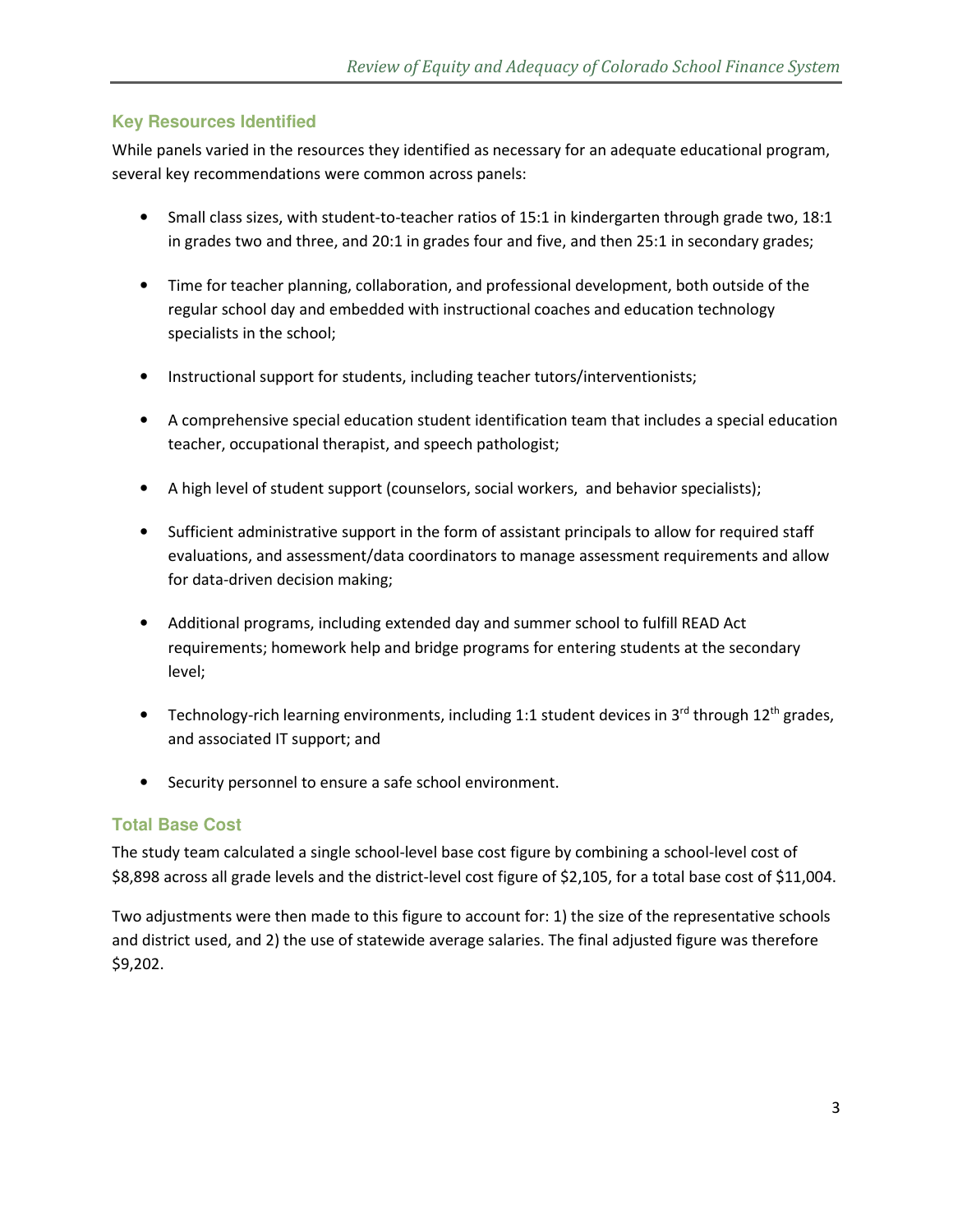## Key Resources Identified

While panels varied in the resources they identified as necessary for an adequate educational program, several key recommendations were common across panels:

- Small class sizes, with student-to-teacher ratios of 15:1 in kindergarten through grade two, 18:1 in grades two and three, and 20:1 in grades four and five, and then 25:1 in secondary grades;
- Time for teacher planning, collaboration, and professional development, both outside of the regular school day and embedded with instructional coaches and education technology specialists in the school;
- Instructional support for students, including teacher tutors/interventionists;
- A comprehensive special education student identification team that includes a special education teacher, occupational therapist, and speech pathologist;
- A high level of student support (counselors, social workers, and behavior specialists);
- Sufficient administrative support in the form of assistant principals to allow for required staff evaluations, and assessment/data coordinators to manage assessment requirements and allow for data-driven decision making;
- Additional programs, including extended day and summer school to fulfill READ Act requirements; homework help and bridge programs for entering students at the secondary level;
- Technology-rich learning environments, including 1:1 student devices in 3rd through 12th grades, and associated IT support; and
- Security personnel to ensure a safe school environment.

## Total Base Cost

The study team calculated a single school-level base cost figure by combining a school-level cost of $8,898 across all grade levels and the district-level cost figure of $2,105, for a total base cost of $11,004.

Two adjustments were then made to this figure to account for: 1) the size of the representative schools and district used, and 2) the use of statewide average salaries. The final adjusted figure was therefore $9,202.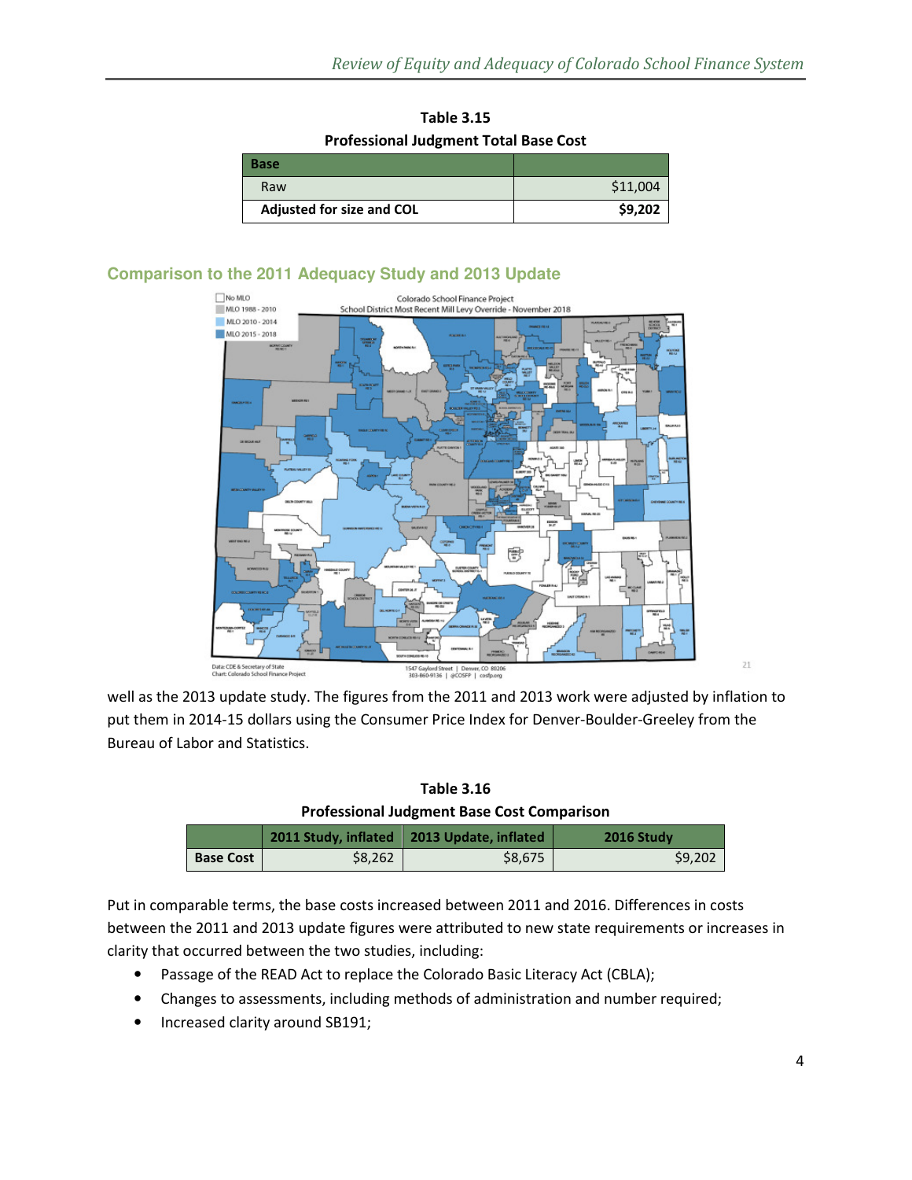**Table 3.15**
**Professional Judgment Total Base Cost**

| Base | |
|---|---|
| Raw | $11,004 |
| **Adjusted for size and COL** | **$9,202** |

## Comparison to the 2011 Adequacy Study and 2013 Update

well as the 2013 update study. The figures from the 2011 and 2013 work were adjusted by inflation to put them in 2014-15 dollars using the Consumer Price Index for Denver-Boulder-Greeley from the Bureau of Labor and Statistics.

**Table 3.16**
**Professional Judgment Base Cost Comparison**

| | 2011 Study, inflated | 2013 Update, inflated | 2016 Study |
|---|---|---|---|
| **Base Cost** | $8,262 | $8,675 | $9,202 |

Put in comparable terms, the base costs increased between 2011 and 2016. Differences in costs between the 2011 and 2013 update figures were attributed to new state requirements or increases in clarity that occurred between the two studies, including:

- Passage of the READ Act to replace the Colorado Basic Literacy Act (CBLA);
- Changes to assessments, including methods of administration and number required;
- Increased clarity around SB191;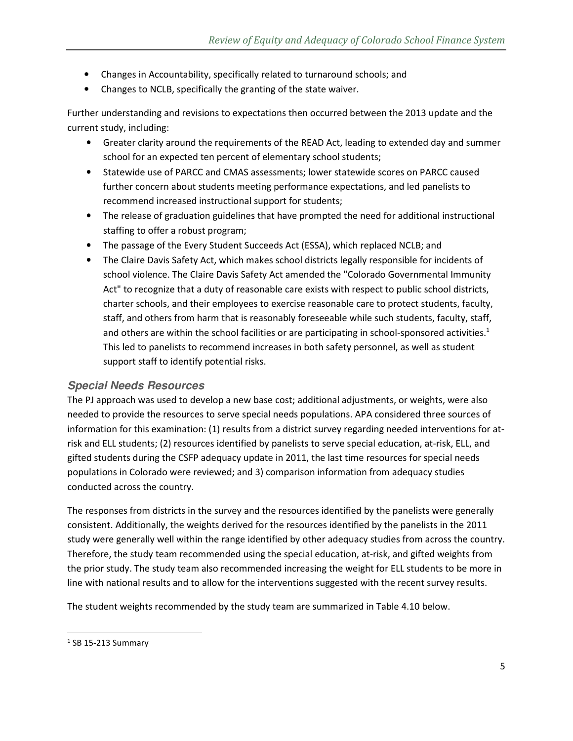- Changes in Accountability, specifically related to turnaround schools; and
- Changes to NCLB, specifically the granting of the state waiver.

Further understanding and revisions to expectations then occurred between the 2013 update and the current study, including:

- Greater clarity around the requirements of the READ Act, leading to extended day and summer school for an expected ten percent of elementary school students;
- Statewide use of PARCC and CMAS assessments; lower statewide scores on PARCC caused further concern about students meeting performance expectations, and led panelists to recommend increased instructional support for students;
- The release of graduation guidelines that have prompted the need for additional instructional staffing to offer a robust program;
- The passage of the Every Student Succeeds Act (ESSA), which replaced NCLB; and
- The Claire Davis Safety Act, which makes school districts legally responsible for incidents of school violence. The Claire Davis Safety Act amended the "Colorado Governmental Immunity Act" to recognize that a duty of reasonable care exists with respect to public school districts, charter schools, and their employees to exercise reasonable care to protect students, faculty, staff, and others from harm that is reasonably foreseeable while such students, faculty, staff, and others are within the school facilities or are participating in school-sponsored activities.[1] This led to panelists to recommend increases in both safety personnel, as well as student support staff to identify potential risks.

### *Special Needs Resources*

The PJ approach was used to develop a new base cost; additional adjustments, or weights, were also needed to provide the resources to serve special needs populations. APA considered three sources of information for this examination: (1) results from a district survey regarding needed interventions for at-risk and ELL students; (2) resources identified by panelists to serve special education, at-risk, ELL, and gifted students during the CSFP adequacy update in 2011, the last time resources for special needs populations in Colorado were reviewed; and 3) comparison information from adequacy studies conducted across the country.

The responses from districts in the survey and the resources identified by the panelists were generally consistent. Additionally, the weights derived for the resources identified by the panelists in the 2011 study were generally well within the range identified by other adequacy studies from across the country. Therefore, the study team recommended using the special education, at-risk, and gifted weights from the prior study. The study team also recommended increasing the weight for ELL students to be more in line with national results and to allow for the interventions suggested with the recent survey results.

The student weights recommended by the study team are summarized in Table 4.10 below.

---

[1] SB 15-213 Summary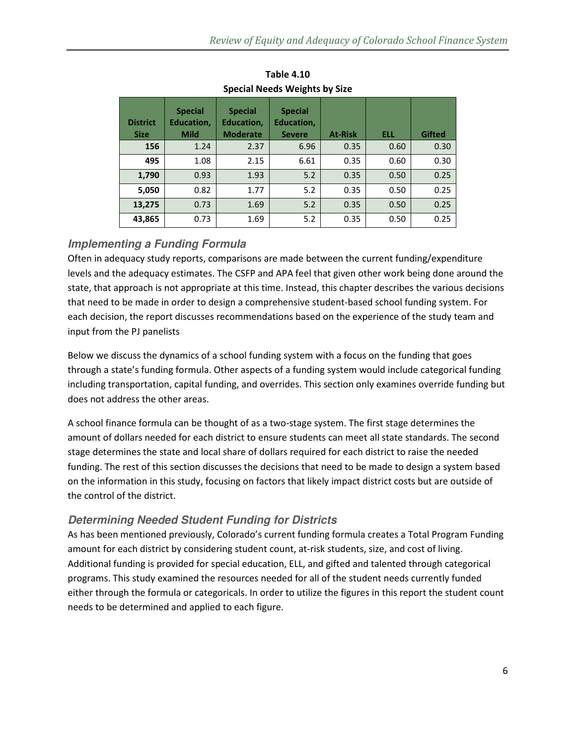**Table 4.10**
**Special Needs Weights by Size**

| District Size | Special Education, Mild | Special Education, Moderate | Special Education, Severe | At-Risk | ELL | Gifted |
|---|---|---|---|---|---|---|
| **156** | 1.24 | 2.37 | 6.96 | 0.35 | 0.60 | 0.30 |
| **495** | 1.08 | 2.15 | 6.61 | 0.35 | 0.60 | 0.30 |
| **1,790** | 0.93 | 1.93 | 5.2 | 0.35 | 0.50 | 0.25 |
| **5,050** | 0.82 | 1.77 | 5.2 | 0.35 | 0.50 | 0.25 |
| **13,275** | 0.73 | 1.69 | 5.2 | 0.35 | 0.50 | 0.25 |
| **43,865** | 0.73 | 1.69 | 5.2 | 0.35 | 0.50 | 0.25 |

### *Implementing a Funding Formula*

Often in adequacy study reports, comparisons are made between the current funding/expenditure levels and the adequacy estimates. The CSFP and APA feel that given other work being done around the state, that approach is not appropriate at this time. Instead, this chapter describes the various decisions that need to be made in order to design a comprehensive student-based school funding system. For each decision, the report discusses recommendations based on the experience of the study team and input from the PJ panelists

Below we discuss the dynamics of a school funding system with a focus on the funding that goes through a state's funding formula. Other aspects of a funding system would include categorical funding including transportation, capital funding, and overrides. This section only examines override funding but does not address the other areas.

A school finance formula can be thought of as a two-stage system. The first stage determines the amount of dollars needed for each district to ensure students can meet all state standards. The second stage determines the state and local share of dollars required for each district to raise the needed funding. The rest of this section discusses the decisions that need to be made to design a system based on the information in this study, focusing on factors that likely impact district costs but are outside of the control of the district.

### *Determining Needed Student Funding for Districts*

As has been mentioned previously, Colorado's current funding formula creates a Total Program Funding amount for each district by considering student count, at-risk students, size, and cost of living. Additional funding is provided for special education, ELL, and gifted and talented through categorical programs. This study examined the resources needed for all of the student needs currently funded either through the formula or categoricals. In order to utilize the figures in this report the student count needs to be determined and applied to each figure.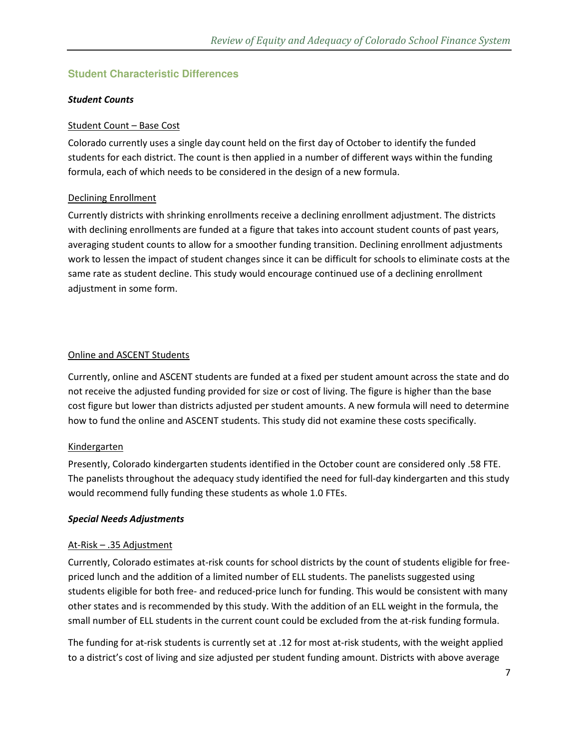## Student Characteristic Differences

### *Student Counts*

Student Count – Base Cost

Colorado currently uses a single day count held on the first day of October to identify the funded students for each district. The count is then applied in a number of different ways within the funding formula, each of which needs to be considered in the design of a new formula.

Declining Enrollment

Currently districts with shrinking enrollments receive a declining enrollment adjustment. The districts with declining enrollments are funded at a figure that takes into account student counts of past years, averaging student counts to allow for a smoother funding transition. Declining enrollment adjustments work to lessen the impact of student changes since it can be difficult for schools to eliminate costs at the same rate as student decline. This study would encourage continued use of a declining enrollment adjustment in some form.

Online and ASCENT Students

Currently, online and ASCENT students are funded at a fixed per student amount across the state and do not receive the adjusted funding provided for size or cost of living. The figure is higher than the base cost figure but lower than districts adjusted per student amounts. A new formula will need to determine how to fund the online and ASCENT students. This study did not examine these costs specifically.

Kindergarten

Presently, Colorado kindergarten students identified in the October count are considered only .58 FTE. The panelists throughout the adequacy study identified the need for full-day kindergarten and this study would recommend fully funding these students as whole 1.0 FTEs.

### *Special Needs Adjustments*

At-Risk – .35 Adjustment

Currently, Colorado estimates at-risk counts for school districts by the count of students eligible for free-priced lunch and the addition of a limited number of ELL students. The panelists suggested using students eligible for both free- and reduced-price lunch for funding. This would be consistent with many other states and is recommended by this study. With the addition of an ELL weight in the formula, the small number of ELL students in the current count could be excluded from the at-risk funding formula.

The funding for at-risk students is currently set at .12 for most at-risk students, with the weight applied to a district's cost of living and size adjusted per student funding amount. Districts with above average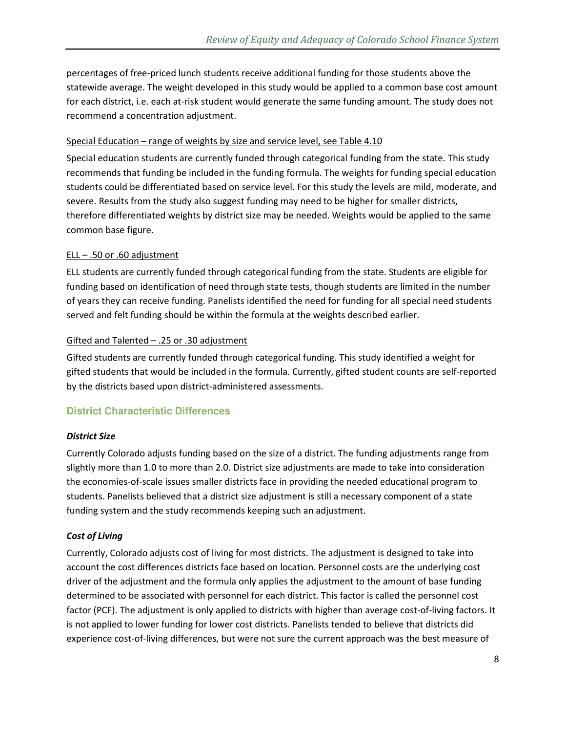percentages of free-priced lunch students receive additional funding for those students above the statewide average. The weight developed in this study would be applied to a common base cost amount for each district, i.e. each at-risk student would generate the same funding amount. The study does not recommend a concentration adjustment.

<u>Special Education – range of weights by size and service level, see Table 4.10</u>

Special education students are currently funded through categorical funding from the state. This study recommends that funding be included in the funding formula. The weights for funding special education students could be differentiated based on service level. For this study the levels are mild, moderate, and severe. Results from the study also suggest funding may need to be higher for smaller districts, therefore differentiated weights by district size may be needed. Weights would be applied to the same common base figure.

<u>ELL – .50 or .60 adjustment</u>

ELL students are currently funded through categorical funding from the state. Students are eligible for funding based on identification of need through state tests, though students are limited in the number of years they can receive funding. Panelists identified the need for funding for all special need students served and felt funding should be within the formula at the weights described earlier.

<u>Gifted and Talented – .25 or .30 adjustment</u>

Gifted students are currently funded through categorical funding. This study identified a weight for gifted students that would be included in the formula. Currently, gifted student counts are self-reported by the districts based upon district-administered assessments.

## District Characteristic Differences

### *District Size*

Currently Colorado adjusts funding based on the size of a district. The funding adjustments range from slightly more than 1.0 to more than 2.0. District size adjustments are made to take into consideration the economies-of-scale issues smaller districts face in providing the needed educational program to students. Panelists believed that a district size adjustment is still a necessary component of a state funding system and the study recommends keeping such an adjustment.

### *Cost of Living*

Currently, Colorado adjusts cost of living for most districts. The adjustment is designed to take into account the cost differences districts face based on location. Personnel costs are the underlying cost driver of the adjustment and the formula only applies the adjustment to the amount of base funding determined to be associated with personnel for each district. This factor is called the personnel cost factor (PCF). The adjustment is only applied to districts with higher than average cost-of-living factors. It is not applied to lower funding for lower cost districts. Panelists tended to believe that districts did experience cost-of-living differences, but were not sure the current approach was the best measure of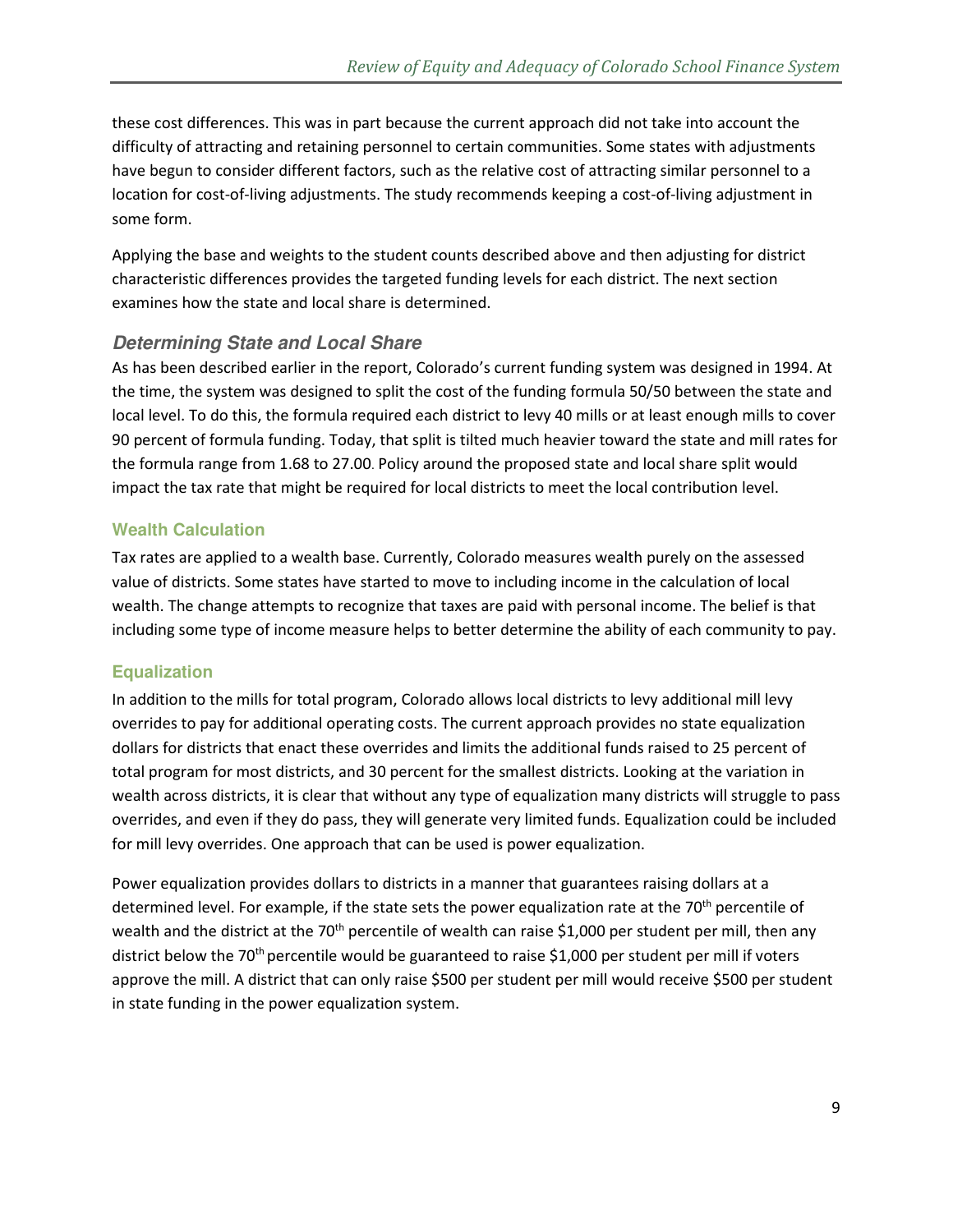these cost differences. This was in part because the current approach did not take into account the difficulty of attracting and retaining personnel to certain communities. Some states with adjustments have begun to consider different factors, such as the relative cost of attracting similar personnel to a location for cost-of-living adjustments. The study recommends keeping a cost-of-living adjustment in some form.

Applying the base and weights to the student counts described above and then adjusting for district characteristic differences provides the targeted funding levels for each district. The next section examines how the state and local share is determined.

## *Determining State and Local Share*

As has been described earlier in the report, Colorado's current funding system was designed in 1994. At the time, the system was designed to split the cost of the funding formula 50/50 between the state and local level. To do this, the formula required each district to levy 40 mills or at least enough mills to cover 90 percent of formula funding. Today, that split is tilted much heavier toward the state and mill rates for the formula range from 1.68 to 27.00. Policy around the proposed state and local share split would impact the tax rate that might be required for local districts to meet the local contribution level.

### Wealth Calculation

Tax rates are applied to a wealth base. Currently, Colorado measures wealth purely on the assessed value of districts. Some states have started to move to including income in the calculation of local wealth. The change attempts to recognize that taxes are paid with personal income. The belief is that including some type of income measure helps to better determine the ability of each community to pay.

### Equalization

In addition to the mills for total program, Colorado allows local districts to levy additional mill levy overrides to pay for additional operating costs. The current approach provides no state equalization dollars for districts that enact these overrides and limits the additional funds raised to 25 percent of total program for most districts, and 30 percent for the smallest districts. Looking at the variation in wealth across districts, it is clear that without any type of equalization many districts will struggle to pass overrides, and even if they do pass, they will generate very limited funds. Equalization could be included for mill levy overrides. One approach that can be used is power equalization.

Power equalization provides dollars to districts in a manner that guarantees raising dollars at a determined level. For example, if the state sets the power equalization rate at the 70th percentile of wealth and the district at the 70th percentile of wealth can raise $1,000 per student per mill, then any district below the 70th percentile would be guaranteed to raise $1,000 per student per mill if voters approve the mill. A district that can only raise $500 per student per mill would receive $500 per student in state funding in the power equalization system.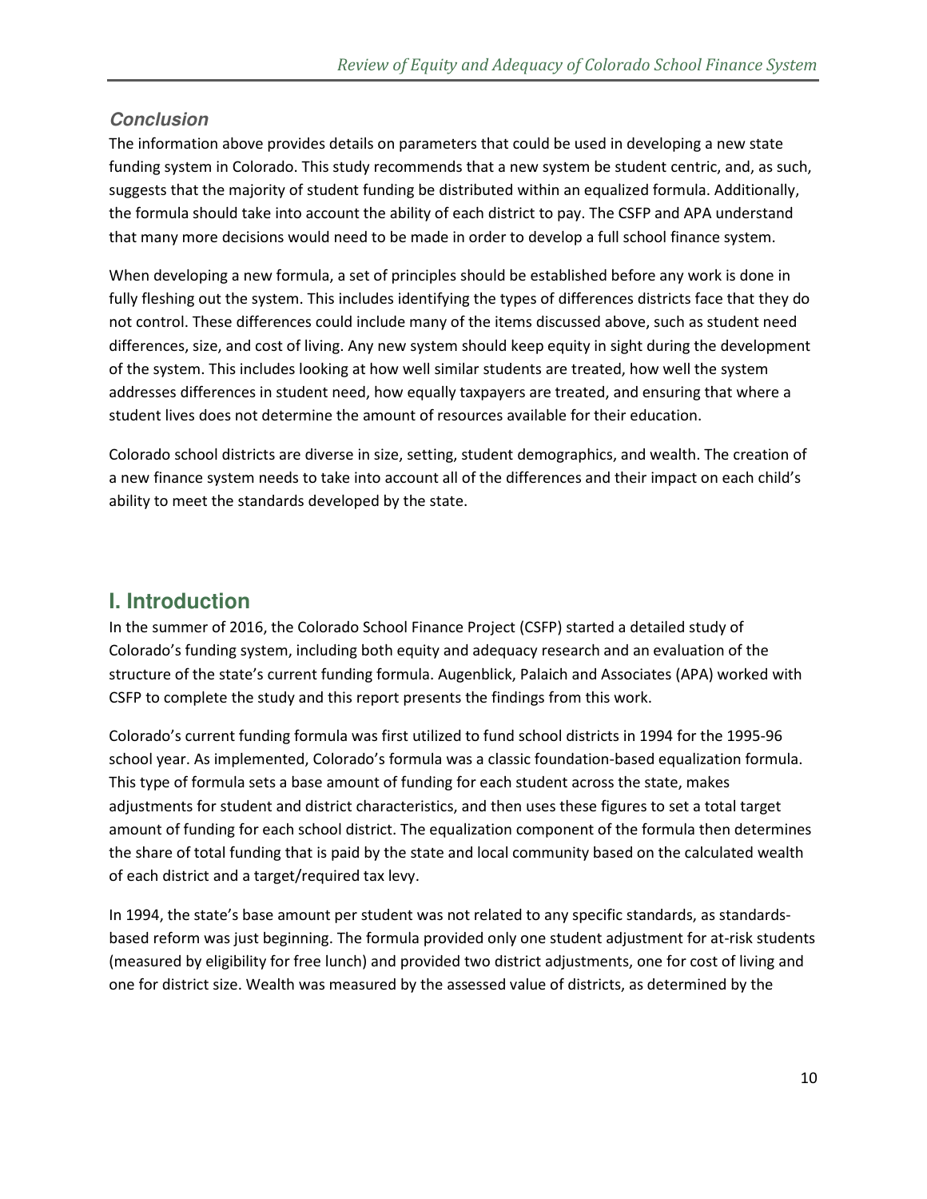### *Conclusion*

The information above provides details on parameters that could be used in developing a new state funding system in Colorado. This study recommends that a new system be student centric, and, as such, suggests that the majority of student funding be distributed within an equalized formula. Additionally, the formula should take into account the ability of each district to pay. The CSFP and APA understand that many more decisions would need to be made in order to develop a full school finance system.

When developing a new formula, a set of principles should be established before any work is done in fully fleshing out the system. This includes identifying the types of differences districts face that they do not control. These differences could include many of the items discussed above, such as student need differences, size, and cost of living. Any new system should keep equity in sight during the development of the system. This includes looking at how well similar students are treated, how well the system addresses differences in student need, how equally taxpayers are treated, and ensuring that where a student lives does not determine the amount of resources available for their education.

Colorado school districts are diverse in size, setting, student demographics, and wealth. The creation of a new finance system needs to take into account all of the differences and their impact on each child's ability to meet the standards developed by the state.

## I. Introduction

In the summer of 2016, the Colorado School Finance Project (CSFP) started a detailed study of Colorado's funding system, including both equity and adequacy research and an evaluation of the structure of the state's current funding formula. Augenblick, Palaich and Associates (APA) worked with CSFP to complete the study and this report presents the findings from this work.

Colorado's current funding formula was first utilized to fund school districts in 1994 for the 1995-96 school year. As implemented, Colorado's formula was a classic foundation-based equalization formula. This type of formula sets a base amount of funding for each student across the state, makes adjustments for student and district characteristics, and then uses these figures to set a total target amount of funding for each school district. The equalization component of the formula then determines the share of total funding that is paid by the state and local community based on the calculated wealth of each district and a target/required tax levy.

In 1994, the state's base amount per student was not related to any specific standards, as standards-based reform was just beginning. The formula provided only one student adjustment for at-risk students (measured by eligibility for free lunch) and provided two district adjustments, one for cost of living and one for district size. Wealth was measured by the assessed value of districts, as determined by the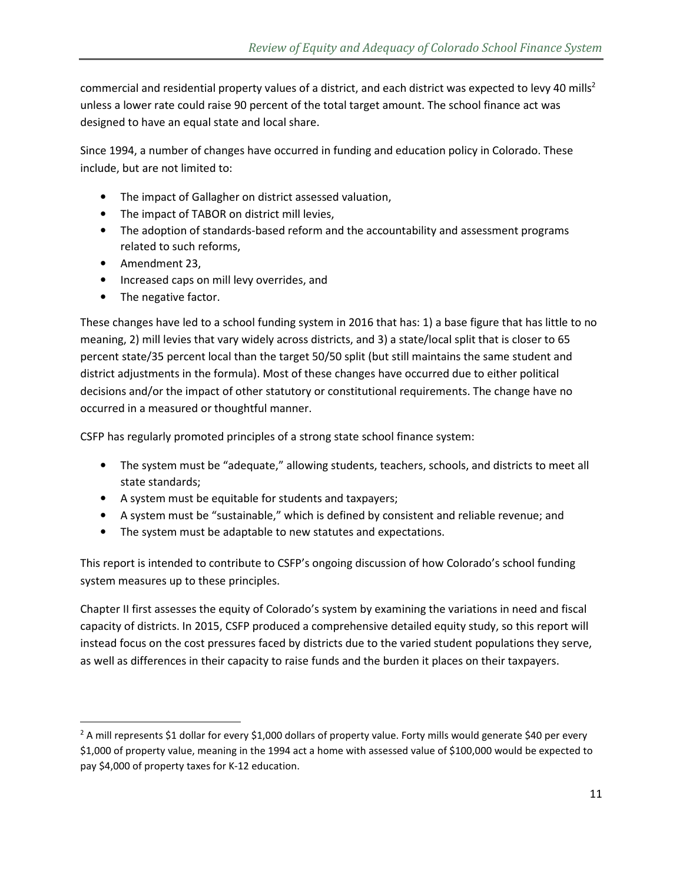commercial and residential property values of a district, and each district was expected to levy 40 mills[2] unless a lower rate could raise 90 percent of the total target amount. The school finance act was designed to have an equal state and local share.

Since 1994, a number of changes have occurred in funding and education policy in Colorado. These include, but are not limited to:

- The impact of Gallagher on district assessed valuation,
- The impact of TABOR on district mill levies,
- The adoption of standards-based reform and the accountability and assessment programs related to such reforms,
- Amendment 23,
- Increased caps on mill levy overrides, and
- The negative factor.

These changes have led to a school funding system in 2016 that has: 1) a base figure that has little to no meaning, 2) mill levies that vary widely across districts, and 3) a state/local split that is closer to 65 percent state/35 percent local than the target 50/50 split (but still maintains the same student and district adjustments in the formula). Most of these changes have occurred due to either political decisions and/or the impact of other statutory or constitutional requirements. The change have no occurred in a measured or thoughtful manner.

CSFP has regularly promoted principles of a strong state school finance system:

- The system must be "adequate," allowing students, teachers, schools, and districts to meet all state standards;
- A system must be equitable for students and taxpayers;
- A system must be "sustainable," which is defined by consistent and reliable revenue; and
- The system must be adaptable to new statutes and expectations.

This report is intended to contribute to CSFP's ongoing discussion of how Colorado's school funding system measures up to these principles.

Chapter II first assesses the equity of Colorado's system by examining the variations in need and fiscal capacity of districts. In 2015, CSFP produced a comprehensive detailed equity study, so this report will instead focus on the cost pressures faced by districts due to the varied student populations they serve, as well as differences in their capacity to raise funds and the burden it places on their taxpayers.

---

[2] A mill represents $1 dollar for every $1,000 dollars of property value. Forty mills would generate $40 per every $1,000 of property value, meaning in the 1994 act a home with assessed value of $100,000 would be expected to pay $4,000 of property taxes for K-12 education.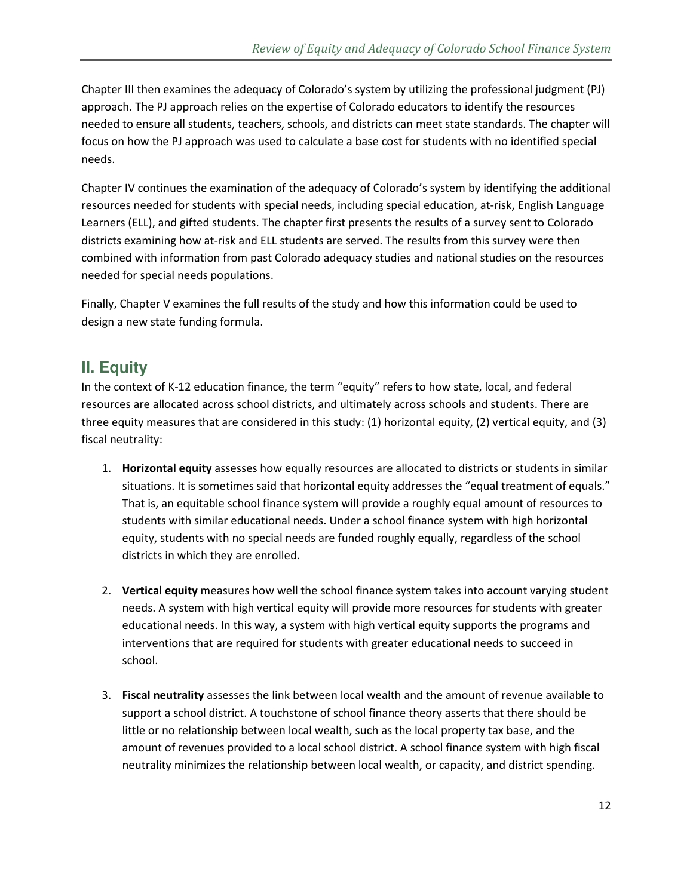Chapter III then examines the adequacy of Colorado's system by utilizing the professional judgment (PJ) approach. The PJ approach relies on the expertise of Colorado educators to identify the resources needed to ensure all students, teachers, schools, and districts can meet state standards. The chapter will focus on how the PJ approach was used to calculate a base cost for students with no identified special needs.

Chapter IV continues the examination of the adequacy of Colorado's system by identifying the additional resources needed for students with special needs, including special education, at-risk, English Language Learners (ELL), and gifted students. The chapter first presents the results of a survey sent to Colorado districts examining how at-risk and ELL students are served. The results from this survey were then combined with information from past Colorado adequacy studies and national studies on the resources needed for special needs populations.

Finally, Chapter V examines the full results of the study and how this information could be used to design a new state funding formula.

## II. Equity

In the context of K-12 education finance, the term "equity" refers to how state, local, and federal resources are allocated across school districts, and ultimately across schools and students. There are three equity measures that are considered in this study: (1) horizontal equity, (2) vertical equity, and (3) fiscal neutrality:

1. **Horizontal equity** assesses how equally resources are allocated to districts or students in similar situations. It is sometimes said that horizontal equity addresses the "equal treatment of equals." That is, an equitable school finance system will provide a roughly equal amount of resources to students with similar educational needs. Under a school finance system with high horizontal equity, students with no special needs are funded roughly equally, regardless of the school districts in which they are enrolled.

2. **Vertical equity** measures how well the school finance system takes into account varying student needs. A system with high vertical equity will provide more resources for students with greater educational needs. In this way, a system with high vertical equity supports the programs and interventions that are required for students with greater educational needs to succeed in school.

3. **Fiscal neutrality** assesses the link between local wealth and the amount of revenue available to support a school district. A touchstone of school finance theory asserts that there should be little or no relationship between local wealth, such as the local property tax base, and the amount of revenues provided to a local school district. A school finance system with high fiscal neutrality minimizes the relationship between local wealth, or capacity, and district spending.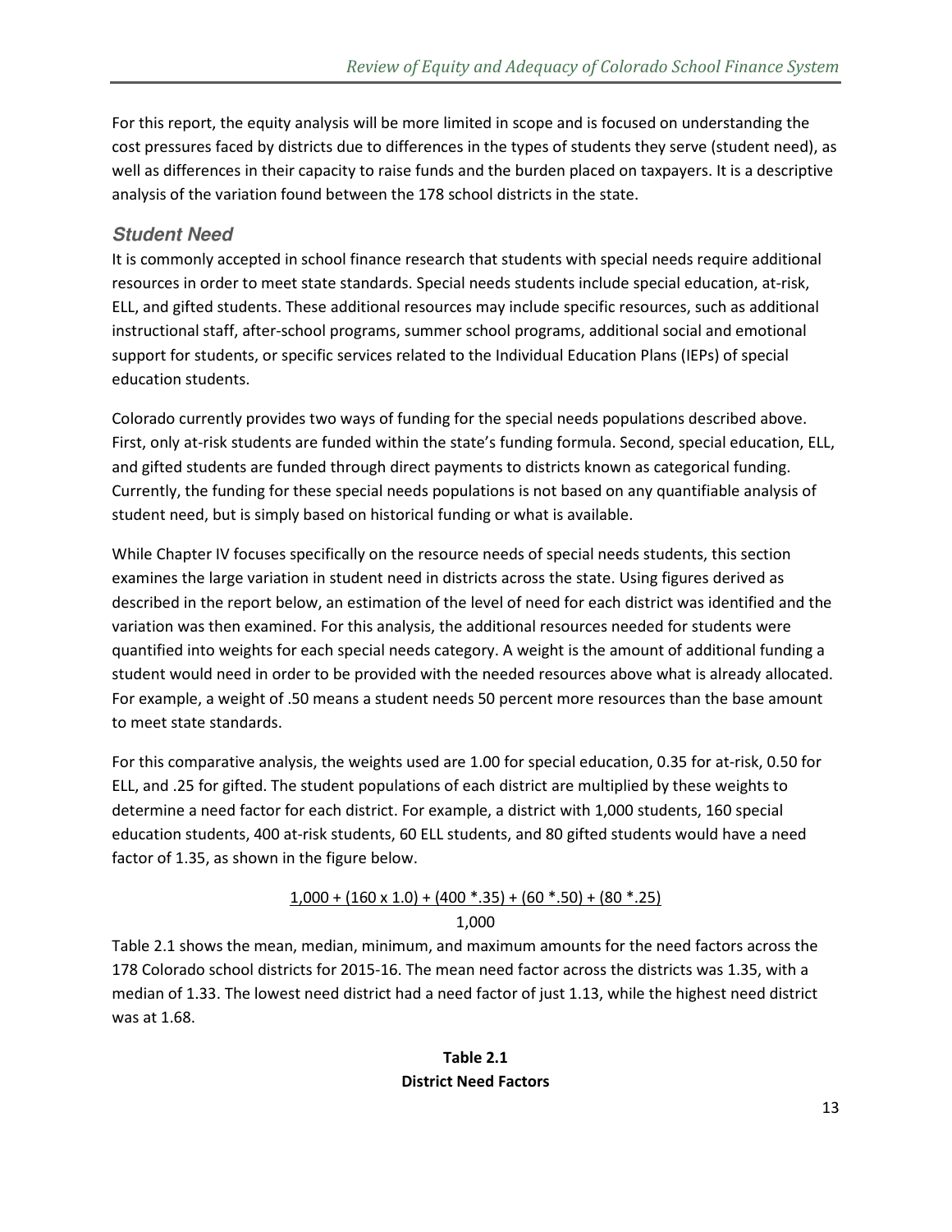For this report, the equity analysis will be more limited in scope and is focused on understanding the cost pressures faced by districts due to differences in the types of students they serve (student need), as well as differences in their capacity to raise funds and the burden placed on taxpayers. It is a descriptive analysis of the variation found between the 178 school districts in the state.

### *Student Need*

It is commonly accepted in school finance research that students with special needs require additional resources in order to meet state standards. Special needs students include special education, at-risk, ELL, and gifted students. These additional resources may include specific resources, such as additional instructional staff, after-school programs, summer school programs, additional social and emotional support for students, or specific services related to the Individual Education Plans (IEPs) of special education students.

Colorado currently provides two ways of funding for the special needs populations described above. First, only at-risk students are funded within the state's funding formula. Second, special education, ELL, and gifted students are funded through direct payments to districts known as categorical funding. Currently, the funding for these special needs populations is not based on any quantifiable analysis of student need, but is simply based on historical funding or what is available.

While Chapter IV focuses specifically on the resource needs of special needs students, this section examines the large variation in student need in districts across the state. Using figures derived as described in the report below, an estimation of the level of need for each district was identified and the variation was then examined. For this analysis, the additional resources needed for students were quantified into weights for each special needs category. A weight is the amount of additional funding a student would need in order to be provided with the needed resources above what is already allocated. For example, a weight of .50 means a student needs 50 percent more resources than the base amount to meet state standards.

For this comparative analysis, the weights used are 1.00 for special education, 0.35 for at-risk, 0.50 for ELL, and .25 for gifted. The student populations of each district are multiplied by these weights to determine a need factor for each district. For example, a district with 1,000 students, 160 special education students, 400 at-risk students, 60 ELL students, and 80 gifted students would have a need factor of 1.35, as shown in the figure below.

$$\frac{1{,}000 + (160 \times 1.0) + (400 * .35) + (60 * .50) + (80 * .25)}{1{,}000}$$

Table 2.1 shows the mean, median, minimum, and maximum amounts for the need factors across the 178 Colorado school districts for 2015-16. The mean need factor across the districts was 1.35, with a median of 1.33. The lowest need district had a need factor of just 1.13, while the highest need district was at 1.68.

**Table 2.1**
**District Need Factors**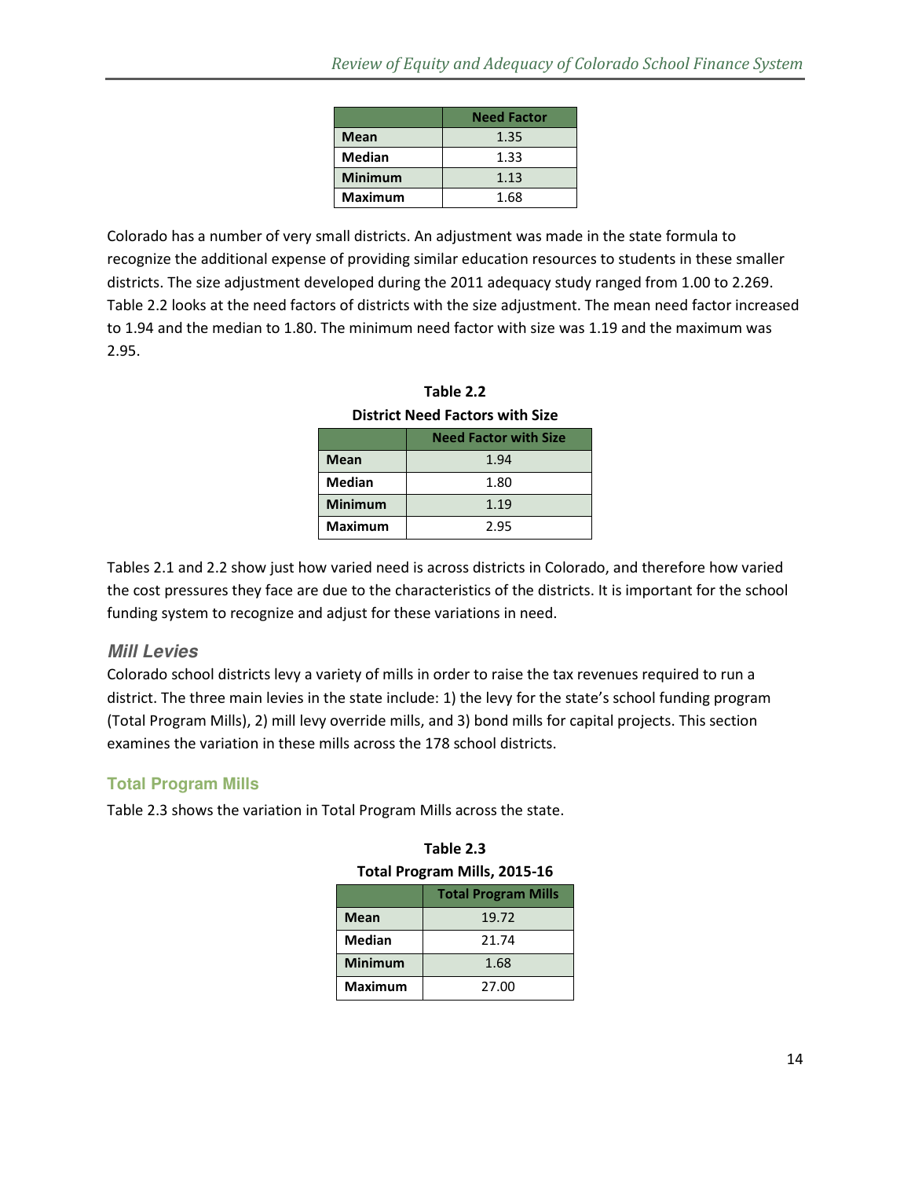| | Need Factor |
|---|---|
| **Mean** | 1.35 |
| **Median** | 1.33 |
| **Minimum** | 1.13 |
| **Maximum** | 1.68 |

Colorado has a number of very small districts. An adjustment was made in the state formula to recognize the additional expense of providing similar education resources to students in these smaller districts. The size adjustment developed during the 2011 adequacy study ranged from 1.00 to 2.269. Table 2.2 looks at the need factors of districts with the size adjustment. The mean need factor increased to 1.94 and the median to 1.80. The minimum need factor with size was 1.19 and the maximum was 2.95.

**Table 2.2**
**District Need Factors with Size**

| | Need Factor with Size |
|---|---|
| **Mean** | 1.94 |
| **Median** | 1.80 |
| **Minimum** | 1.19 |
| **Maximum** | 2.95 |

Tables 2.1 and 2.2 show just how varied need is across districts in Colorado, and therefore how varied the cost pressures they face are due to the characteristics of the districts. It is important for the school funding system to recognize and adjust for these variations in need.

### *Mill Levies*

Colorado school districts levy a variety of mills in order to raise the tax revenues required to run a district. The three main levies in the state include: 1) the levy for the state's school funding program (Total Program Mills), 2) mill levy override mills, and 3) bond mills for capital projects. This section examines the variation in these mills across the 178 school districts.

#### Total Program Mills

Table 2.3 shows the variation in Total Program Mills across the state.

**Table 2.3**
**Total Program Mills, 2015-16**

| | Total Program Mills |
|---|---|
| **Mean** | 19.72 |
| **Median** | 21.74 |
| **Minimum** | 1.68 |
| **Maximum** | 27.00 |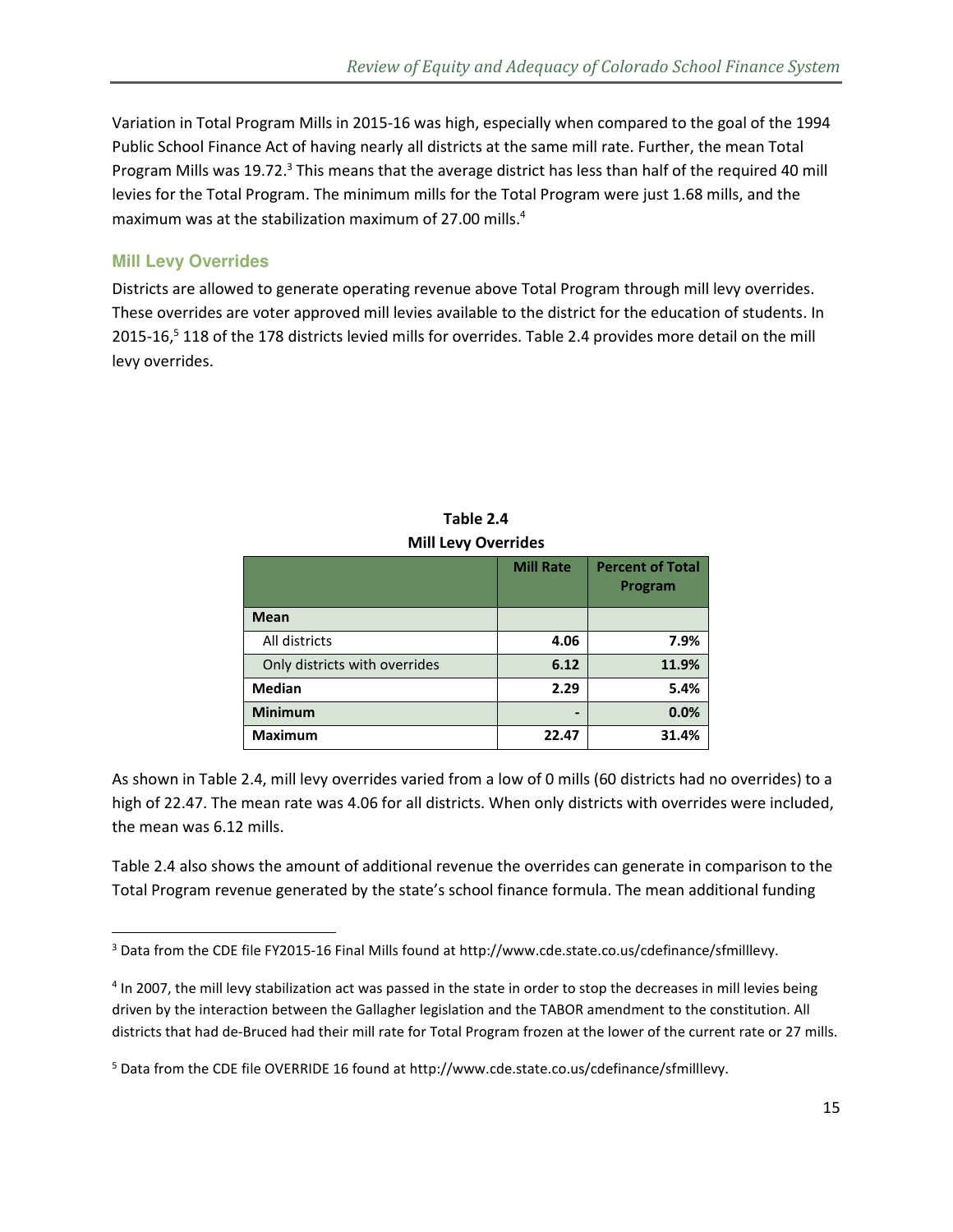Variation in Total Program Mills in 2015-16 was high, especially when compared to the goal of the 1994 Public School Finance Act of having nearly all districts at the same mill rate. Further, the mean Total Program Mills was 19.72.[3] This means that the average district has less than half of the required 40 mill levies for the Total Program. The minimum mills for the Total Program were just 1.68 mills, and the maximum was at the stabilization maximum of 27.00 mills.[4]

### Mill Levy Overrides

Districts are allowed to generate operating revenue above Total Program through mill levy overrides. These overrides are voter approved mill levies available to the district for the education of students. In 2015-16,[5] 118 of the 178 districts levied mills for overrides. Table 2.4 provides more detail on the mill levy overrides.

**Table 2.4**
**Mill Levy Overrides**

| | Mill Rate | Percent of Total Program |
|---|---|---|
| **Mean** | | |
| All districts | **4.06** | **7.9%** |
| Only districts with overrides | **6.12** | **11.9%** |
| **Median** | **2.29** | **5.4%** |
| **Minimum** | **-** | **0.0%** |
| **Maximum** | **22.47** | **31.4%** |

As shown in Table 2.4, mill levy overrides varied from a low of 0 mills (60 districts had no overrides) to a high of 22.47. The mean rate was 4.06 for all districts. When only districts with overrides were included, the mean was 6.12 mills.

Table 2.4 also shows the amount of additional revenue the overrides can generate in comparison to the Total Program revenue generated by the state's school finance formula. The mean additional funding

---

[3] Data from the CDE file FY2015-16 Final Mills found at http://www.cde.state.co.us/cdefinance/sfmilllevy.

[4] In 2007, the mill levy stabilization act was passed in the state in order to stop the decreases in mill levies being driven by the interaction between the Gallagher legislation and the TABOR amendment to the constitution. All districts that had de-Bruced had their mill rate for Total Program frozen at the lower of the current rate or 27 mills.

[5] Data from the CDE file OVERRIDE 16 found at http://www.cde.state.co.us/cdefinance/sfmilllevy.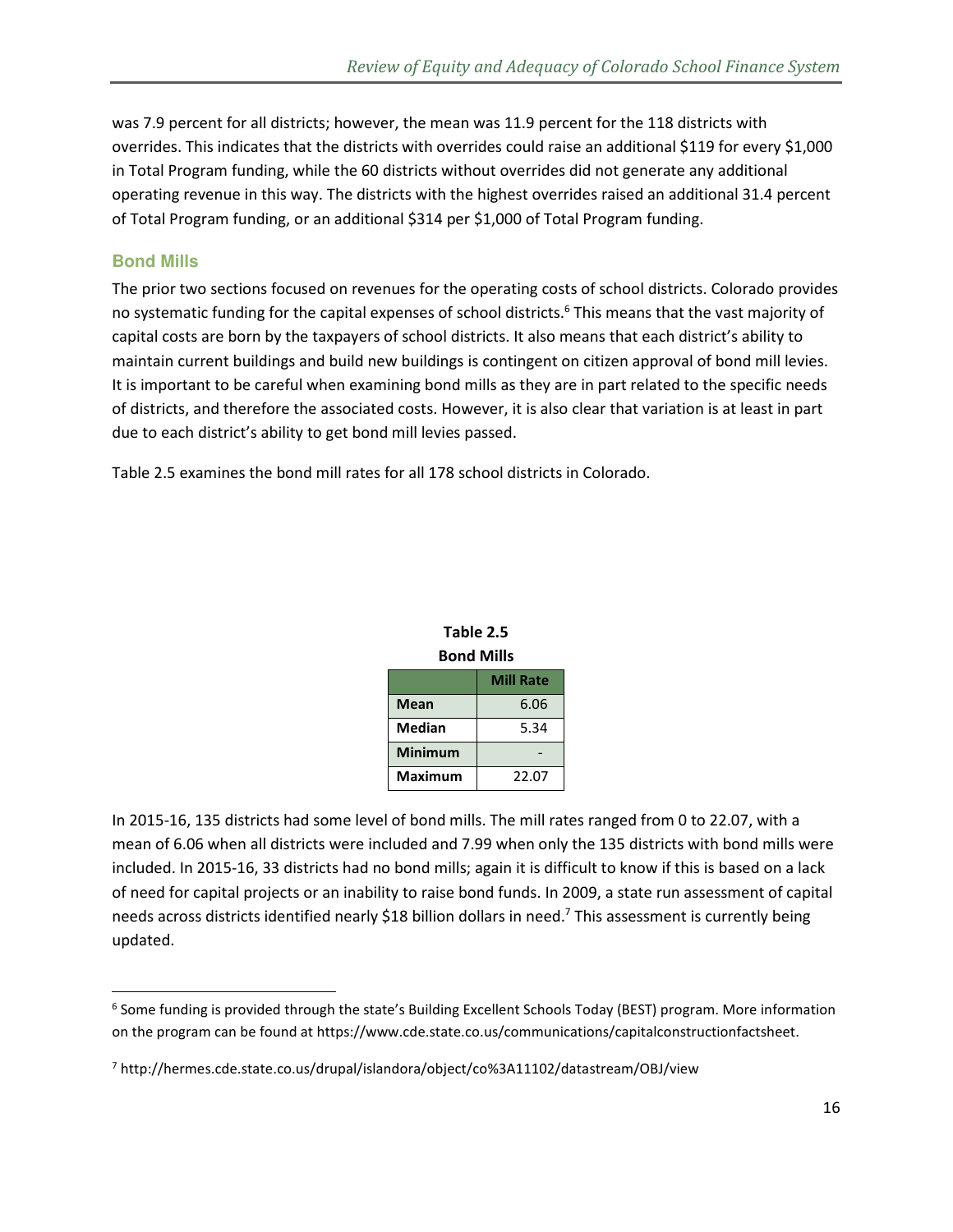was 7.9 percent for all districts; however, the mean was 11.9 percent for the 118 districts with overrides. This indicates that the districts with overrides could raise an additional $119 for every $1,000 in Total Program funding, while the 60 districts without overrides did not generate any additional operating revenue in this way. The districts with the highest overrides raised an additional 31.4 percent of Total Program funding, or an additional $314 per $1,000 of Total Program funding.

### Bond Mills

The prior two sections focused on revenues for the operating costs of school districts. Colorado provides no systematic funding for the capital expenses of school districts.[6] This means that the vast majority of capital costs are born by the taxpayers of school districts. It also means that each district's ability to maintain current buildings and build new buildings is contingent on citizen approval of bond mill levies. It is important to be careful when examining bond mills as they are in part related to the specific needs of districts, and therefore the associated costs. However, it is also clear that variation is at least in part due to each district's ability to get bond mill levies passed.

Table 2.5 examines the bond mill rates for all 178 school districts in Colorado.

**Table 2.5**
**Bond Mills**

| | Mill Rate |
|---|---|
| **Mean** | 6.06 |
| **Median** | 5.34 |
| **Minimum** | - |
| **Maximum** | 22.07 |

In 2015-16, 135 districts had some level of bond mills. The mill rates ranged from 0 to 22.07, with a mean of 6.06 when all districts were included and 7.99 when only the 135 districts with bond mills were included. In 2015-16, 33 districts had no bond mills; again it is difficult to know if this is based on a lack of need for capital projects or an inability to raise bond funds. In 2009, a state run assessment of capital needs across districts identified nearly $18 billion dollars in need.[7] This assessment is currently being updated.

---

[6] Some funding is provided through the state's Building Excellent Schools Today (BEST) program. More information on the program can be found at https://www.cde.state.co.us/communications/capitalconstructionfactsheet.

[7] http://hermes.cde.state.co.us/drupal/islandora/object/co%3A11102/datastream/OBJ/view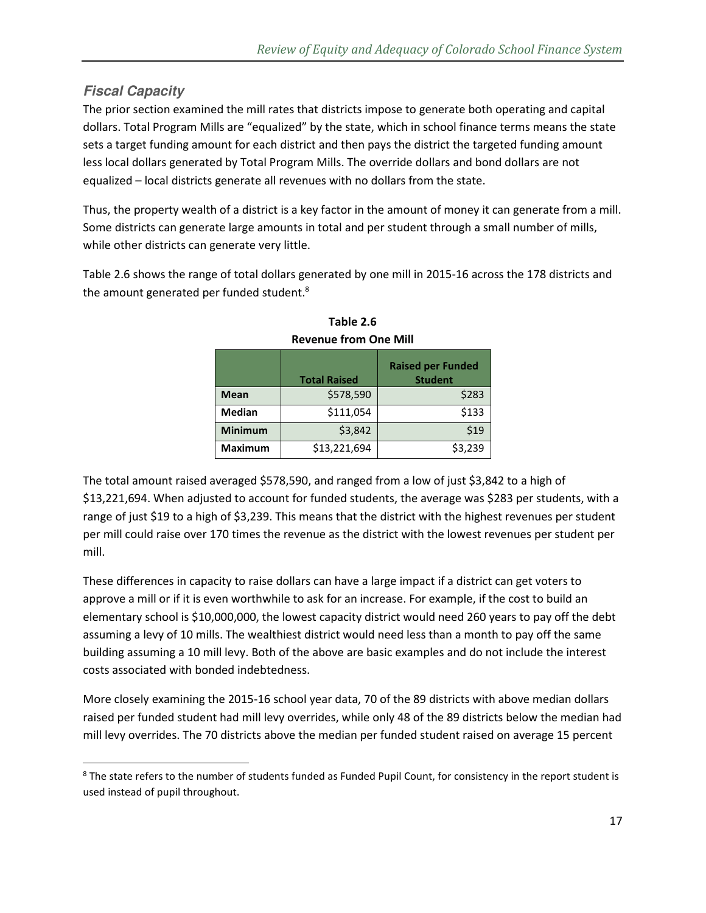### *Fiscal Capacity*

The prior section examined the mill rates that districts impose to generate both operating and capital dollars. Total Program Mills are "equalized" by the state, which in school finance terms means the state sets a target funding amount for each district and then pays the district the targeted funding amount less local dollars generated by Total Program Mills. The override dollars and bond dollars are not equalized – local districts generate all revenues with no dollars from the state.

Thus, the property wealth of a district is a key factor in the amount of money it can generate from a mill. Some districts can generate large amounts in total and per student through a small number of mills, while other districts can generate very little.

Table 2.6 shows the range of total dollars generated by one mill in 2015-16 across the 178 districts and the amount generated per funded student.[8]

**Table 2.6**
**Revenue from One Mill**

| | Total Raised | Raised per Funded Student |
|---|---|---|
| **Mean** | $578,590 | $283 |
| **Median** | $111,054 | $133 |
| **Minimum** | $3,842 | $19 |
| **Maximum** | $13,221,694 | $3,239 |

The total amount raised averaged $578,590, and ranged from a low of just $3,842 to a high of $13,221,694. When adjusted to account for funded students, the average was $283 per students, with a range of just $19 to a high of $3,239. This means that the district with the highest revenues per student per mill could raise over 170 times the revenue as the district with the lowest revenues per student per mill.

These differences in capacity to raise dollars can have a large impact if a district can get voters to approve a mill or if it is even worthwhile to ask for an increase. For example, if the cost to build an elementary school is $10,000,000, the lowest capacity district would need 260 years to pay off the debt assuming a levy of 10 mills. The wealthiest district would need less than a month to pay off the same building assuming a 10 mill levy. Both of the above are basic examples and do not include the interest costs associated with bonded indebtedness.

More closely examining the 2015-16 school year data, 70 of the 89 districts with above median dollars raised per funded student had mill levy overrides, while only 48 of the 89 districts below the median had mill levy overrides. The 70 districts above the median per funded student raised on average 15 percent

[8] The state refers to the number of students funded as Funded Pupil Count, for consistency in the report student is used instead of pupil throughout.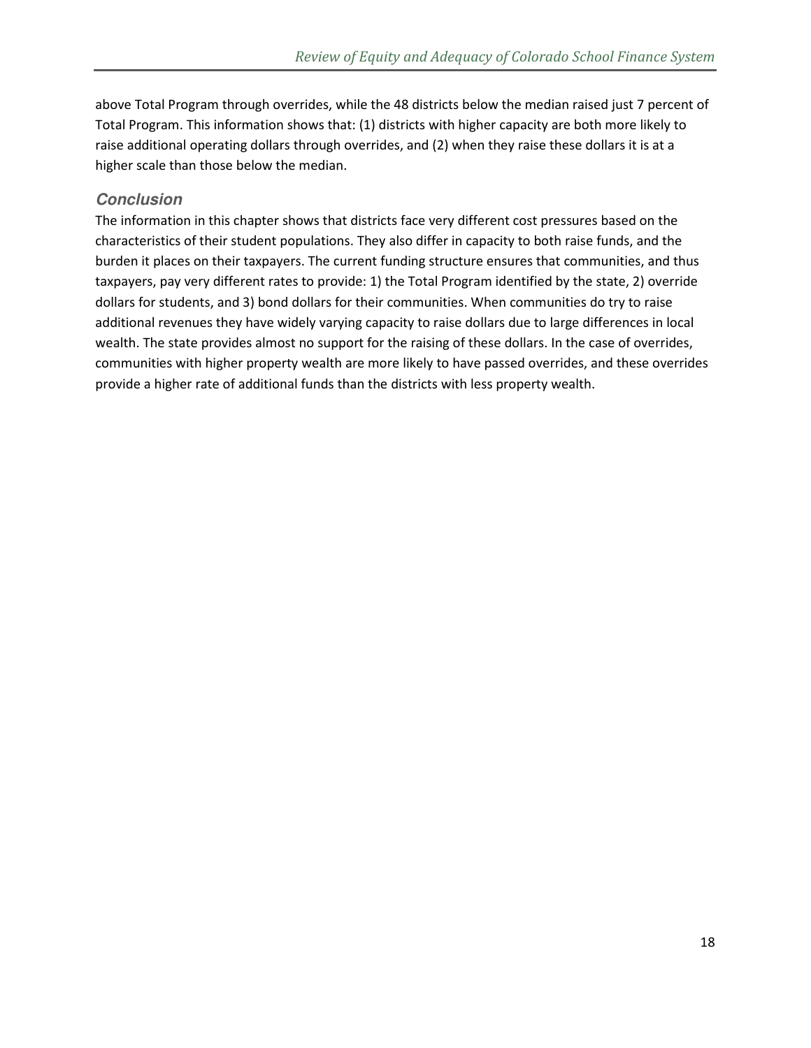above Total Program through overrides, while the 48 districts below the median raised just 7 percent of Total Program. This information shows that: (1) districts with higher capacity are both more likely to raise additional operating dollars through overrides, and (2) when they raise these dollars it is at a higher scale than those below the median.

### *Conclusion*

The information in this chapter shows that districts face very different cost pressures based on the characteristics of their student populations. They also differ in capacity to both raise funds, and the burden it places on their taxpayers. The current funding structure ensures that communities, and thus taxpayers, pay very different rates to provide: 1) the Total Program identified by the state, 2) override dollars for students, and 3) bond dollars for their communities. When communities do try to raise additional revenues they have widely varying capacity to raise dollars due to large differences in local wealth. The state provides almost no support for the raising of these dollars. In the case of overrides, communities with higher property wealth are more likely to have passed overrides, and these overrides provide a higher rate of additional funds than the districts with less property wealth.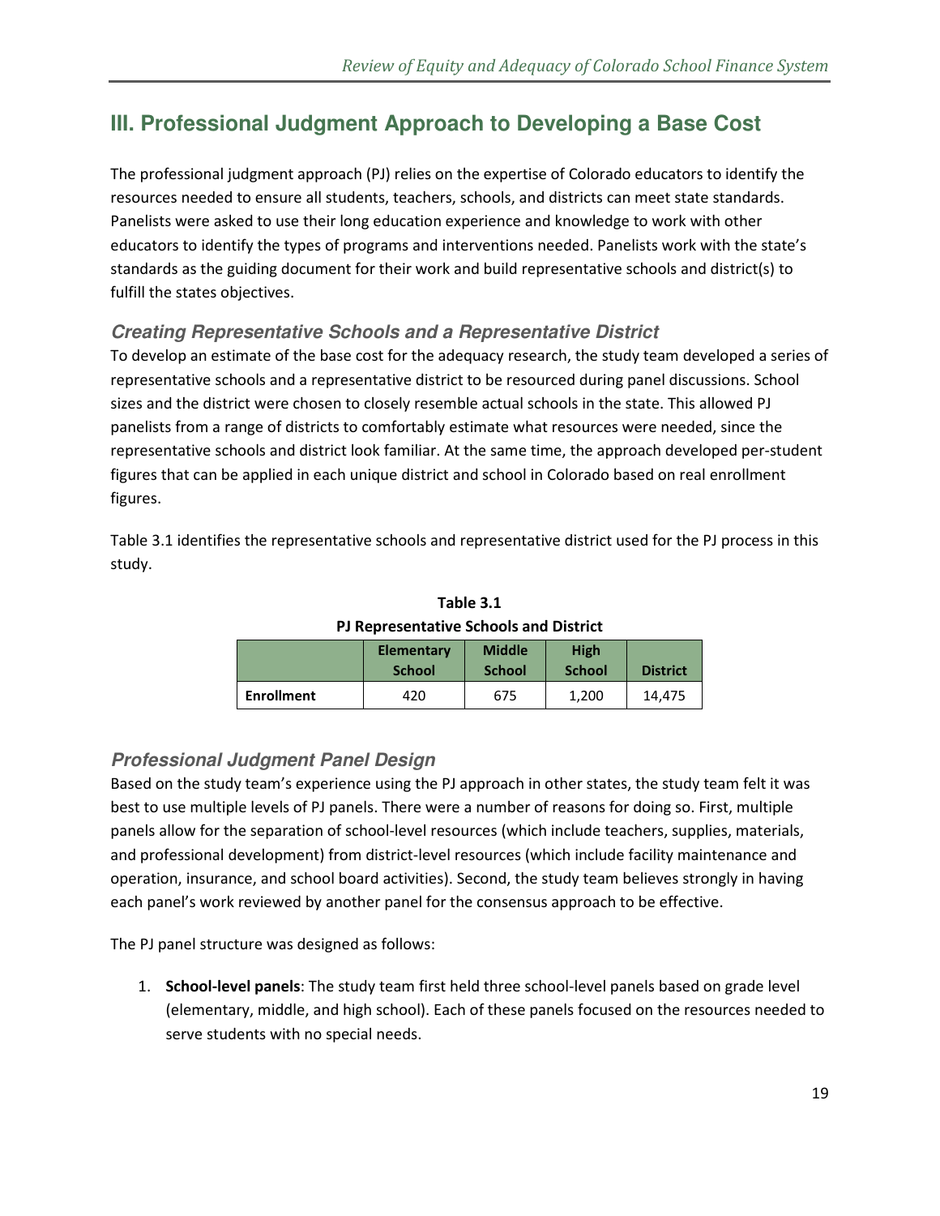## III. Professional Judgment Approach to Developing a Base Cost

The professional judgment approach (PJ) relies on the expertise of Colorado educators to identify the resources needed to ensure all students, teachers, schools, and districts can meet state standards. Panelists were asked to use their long education experience and knowledge to work with other educators to identify the types of programs and interventions needed. Panelists work with the state's standards as the guiding document for their work and build representative schools and district(s) to fulfill the states objectives.

### *Creating Representative Schools and a Representative District*

To develop an estimate of the base cost for the adequacy research, the study team developed a series of representative schools and a representative district to be resourced during panel discussions. School sizes and the district were chosen to closely resemble actual schools in the state. This allowed PJ panelists from a range of districts to comfortably estimate what resources were needed, since the representative schools and district look familiar. At the same time, the approach developed per-student figures that can be applied in each unique district and school in Colorado based on real enrollment figures.

Table 3.1 identifies the representative schools and representative district used for the PJ process in this study.

**Table 3.1**
**PJ Representative Schools and District**

| | Elementary School | Middle School | High School | District |
|---|---|---|---|---|
| **Enrollment** | 420 | 675 | 1,200 | 14,475 |

### *Professional Judgment Panel Design*

Based on the study team's experience using the PJ approach in other states, the study team felt it was best to use multiple levels of PJ panels. There were a number of reasons for doing so. First, multiple panels allow for the separation of school-level resources (which include teachers, supplies, materials, and professional development) from district-level resources (which include facility maintenance and operation, insurance, and school board activities). Second, the study team believes strongly in having each panel's work reviewed by another panel for the consensus approach to be effective.

The PJ panel structure was designed as follows:

1. **School-level panels**: The study team first held three school-level panels based on grade level (elementary, middle, and high school). Each of these panels focused on the resources needed to serve students with no special needs.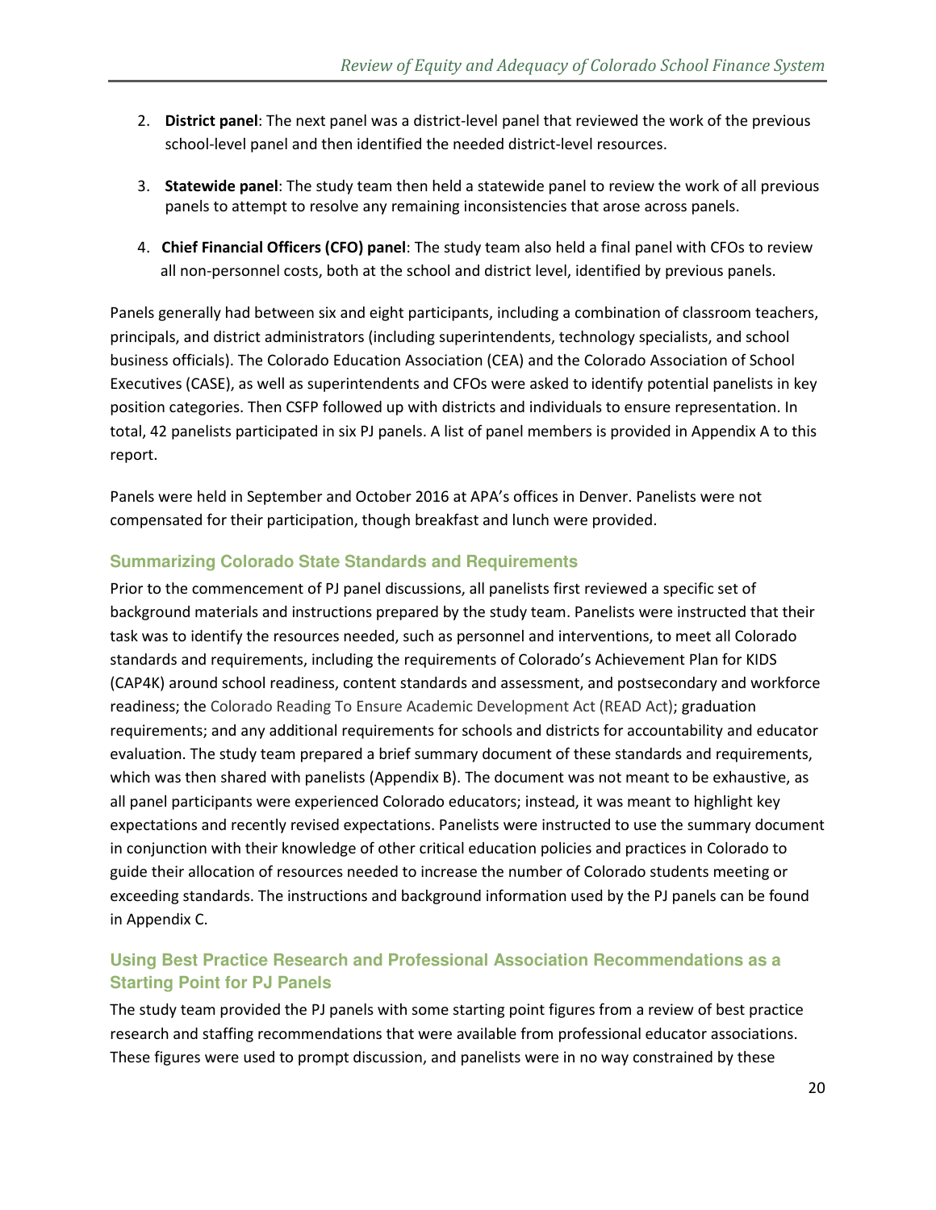2. **District panel**: The next panel was a district-level panel that reviewed the work of the previous school-level panel and then identified the needed district-level resources.

3. **Statewide panel**: The study team then held a statewide panel to review the work of all previous panels to attempt to resolve any remaining inconsistencies that arose across panels.

4. **Chief Financial Officers (CFO) panel**: The study team also held a final panel with CFOs to review all non-personnel costs, both at the school and district level, identified by previous panels.

Panels generally had between six and eight participants, including a combination of classroom teachers, principals, and district administrators (including superintendents, technology specialists, and school business officials). The Colorado Education Association (CEA) and the Colorado Association of School Executives (CASE), as well as superintendents and CFOs were asked to identify potential panelists in key position categories. Then CSFP followed up with districts and individuals to ensure representation. In total, 42 panelists participated in six PJ panels. A list of panel members is provided in Appendix A to this report.

Panels were held in September and October 2016 at APA's offices in Denver. Panelists were not compensated for their participation, though breakfast and lunch were provided.

### Summarizing Colorado State Standards and Requirements

Prior to the commencement of PJ panel discussions, all panelists first reviewed a specific set of background materials and instructions prepared by the study team. Panelists were instructed that their task was to identify the resources needed, such as personnel and interventions, to meet all Colorado standards and requirements, including the requirements of Colorado's Achievement Plan for KIDS (CAP4K) around school readiness, content standards and assessment, and postsecondary and workforce readiness; the Colorado Reading To Ensure Academic Development Act (READ Act); graduation requirements; and any additional requirements for schools and districts for accountability and educator evaluation. The study team prepared a brief summary document of these standards and requirements, which was then shared with panelists (Appendix B). The document was not meant to be exhaustive, as all panel participants were experienced Colorado educators; instead, it was meant to highlight key expectations and recently revised expectations. Panelists were instructed to use the summary document in conjunction with their knowledge of other critical education policies and practices in Colorado to guide their allocation of resources needed to increase the number of Colorado students meeting or exceeding standards. The instructions and background information used by the PJ panels can be found in Appendix C.

### Using Best Practice Research and Professional Association Recommendations as a Starting Point for PJ Panels

The study team provided the PJ panels with some starting point figures from a review of best practice research and staffing recommendations that were available from professional educator associations. These figures were used to prompt discussion, and panelists were in no way constrained by these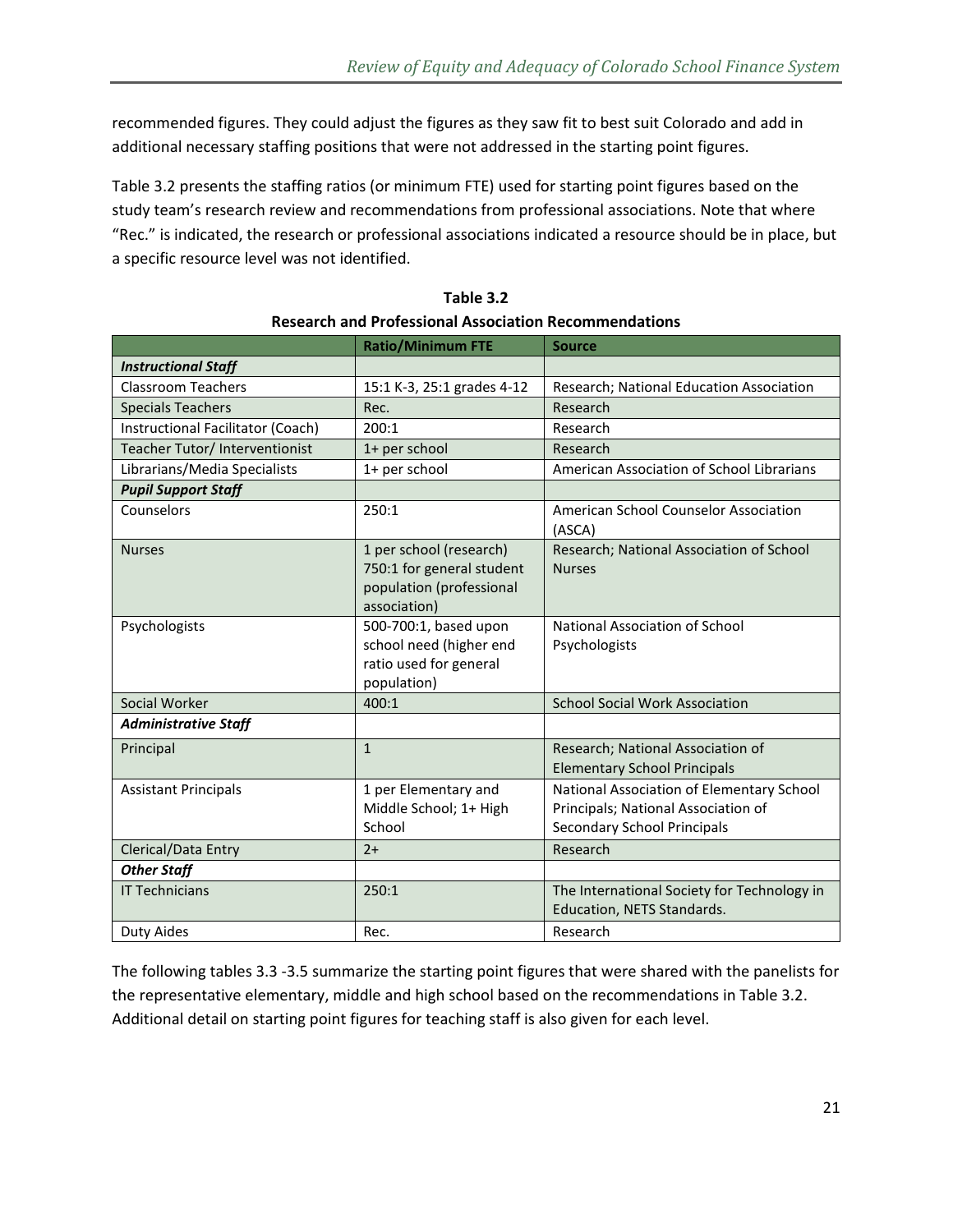recommended figures. They could adjust the figures as they saw fit to best suit Colorado and add in additional necessary staffing positions that were not addressed in the starting point figures.

Table 3.2 presents the staffing ratios (or minimum FTE) used for starting point figures based on the study team's research review and recommendations from professional associations. Note that where "Rec." is indicated, the research or professional associations indicated a resource should be in place, but a specific resource level was not identified.

**Table 3.2**
**Research and Professional Association Recommendations**

| | Ratio/Minimum FTE | Source |
|---|---|---|
| ***Instructional Staff*** | | |
| Classroom Teachers | 15:1 K-3, 25:1 grades 4-12 | Research; National Education Association |
| Specials Teachers | Rec. | Research |
| Instructional Facilitator (Coach) | 200:1 | Research |
| Teacher Tutor/ Interventionist | 1+ per school | Research |
| Librarians/Media Specialists | 1+ per school | American Association of School Librarians |
| ***Pupil Support Staff*** | | |
| Counselors | 250:1 | American School Counselor Association (ASCA) |
| Nurses | 1 per school (research) 750:1 for general student population (professional association) | Research; National Association of School Nurses |
| Psychologists | 500-700:1, based upon school need (higher end ratio used for general population) | National Association of School Psychologists |
| Social Worker | 400:1 | School Social Work Association |
| ***Administrative Staff*** | | |
| Principal | 1 | Research; National Association of Elementary School Principals |
| Assistant Principals | 1 per Elementary and Middle School; 1+ High School | National Association of Elementary School Principals; National Association of Secondary School Principals |
| Clerical/Data Entry | 2+ | Research |
| ***Other Staff*** | | |
| IT Technicians | 250:1 | The International Society for Technology in Education, NETS Standards. |
| Duty Aides | Rec. | Research |

The following tables 3.3 -3.5 summarize the starting point figures that were shared with the panelists for the representative elementary, middle and high school based on the recommendations in Table 3.2. Additional detail on starting point figures for teaching staff is also given for each level.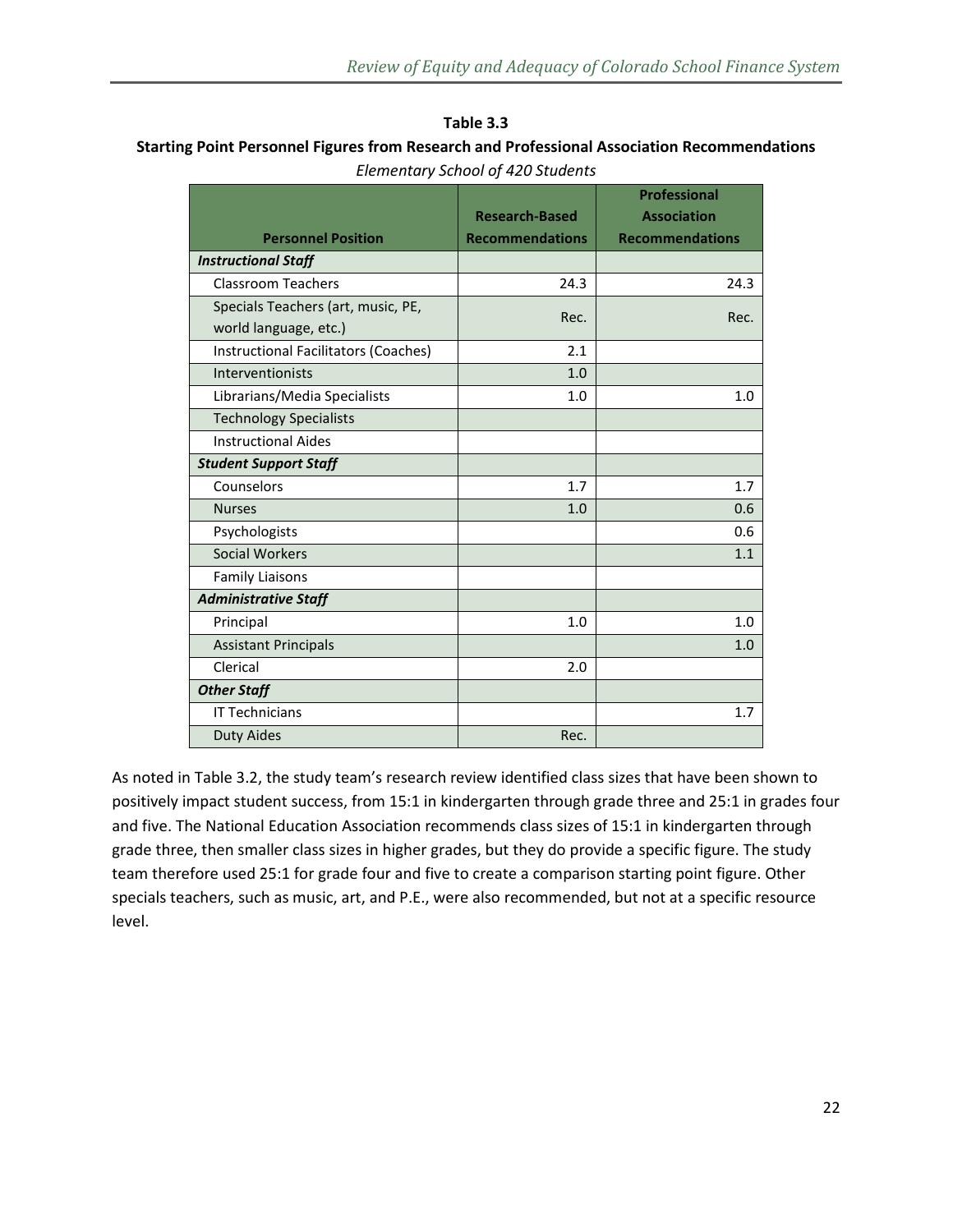**Table 3.3**

**Starting Point Personnel Figures from Research and Professional Association Recommendations**

*Elementary School of 420 Students*

| Personnel Position | Research-Based Recommendations | Professional Association Recommendations |
|---|---|---|
| ***Instructional Staff*** | | |
| Classroom Teachers | 24.3 | 24.3 |
| Specials Teachers (art, music, PE, world language, etc.) | Rec. | Rec. |
| Instructional Facilitators (Coaches) | 2.1 | |
| Interventionists | 1.0 | |
| Librarians/Media Specialists | 1.0 | 1.0 |
| Technology Specialists | | |
| Instructional Aides | | |
| ***Student Support Staff*** | | |
| Counselors | 1.7 | 1.7 |
| Nurses | 1.0 | 0.6 |
| Psychologists | | 0.6 |
| Social Workers | | 1.1 |
| Family Liaisons | | |
| ***Administrative Staff*** | | |
| Principal | 1.0 | 1.0 |
| Assistant Principals | | 1.0 |
| Clerical | 2.0 | |
| ***Other Staff*** | | |
| IT Technicians | | 1.7 |
| Duty Aides | Rec. | |

As noted in Table 3.2, the study team's research review identified class sizes that have been shown to positively impact student success, from 15:1 in kindergarten through grade three and 25:1 in grades four and five. The National Education Association recommends class sizes of 15:1 in kindergarten through grade three, then smaller class sizes in higher grades, but they do provide a specific figure. The study team therefore used 25:1 for grade four and five to create a comparison starting point figure. Other specials teachers, such as music, art, and P.E., were also recommended, but not at a specific resource level.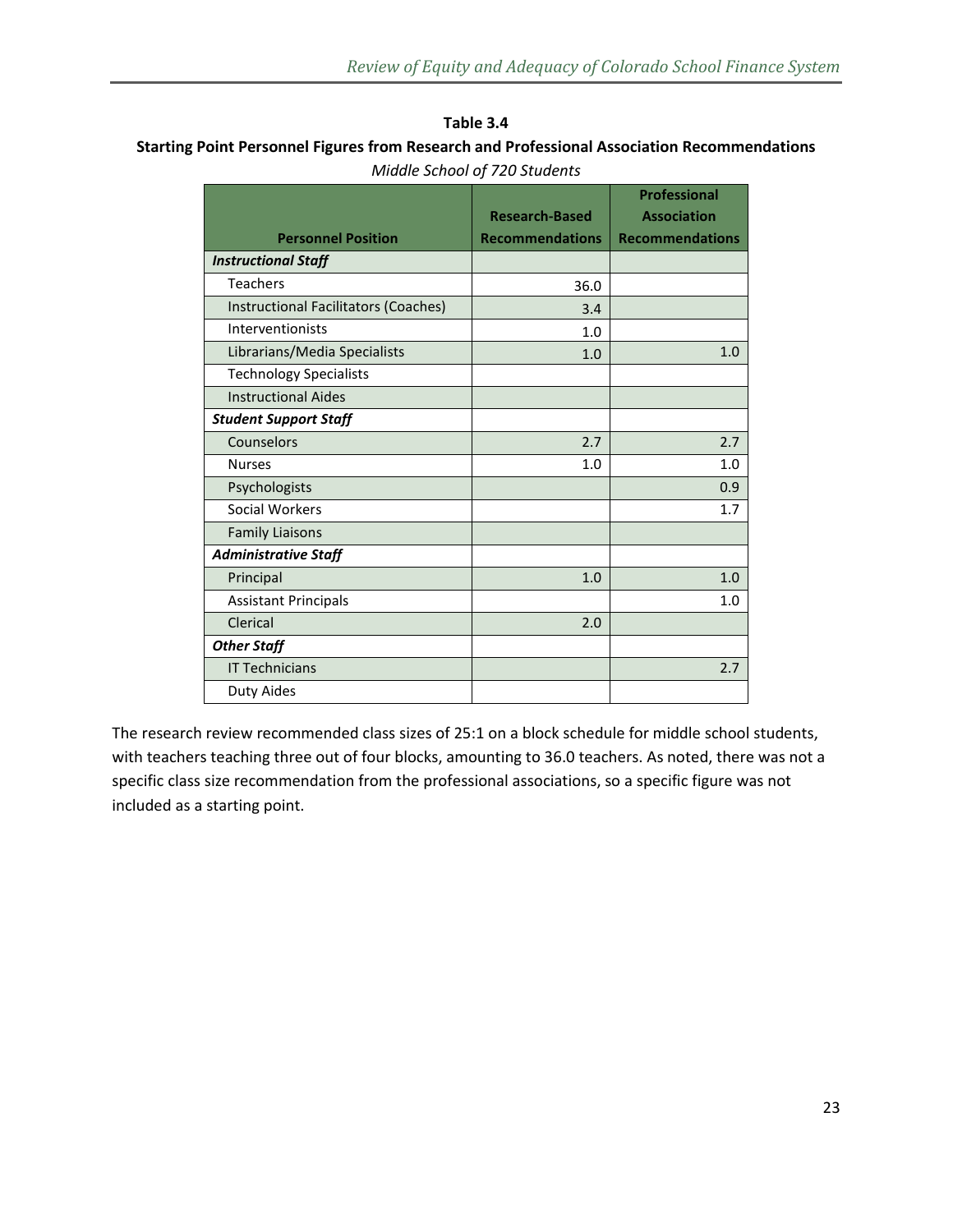**Table 3.4**

**Starting Point Personnel Figures from Research and Professional Association Recommendations**

*Middle School of 720 Students*

| Personnel Position | Research-Based Recommendations | Professional Association Recommendations |
|---|---|---|
| ***Instructional Staff*** | | |
| Teachers | 36.0 | |
| Instructional Facilitators (Coaches) | 3.4 | |
| Interventionists | 1.0 | |
| Librarians/Media Specialists | 1.0 | 1.0 |
| Technology Specialists | | |
| Instructional Aides | | |
| ***Student Support Staff*** | | |
| Counselors | 2.7 | 2.7 |
| Nurses | 1.0 | 1.0 |
| Psychologists | | 0.9 |
| Social Workers | | 1.7 |
| Family Liaisons | | |
| ***Administrative Staff*** | | |
| Principal | 1.0 | 1.0 |
| Assistant Principals | | 1.0 |
| Clerical | 2.0 | |
| ***Other Staff*** | | |
| IT Technicians | | 2.7 |
| Duty Aides | | |

The research review recommended class sizes of 25:1 on a block schedule for middle school students, with teachers teaching three out of four blocks, amounting to 36.0 teachers. As noted, there was not a specific class size recommendation from the professional associations, so a specific figure was not included as a starting point.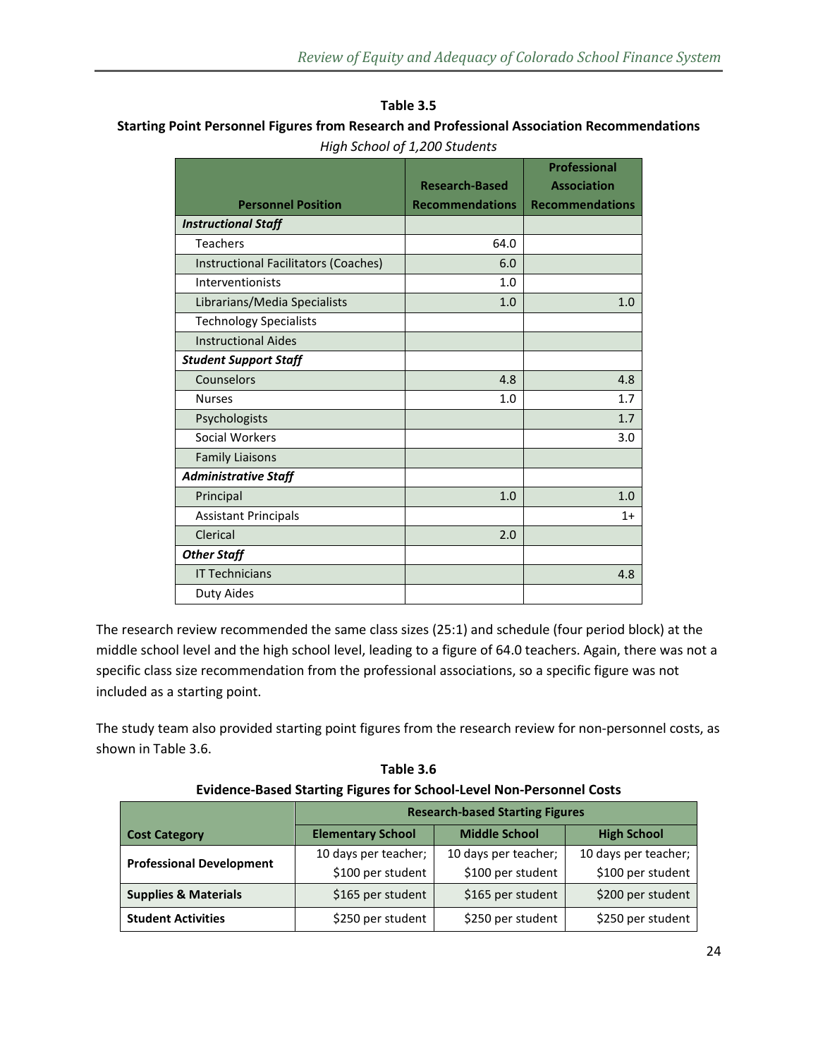**Table 3.5**

**Starting Point Personnel Figures from Research and Professional Association Recommendations**

*High School of 1,200 Students*

| Personnel Position | Research-Based Recommendations | Professional Association Recommendations |
|---|---|---|
| ***Instructional Staff*** | | |
| Teachers | 64.0 | |
| Instructional Facilitators (Coaches) | 6.0 | |
| Interventionists | 1.0 | |
| Librarians/Media Specialists | 1.0 | 1.0 |
| Technology Specialists | | |
| Instructional Aides | | |
| ***Student Support Staff*** | | |
| Counselors | 4.8 | 4.8 |
| Nurses | 1.0 | 1.7 |
| Psychologists | | 1.7 |
| Social Workers | | 3.0 |
| Family Liaisons | | |
| ***Administrative Staff*** | | |
| Principal | 1.0 | 1.0 |
| Assistant Principals | | 1+ |
| Clerical | 2.0 | |
| ***Other Staff*** | | |
| IT Technicians | | 4.8 |
| Duty Aides | | |

The research review recommended the same class sizes (25:1) and schedule (four period block) at the middle school level and the high school level, leading to a figure of 64.0 teachers. Again, there was not a specific class size recommendation from the professional associations, so a specific figure was not included as a starting point.

The study team also provided starting point figures from the research review for non-personnel costs, as shown in Table 3.6.

**Table 3.6**

**Evidence-Based Starting Figures for School-Level Non-Personnel Costs**

| | Research-based Starting Figures | | |
|---|---|---|---|
| **Cost Category** | **Elementary School** | **Middle School** | **High School** |
| **Professional Development** | 10 days per teacher; $100 per student | 10 days per teacher; $100 per student | 10 days per teacher; $100 per student |
| **Supplies & Materials** | $165 per student | $165 per student | $200 per student |
| **Student Activities** | $250 per student | $250 per student | $250 per student |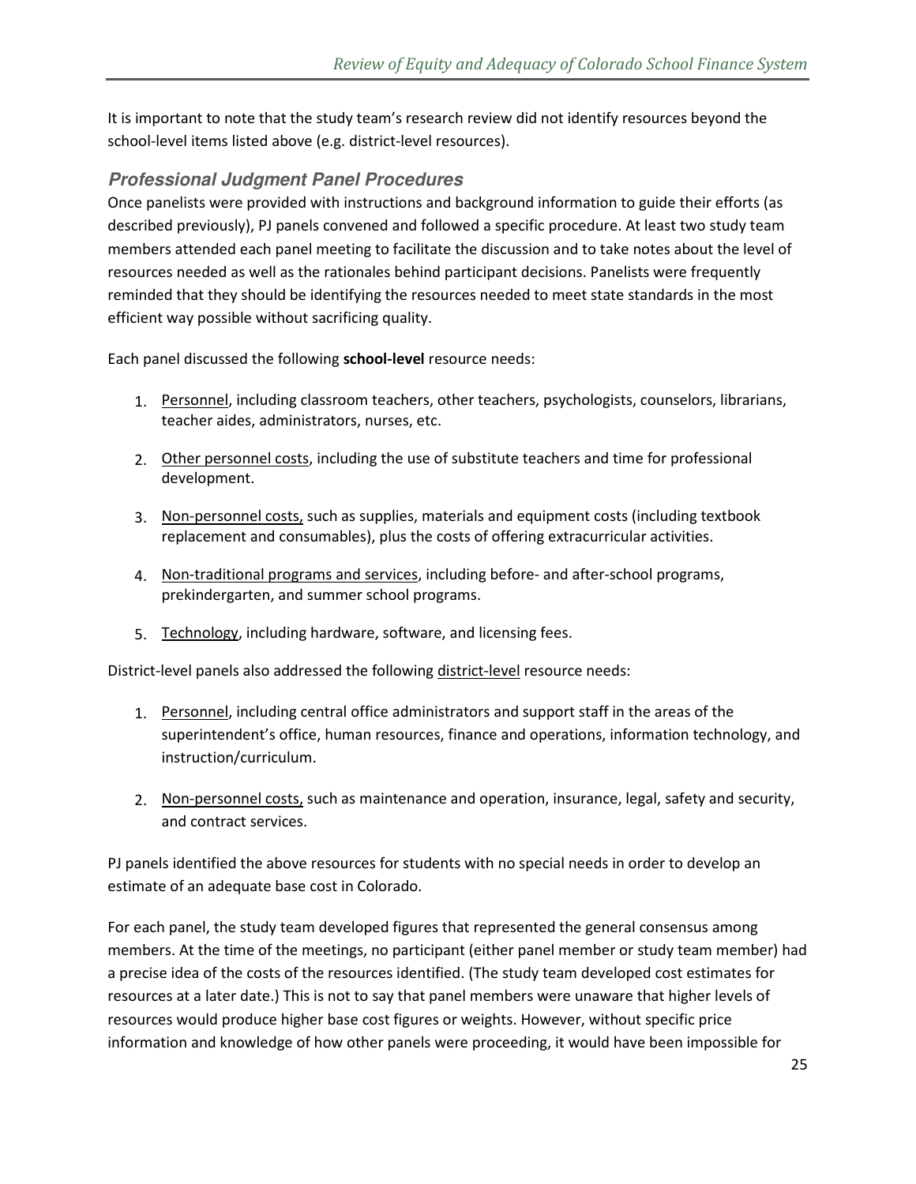It is important to note that the study team's research review did not identify resources beyond the school-level items listed above (e.g. district-level resources).

### *Professional Judgment Panel Procedures*

Once panelists were provided with instructions and background information to guide their efforts (as described previously), PJ panels convened and followed a specific procedure. At least two study team members attended each panel meeting to facilitate the discussion and to take notes about the level of resources needed as well as the rationales behind participant decisions. Panelists were frequently reminded that they should be identifying the resources needed to meet state standards in the most efficient way possible without sacrificing quality.

Each panel discussed the following **school-level** resource needs:

1. Personnel, including classroom teachers, other teachers, psychologists, counselors, librarians, teacher aides, administrators, nurses, etc.
2. Other personnel costs, including the use of substitute teachers and time for professional development.
3. Non-personnel costs, such as supplies, materials and equipment costs (including textbook replacement and consumables), plus the costs of offering extracurricular activities.
4. Non-traditional programs and services, including before- and after-school programs, prekindergarten, and summer school programs.
5. Technology, including hardware, software, and licensing fees.

District-level panels also addressed the following district-level resource needs:

1. Personnel, including central office administrators and support staff in the areas of the superintendent's office, human resources, finance and operations, information technology, and instruction/curriculum.
2. Non-personnel costs, such as maintenance and operation, insurance, legal, safety and security, and contract services.

PJ panels identified the above resources for students with no special needs in order to develop an estimate of an adequate base cost in Colorado.

For each panel, the study team developed figures that represented the general consensus among members. At the time of the meetings, no participant (either panel member or study team member) had a precise idea of the costs of the resources identified. (The study team developed cost estimates for resources at a later date.) This is not to say that panel members were unaware that higher levels of resources would produce higher base cost figures or weights. However, without specific price information and knowledge of how other panels were proceeding, it would have been impossible for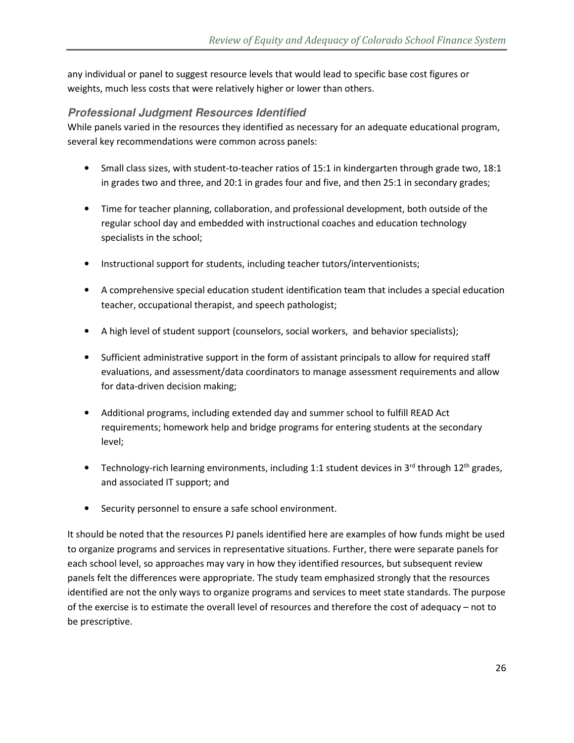any individual or panel to suggest resource levels that would lead to specific base cost figures or weights, much less costs that were relatively higher or lower than others.

### *Professional Judgment Resources Identified*

While panels varied in the resources they identified as necessary for an adequate educational program, several key recommendations were common across panels:

- Small class sizes, with student-to-teacher ratios of 15:1 in kindergarten through grade two, 18:1 in grades two and three, and 20:1 in grades four and five, and then 25:1 in secondary grades;
- Time for teacher planning, collaboration, and professional development, both outside of the regular school day and embedded with instructional coaches and education technology specialists in the school;
- Instructional support for students, including teacher tutors/interventionists;
- A comprehensive special education student identification team that includes a special education teacher, occupational therapist, and speech pathologist;
- A high level of student support (counselors, social workers, and behavior specialists);
- Sufficient administrative support in the form of assistant principals to allow for required staff evaluations, and assessment/data coordinators to manage assessment requirements and allow for data-driven decision making;
- Additional programs, including extended day and summer school to fulfill READ Act requirements; homework help and bridge programs for entering students at the secondary level;
- Technology-rich learning environments, including 1:1 student devices in 3rd through 12th grades, and associated IT support; and
- Security personnel to ensure a safe school environment.

It should be noted that the resources PJ panels identified here are examples of how funds might be used to organize programs and services in representative situations. Further, there were separate panels for each school level, so approaches may vary in how they identified resources, but subsequent review panels felt the differences were appropriate. The study team emphasized strongly that the resources identified are not the only ways to organize programs and services to meet state standards. The purpose of the exercise is to estimate the overall level of resources and therefore the cost of adequacy – not to be prescriptive.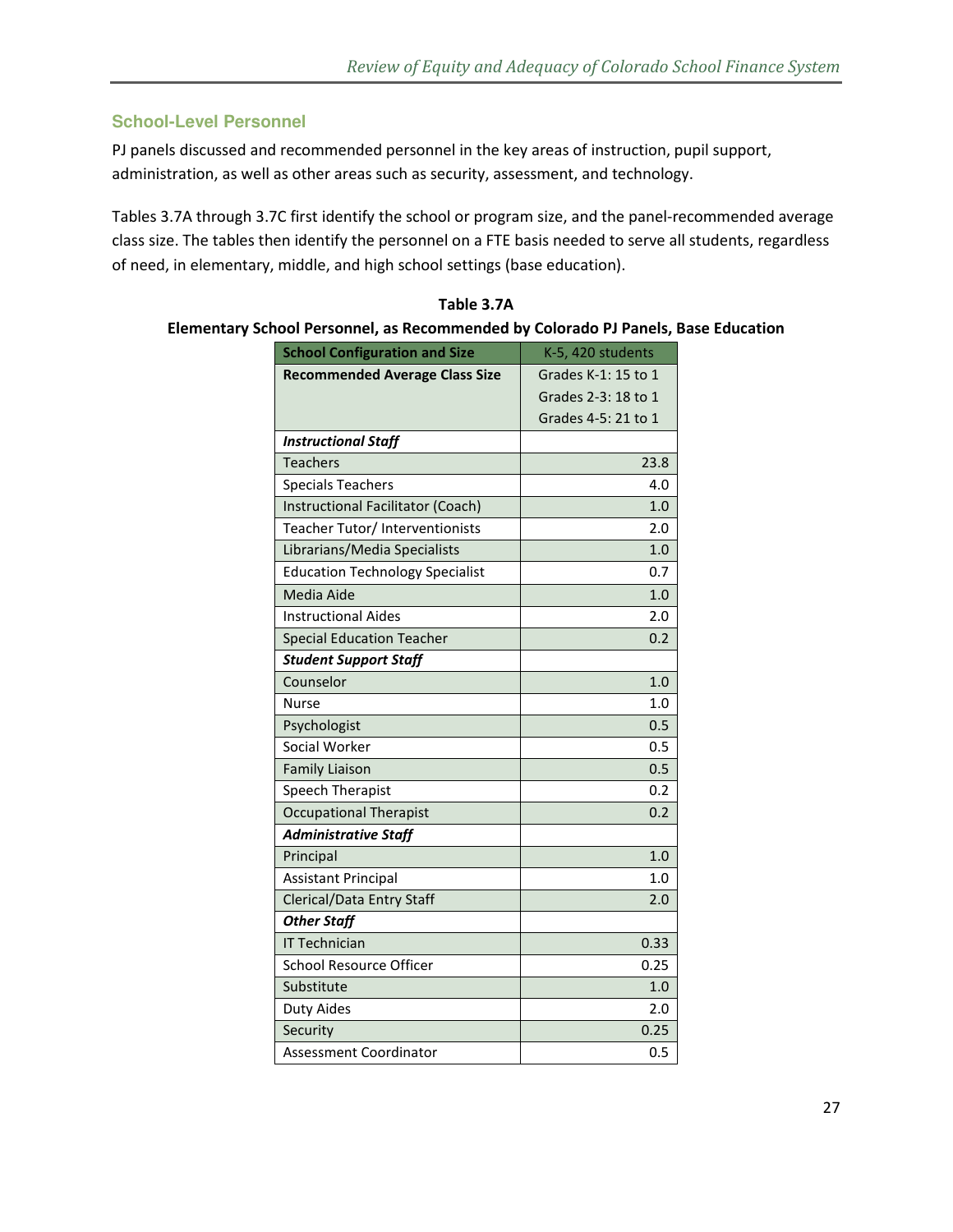### School-Level Personnel

PJ panels discussed and recommended personnel in the key areas of instruction, pupil support, administration, as well as other areas such as security, assessment, and technology.

Tables 3.7A through 3.7C first identify the school or program size, and the panel-recommended average class size. The tables then identify the personnel on a FTE basis needed to serve all students, regardless of need, in elementary, middle, and high school settings (base education).

**Table 3.7A**
**Elementary School Personnel, as Recommended by Colorado PJ Panels, Base Education**

| **School Configuration and Size** | K-5, 420 students |
|---|---|
| **Recommended Average Class Size** | Grades K-1: 15 to 1<br>Grades 2-3: 18 to 1<br>Grades 4-5: 21 to 1 |
| ***Instructional Staff*** | |
| Teachers | 23.8 |
| Specials Teachers | 4.0 |
| Instructional Facilitator (Coach) | 1.0 |
| Teacher Tutor/ Interventionists | 2.0 |
| Librarians/Media Specialists | 1.0 |
| Education Technology Specialist | 0.7 |
| Media Aide | 1.0 |
| Instructional Aides | 2.0 |
| Special Education Teacher | 0.2 |
| ***Student Support Staff*** | |
| Counselor | 1.0 |
| Nurse | 1.0 |
| Psychologist | 0.5 |
| Social Worker | 0.5 |
| Family Liaison | 0.5 |
| Speech Therapist | 0.2 |
| Occupational Therapist | 0.2 |
| ***Administrative Staff*** | |
| Principal | 1.0 |
| Assistant Principal | 1.0 |
| Clerical/Data Entry Staff | 2.0 |
| ***Other Staff*** | |
| IT Technician | 0.33 |
| School Resource Officer | 0.25 |
| Substitute | 1.0 |
| Duty Aides | 2.0 |
| Security | 0.25 |
| Assessment Coordinator | 0.5 |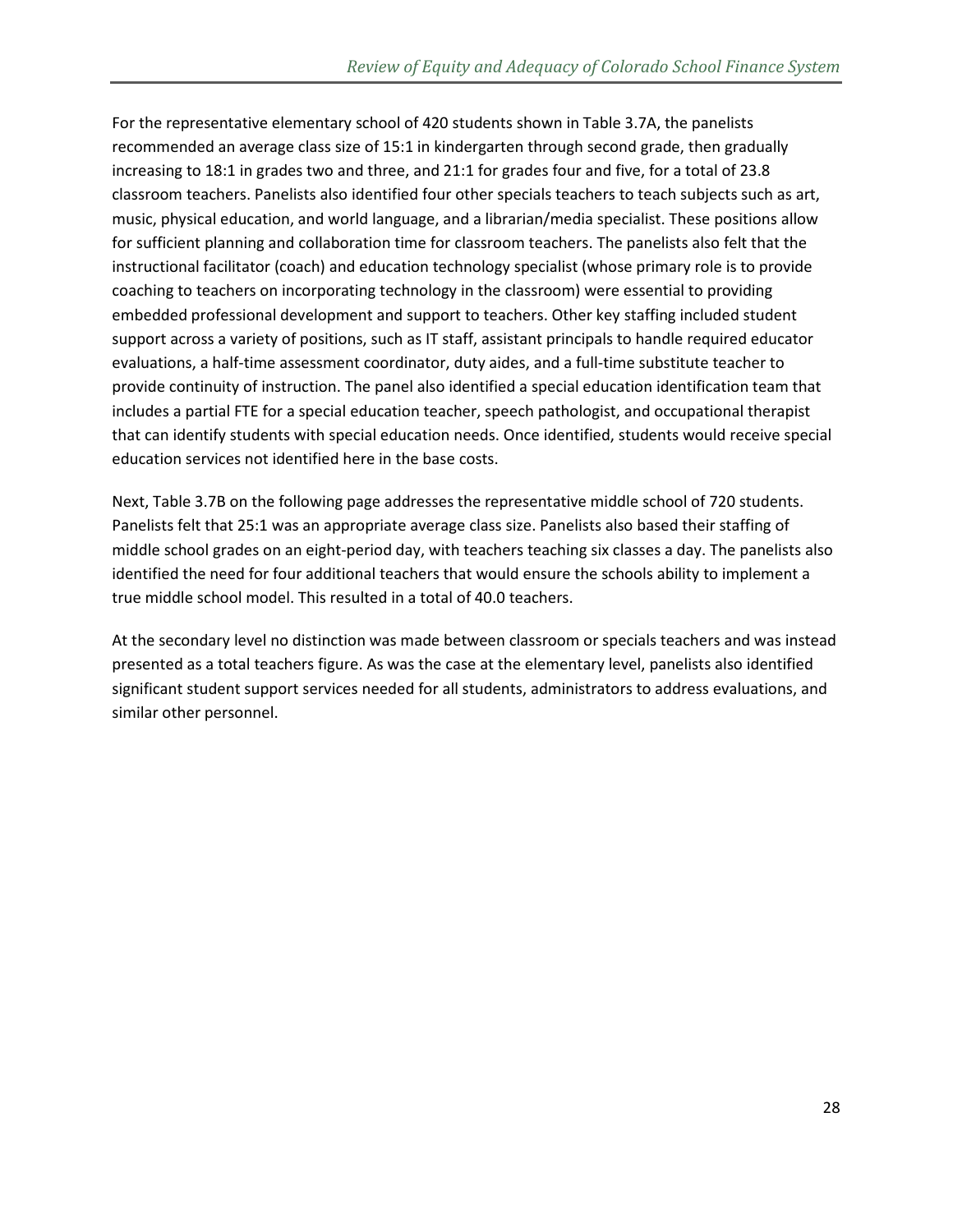For the representative elementary school of 420 students shown in Table 3.7A, the panelists recommended an average class size of 15:1 in kindergarten through second grade, then gradually increasing to 18:1 in grades two and three, and 21:1 for grades four and five, for a total of 23.8 classroom teachers. Panelists also identified four other specials teachers to teach subjects such as art, music, physical education, and world language, and a librarian/media specialist. These positions allow for sufficient planning and collaboration time for classroom teachers. The panelists also felt that the instructional facilitator (coach) and education technology specialist (whose primary role is to provide coaching to teachers on incorporating technology in the classroom) were essential to providing embedded professional development and support to teachers. Other key staffing included student support across a variety of positions, such as IT staff, assistant principals to handle required educator evaluations, a half-time assessment coordinator, duty aides, and a full-time substitute teacher to provide continuity of instruction. The panel also identified a special education identification team that includes a partial FTE for a special education teacher, speech pathologist, and occupational therapist that can identify students with special education needs. Once identified, students would receive special education services not identified here in the base costs.

Next, Table 3.7B on the following page addresses the representative middle school of 720 students. Panelists felt that 25:1 was an appropriate average class size. Panelists also based their staffing of middle school grades on an eight-period day, with teachers teaching six classes a day. The panelists also identified the need for four additional teachers that would ensure the schools ability to implement a true middle school model. This resulted in a total of 40.0 teachers.

At the secondary level no distinction was made between classroom or specials teachers and was instead presented as a total teachers figure. As was the case at the elementary level, panelists also identified significant student support services needed for all students, administrators to address evaluations, and similar other personnel.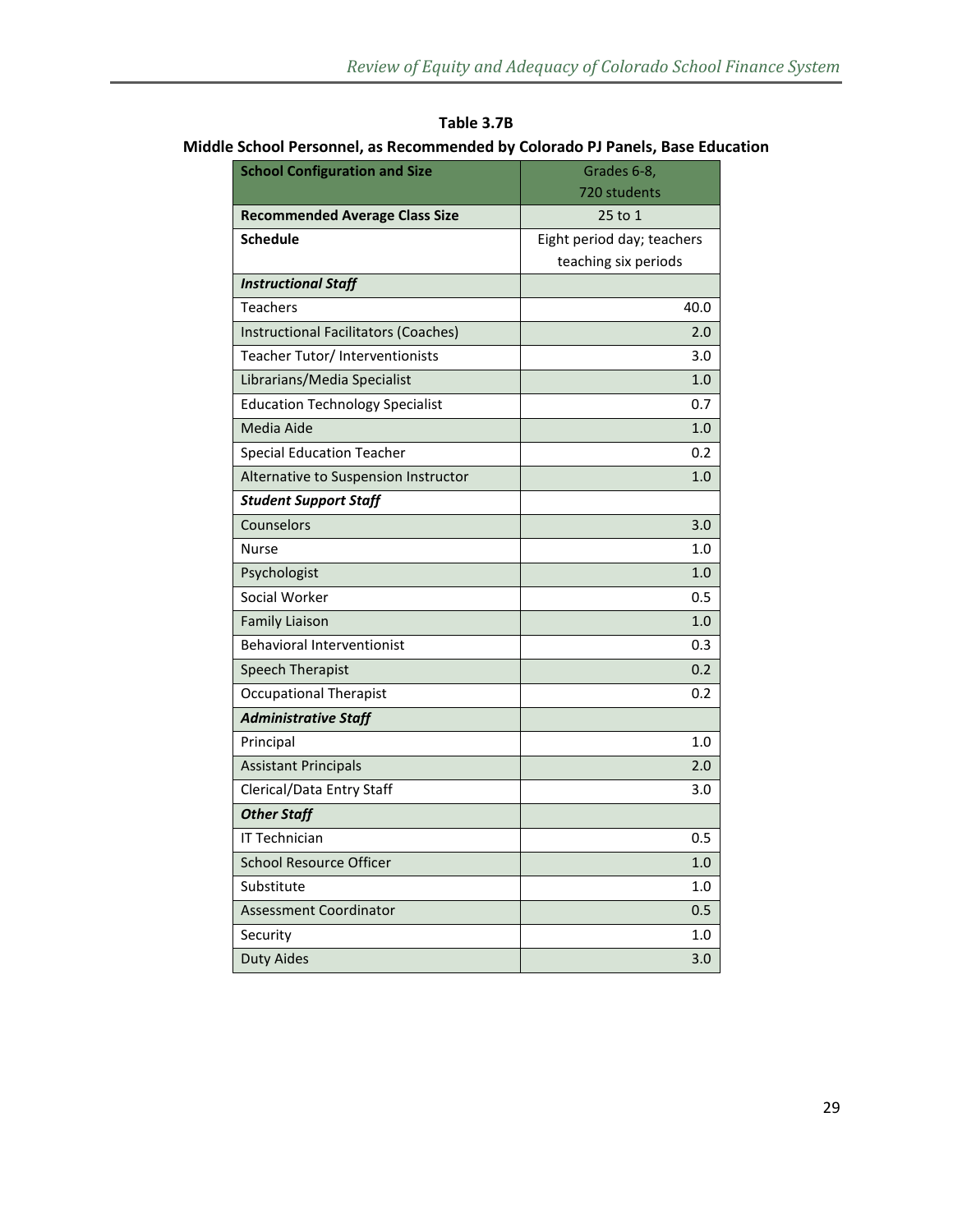**Table 3.7B**

**Middle School Personnel, as Recommended by Colorado PJ Panels, Base Education**

| **School Configuration and Size** | Grades 6-8, 720 students |
|---|---|
| **Recommended Average Class Size** | 25 to 1 |
| **Schedule** | Eight period day; teachers teaching six periods |
| ***Instructional Staff*** | |
| Teachers | 40.0 |
| Instructional Facilitators (Coaches) | 2.0 |
| Teacher Tutor/ Interventionists | 3.0 |
| Librarians/Media Specialist | 1.0 |
| Education Technology Specialist | 0.7 |
| Media Aide | 1.0 |
| Special Education Teacher | 0.2 |
| Alternative to Suspension Instructor | 1.0 |
| ***Student Support Staff*** | |
| Counselors | 3.0 |
| Nurse | 1.0 |
| Psychologist | 1.0 |
| Social Worker | 0.5 |
| Family Liaison | 1.0 |
| Behavioral Interventionist | 0.3 |
| Speech Therapist | 0.2 |
| Occupational Therapist | 0.2 |
| ***Administrative Staff*** | |
| Principal | 1.0 |
| Assistant Principals | 2.0 |
| Clerical/Data Entry Staff | 3.0 |
| ***Other Staff*** | |
| IT Technician | 0.5 |
| School Resource Officer | 1.0 |
| Substitute | 1.0 |
| Assessment Coordinator | 0.5 |
| Security | 1.0 |
| Duty Aides | 3.0 |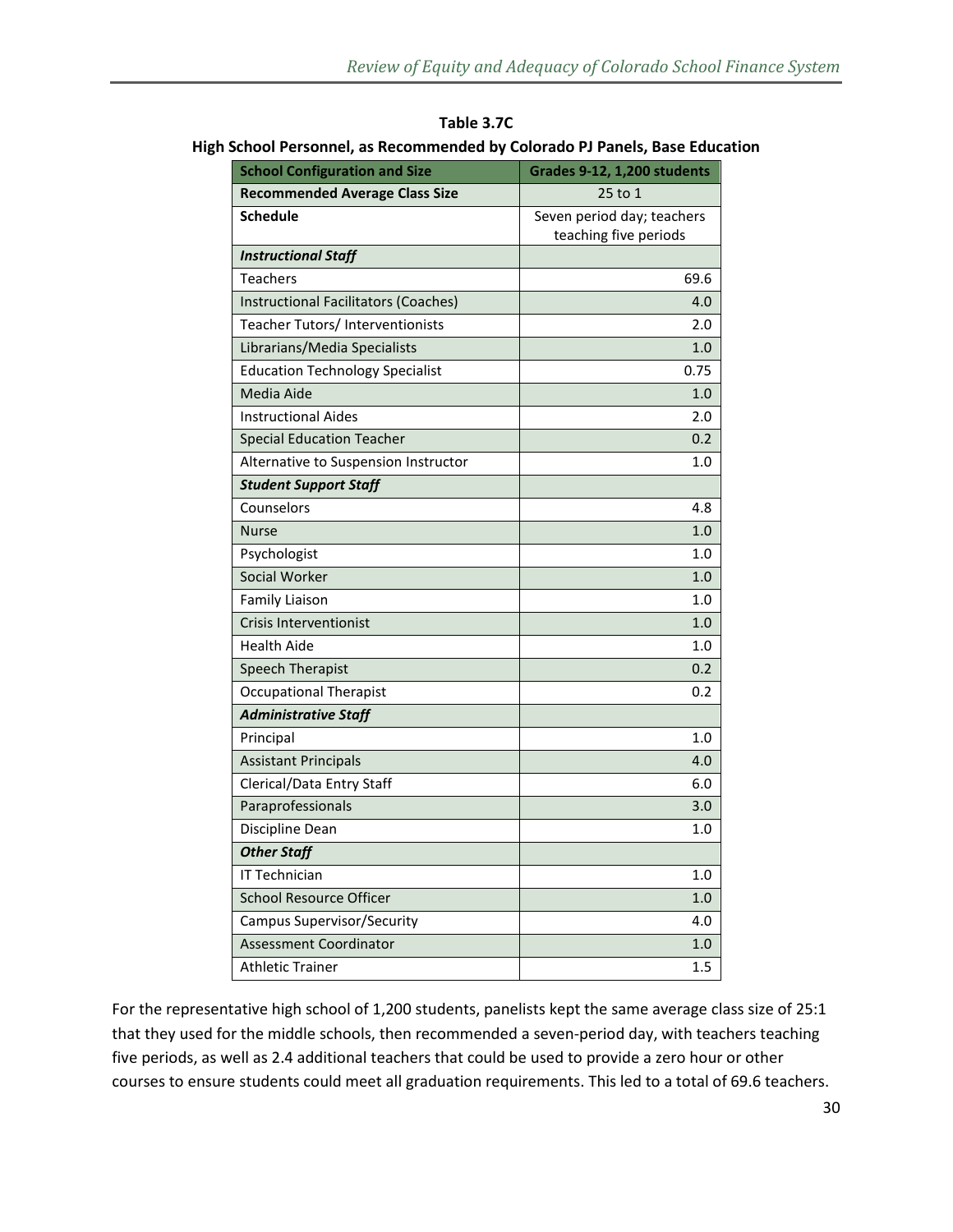**Table 3.7C**
**High School Personnel, as Recommended by Colorado PJ Panels, Base Education**

| School Configuration and Size | Grades 9-12, 1,200 students |
|---|---|
| **Recommended Average Class Size** | 25 to 1 |
| **Schedule** | Seven period day; teachers teaching five periods |
| ***Instructional Staff*** | |
| Teachers | 69.6 |
| Instructional Facilitators (Coaches) | 4.0 |
| Teacher Tutors/ Interventionists | 2.0 |
| Librarians/Media Specialists | 1.0 |
| Education Technology Specialist | 0.75 |
| Media Aide | 1.0 |
| Instructional Aides | 2.0 |
| Special Education Teacher | 0.2 |
| Alternative to Suspension Instructor | 1.0 |
| ***Student Support Staff*** | |
| Counselors | 4.8 |
| Nurse | 1.0 |
| Psychologist | 1.0 |
| Social Worker | 1.0 |
| Family Liaison | 1.0 |
| Crisis Interventionist | 1.0 |
| Health Aide | 1.0 |
| Speech Therapist | 0.2 |
| Occupational Therapist | 0.2 |
| ***Administrative Staff*** | |
| Principal | 1.0 |
| Assistant Principals | 4.0 |
| Clerical/Data Entry Staff | 6.0 |
| Paraprofessionals | 3.0 |
| Discipline Dean | 1.0 |
| ***Other Staff*** | |
| IT Technician | 1.0 |
| School Resource Officer | 1.0 |
| Campus Supervisor/Security | 4.0 |
| Assessment Coordinator | 1.0 |
| Athletic Trainer | 1.5 |

For the representative high school of 1,200 students, panelists kept the same average class size of 25:1 that they used for the middle schools, then recommended a seven-period day, with teachers teaching five periods, as well as 2.4 additional teachers that could be used to provide a zero hour or other courses to ensure students could meet all graduation requirements. This led to a total of 69.6 teachers.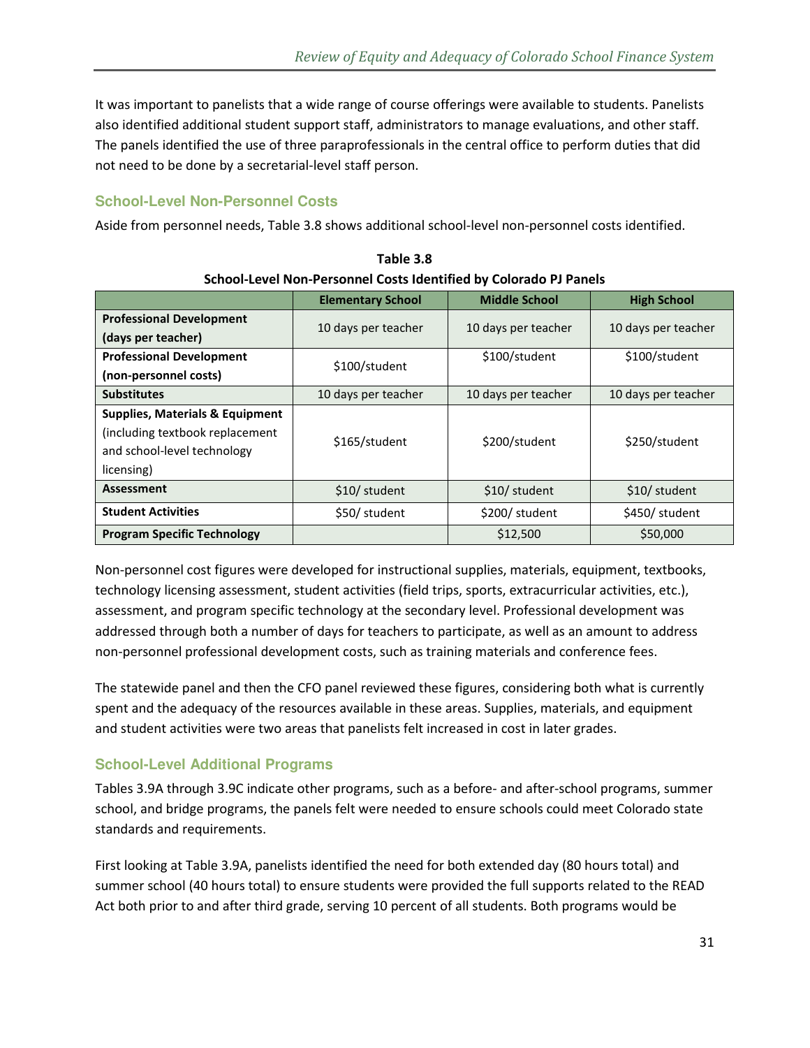It was important to panelists that a wide range of course offerings were available to students. Panelists also identified additional student support staff, administrators to manage evaluations, and other staff. The panels identified the use of three paraprofessionals in the central office to perform duties that did not need to be done by a secretarial-level staff person.

### School-Level Non-Personnel Costs

Aside from personnel needs, Table 3.8 shows additional school-level non-personnel costs identified.

**Table 3.8**
**School-Level Non-Personnel Costs Identified by Colorado PJ Panels**

| | Elementary School | Middle School | High School |
|---|---|---|---|
| **Professional Development (days per teacher)** | 10 days per teacher | 10 days per teacher | 10 days per teacher |
| **Professional Development (non-personnel costs)** | $100/student | $100/student | $100/student |
| **Substitutes** | 10 days per teacher | 10 days per teacher | 10 days per teacher |
| **Supplies, Materials & Equipment** (including textbook replacement and school-level technology licensing) | $165/student | $200/student | $250/student |
| **Assessment** | $10/ student | $10/ student | $10/ student |
| **Student Activities** | $50/ student | $200/ student | $450/ student |
| **Program Specific Technology** | | $12,500 | $50,000 |

Non-personnel cost figures were developed for instructional supplies, materials, equipment, textbooks, technology licensing assessment, student activities (field trips, sports, extracurricular activities, etc.), assessment, and program specific technology at the secondary level. Professional development was addressed through both a number of days for teachers to participate, as well as an amount to address non-personnel professional development costs, such as training materials and conference fees.

The statewide panel and then the CFO panel reviewed these figures, considering both what is currently spent and the adequacy of the resources available in these areas. Supplies, materials, and equipment and student activities were two areas that panelists felt increased in cost in later grades.

### School-Level Additional Programs

Tables 3.9A through 3.9C indicate other programs, such as a before- and after-school programs, summer school, and bridge programs, the panels felt were needed to ensure schools could meet Colorado state standards and requirements.

First looking at Table 3.9A, panelists identified the need for both extended day (80 hours total) and summer school (40 hours total) to ensure students were provided the full supports related to the READ Act both prior to and after third grade, serving 10 percent of all students. Both programs would be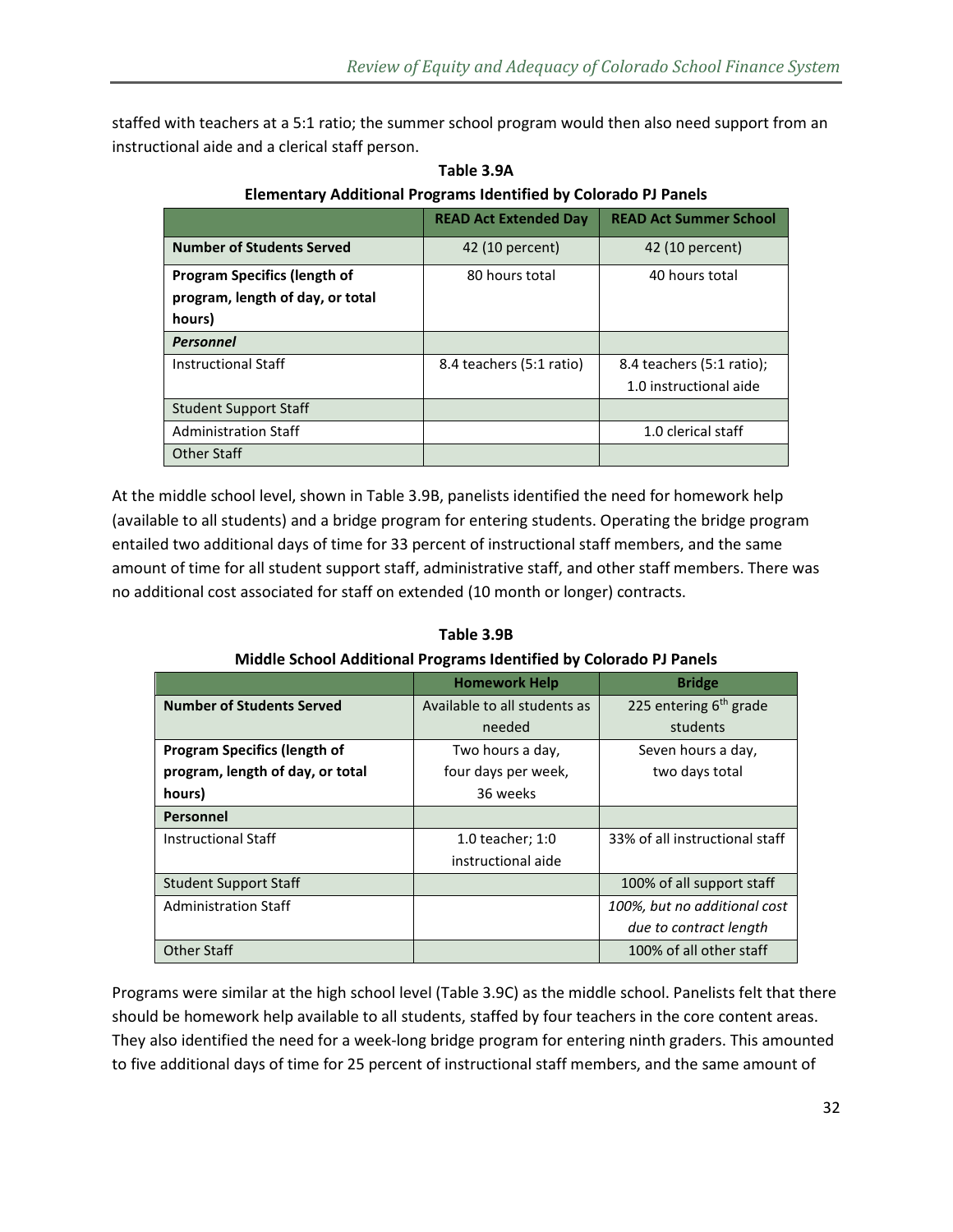staffed with teachers at a 5:1 ratio; the summer school program would then also need support from an instructional aide and a clerical staff person.

**Table 3.9A**

**Elementary Additional Programs Identified by Colorado PJ Panels**

| | READ Act Extended Day | READ Act Summer School |
|---|---|---|
| **Number of Students Served** | 42 (10 percent) | 42 (10 percent) |
| **Program Specifics (length of program, length of day, or total hours)** | 80 hours total | 40 hours total |
| ***Personnel*** | | |
| Instructional Staff | 8.4 teachers (5:1 ratio) | 8.4 teachers (5:1 ratio); 1.0 instructional aide |
| Student Support Staff | | |
| Administration Staff | | 1.0 clerical staff |
| Other Staff | | |

At the middle school level, shown in Table 3.9B, panelists identified the need for homework help (available to all students) and a bridge program for entering students. Operating the bridge program entailed two additional days of time for 33 percent of instructional staff members, and the same amount of time for all student support staff, administrative staff, and other staff members. There was no additional cost associated for staff on extended (10 month or longer) contracts.

**Table 3.9B**

**Middle School Additional Programs Identified by Colorado PJ Panels**

| | Homework Help | Bridge |
|---|---|---|
| **Number of Students Served** | Available to all students as needed | 225 entering 6th grade students |
| **Program Specifics (length of program, length of day, or total hours)** | Two hours a day, four days per week, 36 weeks | Seven hours a day, two days total |
| **Personnel** | | |
| Instructional Staff | 1.0 teacher; 1:0 instructional aide | 33% of all instructional staff |
| Student Support Staff | | 100% of all support staff |
| Administration Staff | | *100%, but no additional cost due to contract length* |
| Other Staff | | 100% of all other staff |

Programs were similar at the high school level (Table 3.9C) as the middle school. Panelists felt that there should be homework help available to all students, staffed by four teachers in the core content areas. They also identified the need for a week-long bridge program for entering ninth graders. This amounted to five additional days of time for 25 percent of instructional staff members, and the same amount of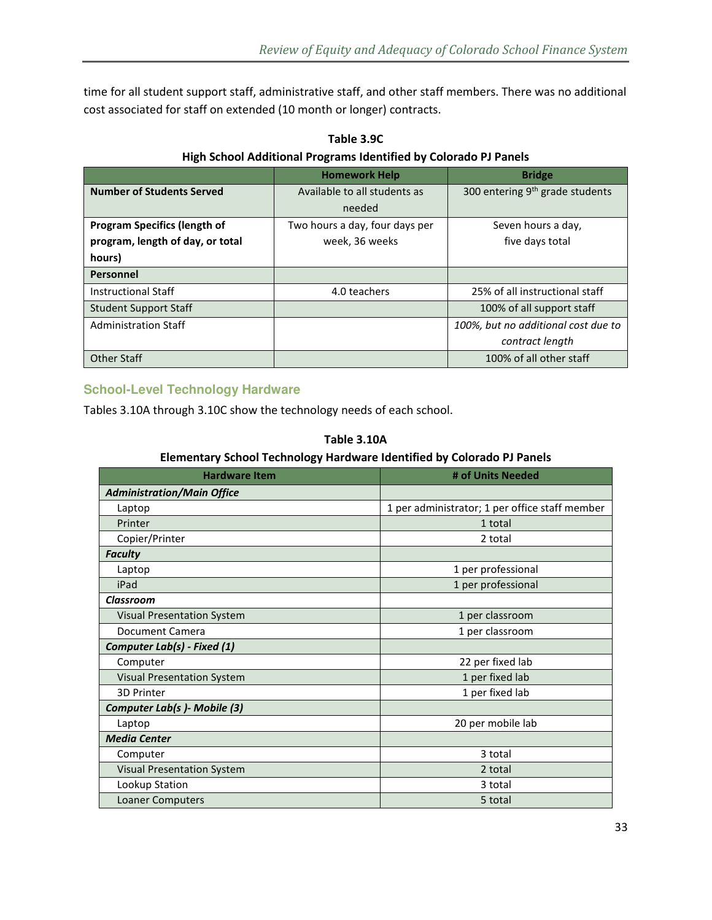time for all student support staff, administrative staff, and other staff members. There was no additional cost associated for staff on extended (10 month or longer) contracts.

**Table 3.9C**
**High School Additional Programs Identified by Colorado PJ Panels**

| | Homework Help | Bridge |
|---|---|---|
| **Number of Students Served** | Available to all students as needed | 300 entering 9th grade students |
| **Program Specifics (length of program, length of day, or total hours)** | Two hours a day, four days per week, 36 weeks | Seven hours a day, five days total |
| **Personnel** | | |
| Instructional Staff | 4.0 teachers | 25% of all instructional staff |
| Student Support Staff | | 100% of all support staff |
| Administration Staff | | *100%, but no additional cost due to contract length* |
| Other Staff | | 100% of all other staff |

## School-Level Technology Hardware

Tables 3.10A through 3.10C show the technology needs of each school.

**Table 3.10A**
**Elementary School Technology Hardware Identified by Colorado PJ Panels**

| Hardware Item | # of Units Needed |
|---|---|
| ***Administration/Main Office*** | |
| Laptop | 1 per administrator; 1 per office staff member |
| Printer | 1 total |
| Copier/Printer | 2 total |
| ***Faculty*** | |
| Laptop | 1 per professional |
| iPad | 1 per professional |
| ***Classroom*** | |
| Visual Presentation System | 1 per classroom |
| Document Camera | 1 per classroom |
| ***Computer Lab(s) - Fixed (1)*** | |
| Computer | 22 per fixed lab |
| Visual Presentation System | 1 per fixed lab |
| 3D Printer | 1 per fixed lab |
| ***Computer Lab(s )- Mobile (3)*** | |
| Laptop | 20 per mobile lab |
| ***Media Center*** | |
| Computer | 3 total |
| Visual Presentation System | 2 total |
| Lookup Station | 3 total |
| Loaner Computers | 5 total |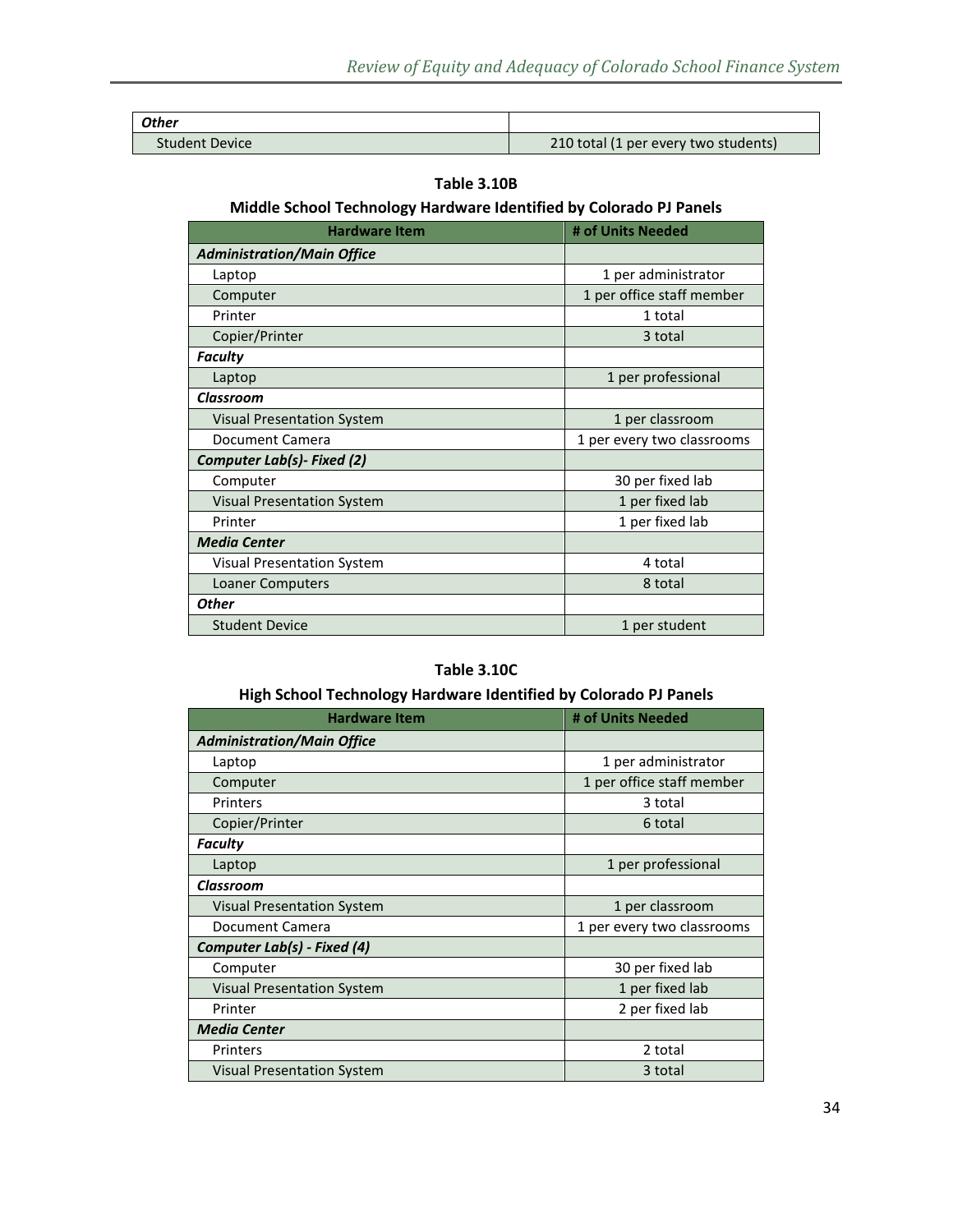| ***Other*** | |
|---|---|
| Student Device | 210 total (1 per every two students) |

**Table 3.10B**

**Middle School Technology Hardware Identified by Colorado PJ Panels**

| Hardware Item | # of Units Needed |
|---|---|
| ***Administration/Main Office*** | |
| Laptop | 1 per administrator |
| Computer | 1 per office staff member |
| Printer | 1 total |
| Copier/Printer | 3 total |
| ***Faculty*** | |
| Laptop | 1 per professional |
| ***Classroom*** | |
| Visual Presentation System | 1 per classroom |
| Document Camera | 1 per every two classrooms |
| ***Computer Lab(s)- Fixed (2)*** | |
| Computer | 30 per fixed lab |
| Visual Presentation System | 1 per fixed lab |
| Printer | 1 per fixed lab |
| ***Media Center*** | |
| Visual Presentation System | 4 total |
| Loaner Computers | 8 total |
| ***Other*** | |
| Student Device | 1 per student |

**Table 3.10C**

**High School Technology Hardware Identified by Colorado PJ Panels**

| Hardware Item | # of Units Needed |
|---|---|
| ***Administration/Main Office*** | |
| Laptop | 1 per administrator |
| Computer | 1 per office staff member |
| Printers | 3 total |
| Copier/Printer | 6 total |
| ***Faculty*** | |
| Laptop | 1 per professional |
| ***Classroom*** | |
| Visual Presentation System | 1 per classroom |
| Document Camera | 1 per every two classrooms |
| ***Computer Lab(s) - Fixed (4)*** | |
| Computer | 30 per fixed lab |
| Visual Presentation System | 1 per fixed lab |
| Printer | 2 per fixed lab |
| ***Media Center*** | |
| Printers | 2 total |
| Visual Presentation System | 3 total |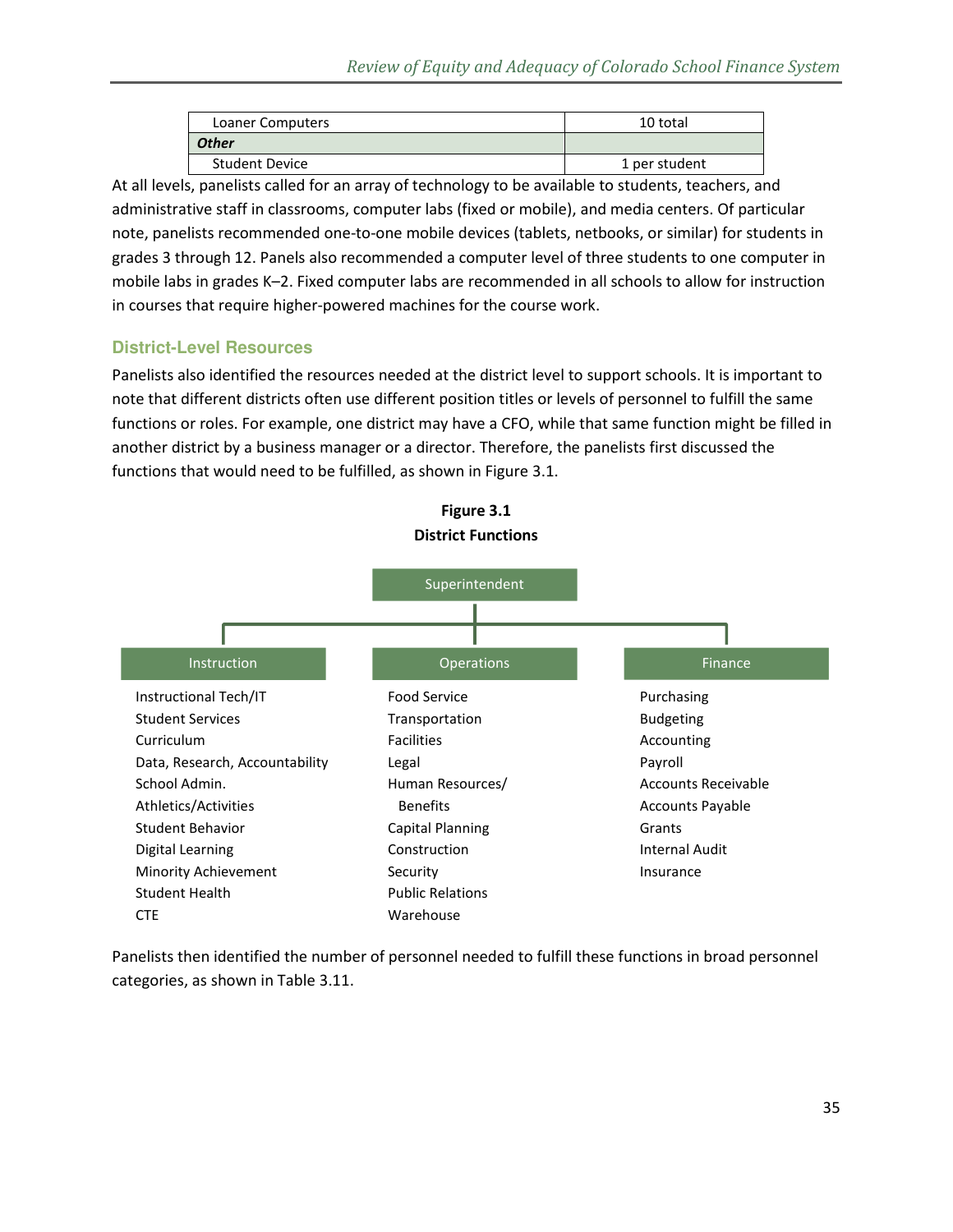| | |
|---|---|
| Loaner Computers | 10 total |
| ***Other*** | |
| Student Device | 1 per student |

At all levels, panelists called for an array of technology to be available to students, teachers, and administrative staff in classrooms, computer labs (fixed or mobile), and media centers. Of particular note, panelists recommended one-to-one mobile devices (tablets, netbooks, or similar) for students in grades 3 through 12. Panels also recommended a computer level of three students to one computer in mobile labs in grades K–2. Fixed computer labs are recommended in all schools to allow for instruction in courses that require higher-powered machines for the course work.

### District-Level Resources

Panelists also identified the resources needed at the district level to support schools. It is important to note that different districts often use different position titles or levels of personnel to fulfill the same functions or roles. For example, one district may have a CFO, while that same function might be filled in another district by a business manager or a director. Therefore, the panelists first discussed the functions that would need to be fulfilled, as shown in Figure 3.1.

**Figure 3.1**
**District Functions**

Superintendent

| Instruction | Operations | Finance |
|---|---|---|
| Instructional Tech/IT | Food Service | Purchasing |
| Student Services | Transportation | Budgeting |
| Curriculum | Facilities | Accounting |
| Data, Research, Accountability | Legal | Payroll |
| School Admin. | Human Resources/ Benefits | Accounts Receivable |
| Athletics/Activities | Capital Planning | Accounts Payable |
| Student Behavior | Construction | Grants |
| Digital Learning | Security | Internal Audit |
| Minority Achievement | Public Relations | Insurance |
| Student Health | Warehouse | |
| CTE | | |

Panelists then identified the number of personnel needed to fulfill these functions in broad personnel categories, as shown in Table 3.11.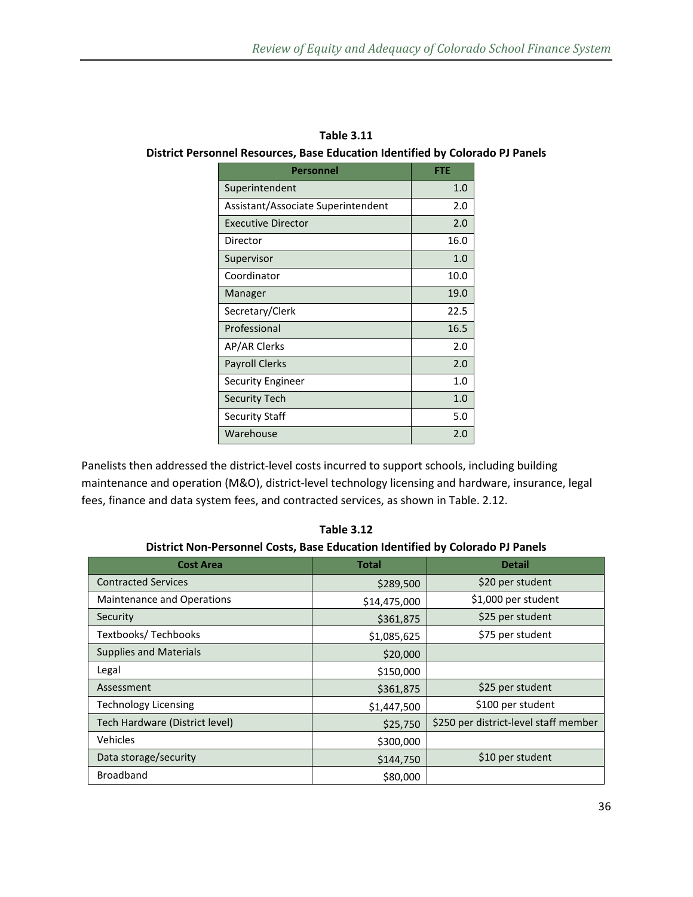**Table 3.11**
**District Personnel Resources, Base Education Identified by Colorado PJ Panels**

| Personnel | FTE |
|---|---|
| Superintendent | 1.0 |
| Assistant/Associate Superintendent | 2.0 |
| Executive Director | 2.0 |
| Director | 16.0 |
| Supervisor | 1.0 |
| Coordinator | 10.0 |
| Manager | 19.0 |
| Secretary/Clerk | 22.5 |
| Professional | 16.5 |
| AP/AR Clerks | 2.0 |
| Payroll Clerks | 2.0 |
| Security Engineer | 1.0 |
| Security Tech | 1.0 |
| Security Staff | 5.0 |
| Warehouse | 2.0 |

Panelists then addressed the district-level costs incurred to support schools, including building maintenance and operation (M&O), district-level technology licensing and hardware, insurance, legal fees, finance and data system fees, and contracted services, as shown in Table. 2.12.

**Table 3.12**
**District Non-Personnel Costs, Base Education Identified by Colorado PJ Panels**

| Cost Area | Total | Detail |
|---|---|---|
| Contracted Services | $289,500 | $20 per student |
| Maintenance and Operations | $14,475,000 | $1,000 per student |
| Security | $361,875 | $25 per student |
| Textbooks/ Techbooks | $1,085,625 | $75 per student |
| Supplies and Materials | $20,000 | |
| Legal | $150,000 | |
| Assessment | $361,875 | $25 per student |
| Technology Licensing | $1,447,500 | $100 per student |
| Tech Hardware (District level) | $25,750 | $250 per district-level staff member |
| Vehicles | $300,000 | |
| Data storage/security | $144,750 | $10 per student |
| Broadband | $80,000 | |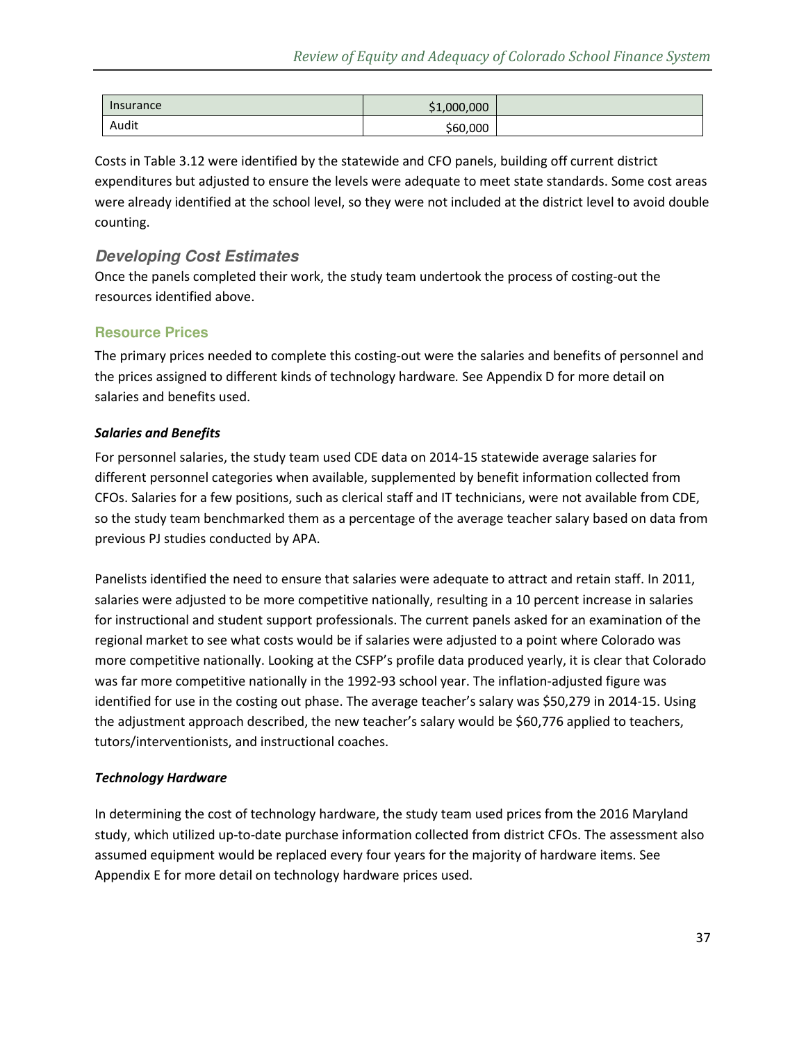| | | |
|---|---|---|
| Insurance | $1,000,000 | |
| Audit | $60,000 | |

Costs in Table 3.12 were identified by the statewide and CFO panels, building off current district expenditures but adjusted to ensure the levels were adequate to meet state standards. Some cost areas were already identified at the school level, so they were not included at the district level to avoid double counting.

## Developing Cost Estimates

Once the panels completed their work, the study team undertook the process of costing-out the resources identified above.

### Resource Prices

The primary prices needed to complete this costing-out were the salaries and benefits of personnel and the prices assigned to different kinds of technology hardware. See Appendix D for more detail on salaries and benefits used.

#### *Salaries and Benefits*

For personnel salaries, the study team used CDE data on 2014-15 statewide average salaries for different personnel categories when available, supplemented by benefit information collected from CFOs. Salaries for a few positions, such as clerical staff and IT technicians, were not available from CDE, so the study team benchmarked them as a percentage of the average teacher salary based on data from previous PJ studies conducted by APA.

Panelists identified the need to ensure that salaries were adequate to attract and retain staff. In 2011, salaries were adjusted to be more competitive nationally, resulting in a 10 percent increase in salaries for instructional and student support professionals. The current panels asked for an examination of the regional market to see what costs would be if salaries were adjusted to a point where Colorado was more competitive nationally. Looking at the CSFP's profile data produced yearly, it is clear that Colorado was far more competitive nationally in the 1992-93 school year. The inflation-adjusted figure was identified for use in the costing out phase. The average teacher's salary was $50,279 in 2014-15. Using the adjustment approach described, the new teacher's salary would be $60,776 applied to teachers, tutors/interventionists, and instructional coaches.

#### *Technology Hardware*

In determining the cost of technology hardware, the study team used prices from the 2016 Maryland study, which utilized up-to-date purchase information collected from district CFOs. The assessment also assumed equipment would be replaced every four years for the majority of hardware items. See Appendix E for more detail on technology hardware prices used.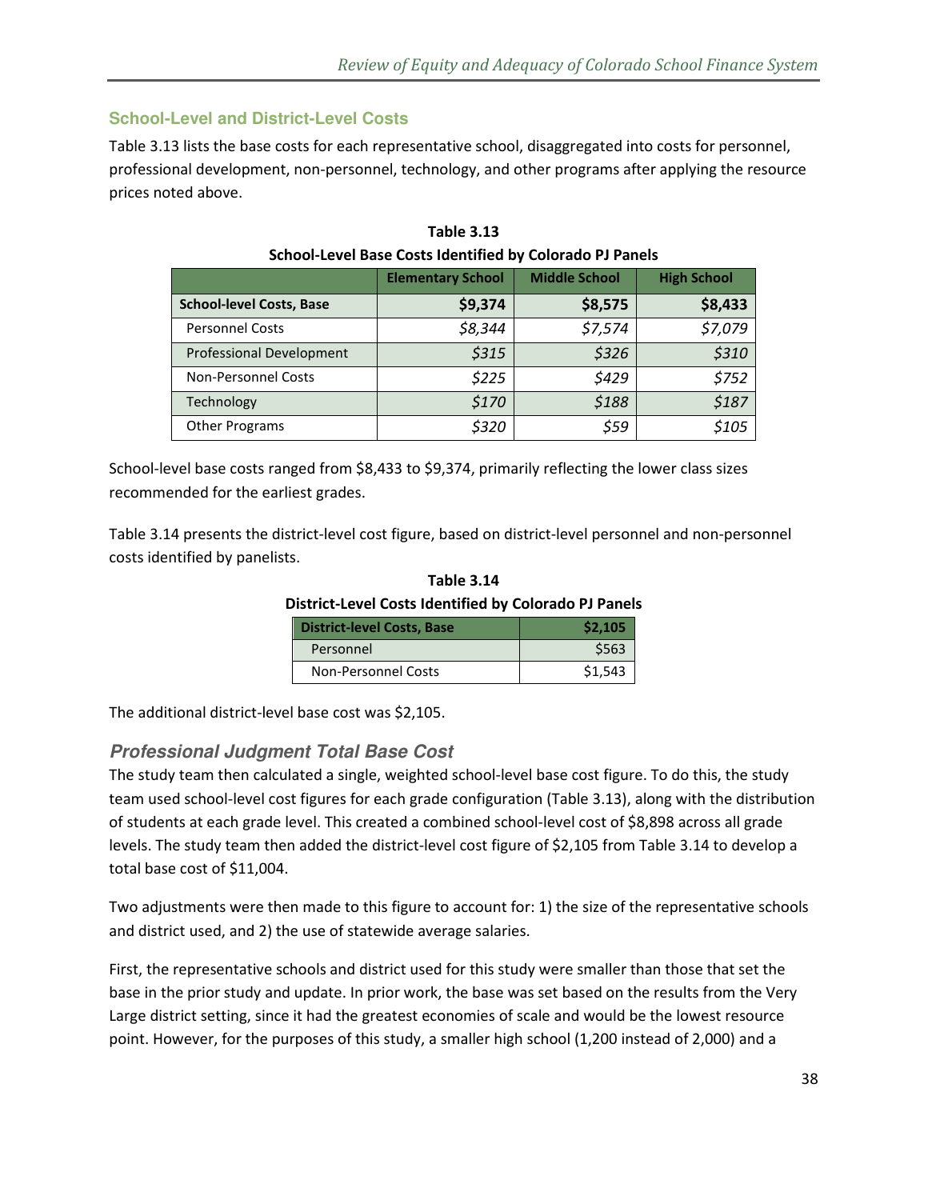### School-Level and District-Level Costs

Table 3.13 lists the base costs for each representative school, disaggregated into costs for personnel, professional development, non-personnel, technology, and other programs after applying the resource prices noted above.

**Table 3.13**
**School-Level Base Costs Identified by Colorado PJ Panels**

| | Elementary School | Middle School | High School |
|---|---|---|---|
| **School-level Costs, Base** | **$9,374** | **$8,575** | **$8,433** |
| Personnel Costs | *$8,344* | *$7,574* | *$7,079* |
| Professional Development | *$315* | *$326* | *$310* |
| Non-Personnel Costs | *$225* | *$429* | *$752* |
| Technology | *$170* | *$188* | *$187* |
| Other Programs | *$320* | *$59* | *$105* |

School-level base costs ranged from $8,433 to $9,374, primarily reflecting the lower class sizes recommended for the earliest grades.

Table 3.14 presents the district-level cost figure, based on district-level personnel and non-personnel costs identified by panelists.

**Table 3.14**
**District-Level Costs Identified by Colorado PJ Panels**

| District-level Costs, Base | $2,105 |
|---|---|
| Personnel | $563 |
| Non-Personnel Costs | $1,543 |

The additional district-level base cost was $2,105.

### *Professional Judgment Total Base Cost*

The study team then calculated a single, weighted school-level base cost figure. To do this, the study team used school-level cost figures for each grade configuration (Table 3.13), along with the distribution of students at each grade level. This created a combined school-level cost of $8,898 across all grade levels. The study team then added the district-level cost figure of $2,105 from Table 3.14 to develop a total base cost of $11,004.

Two adjustments were then made to this figure to account for: 1) the size of the representative schools and district used, and 2) the use of statewide average salaries.

First, the representative schools and district used for this study were smaller than those that set the base in the prior study and update. In prior work, the base was set based on the results from the Very Large district setting, since it had the greatest economies of scale and would be the lowest resource point. However, for the purposes of this study, a smaller high school (1,200 instead of 2,000) and a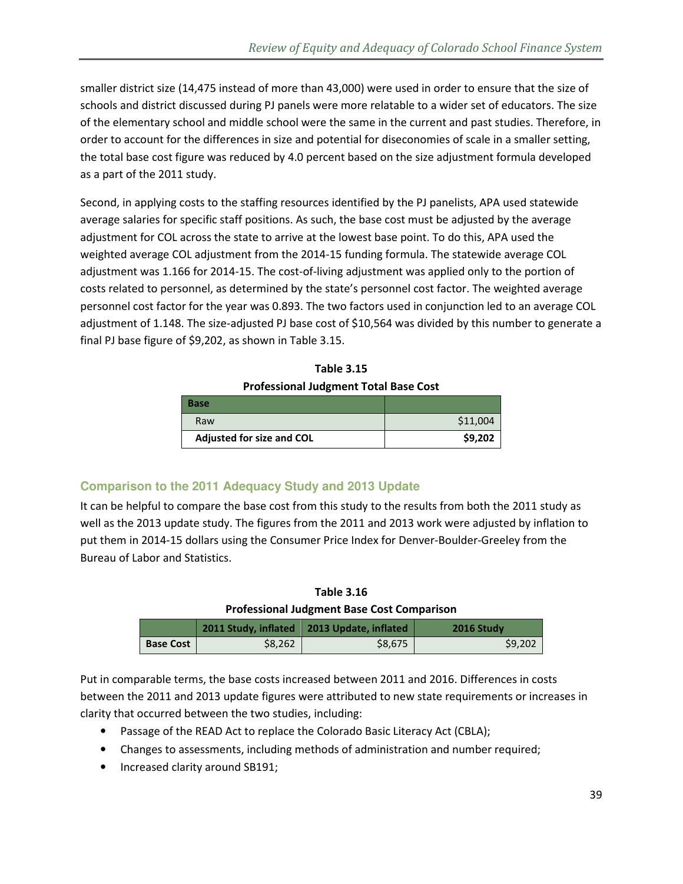smaller district size (14,475 instead of more than 43,000) were used in order to ensure that the size of schools and district discussed during PJ panels were more relatable to a wider set of educators. The size of the elementary school and middle school were the same in the current and past studies. Therefore, in order to account for the differences in size and potential for diseconomies of scale in a smaller setting, the total base cost figure was reduced by 4.0 percent based on the size adjustment formula developed as a part of the 2011 study.

Second, in applying costs to the staffing resources identified by the PJ panelists, APA used statewide average salaries for specific staff positions. As such, the base cost must be adjusted by the average adjustment for COL across the state to arrive at the lowest base point. To do this, APA used the weighted average COL adjustment from the 2014-15 funding formula. The statewide average COL adjustment was 1.166 for 2014-15. The cost-of-living adjustment was applied only to the portion of costs related to personnel, as determined by the state's personnel cost factor. The weighted average personnel cost factor for the year was 0.893. The two factors used in conjunction led to an average COL adjustment of 1.148. The size-adjusted PJ base cost of $10,564 was divided by this number to generate a final PJ base figure of $9,202, as shown in Table 3.15.

**Table 3.15**
**Professional Judgment Total Base Cost**

| Base | |
|---|---:|
| Raw | $11,004 |
| **Adjusted for size and COL** | **$9,202** |

## Comparison to the 2011 Adequacy Study and 2013 Update

It can be helpful to compare the base cost from this study to the results from both the 2011 study as well as the 2013 update study. The figures from the 2011 and 2013 work were adjusted by inflation to put them in 2014-15 dollars using the Consumer Price Index for Denver-Boulder-Greeley from the Bureau of Labor and Statistics.

**Table 3.16**
**Professional Judgment Base Cost Comparison**

| | 2011 Study, inflated | 2013 Update, inflated | 2016 Study |
|---|---:|---:|---:|
| **Base Cost** | $8,262 | $8,675 | $9,202 |

Put in comparable terms, the base costs increased between 2011 and 2016. Differences in costs between the 2011 and 2013 update figures were attributed to new state requirements or increases in clarity that occurred between the two studies, including:

- Passage of the READ Act to replace the Colorado Basic Literacy Act (CBLA);
- Changes to assessments, including methods of administration and number required;
- Increased clarity around SB191;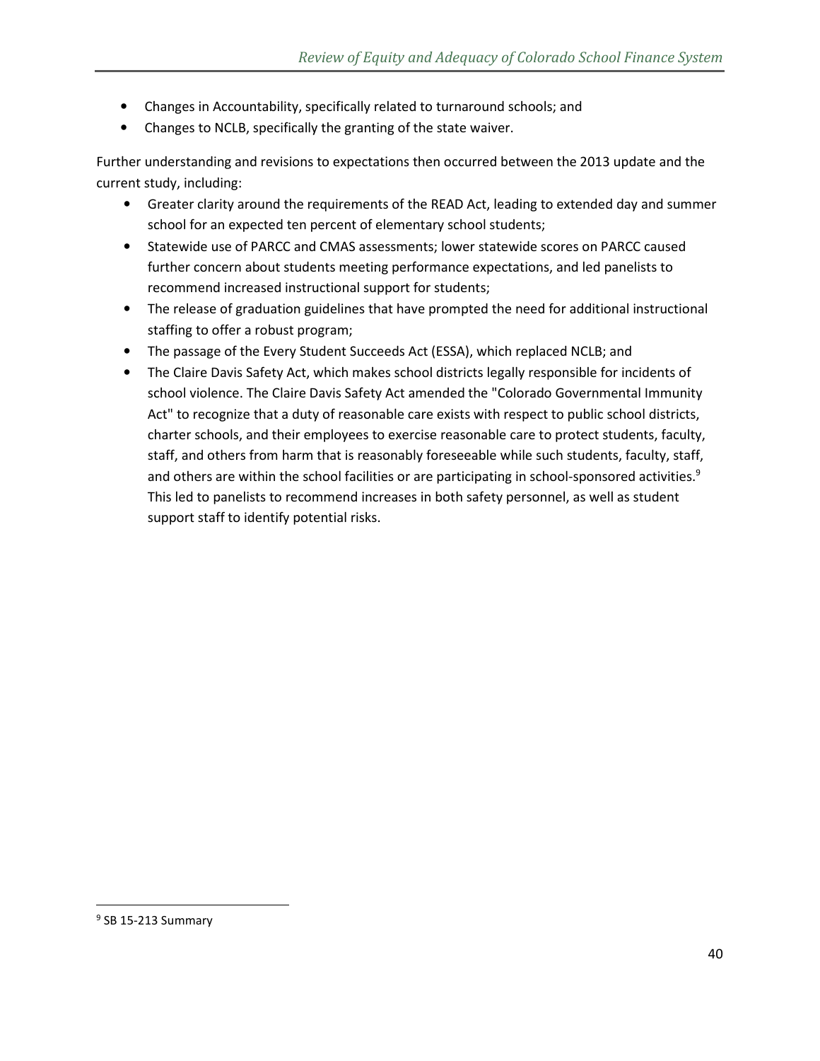- Changes in Accountability, specifically related to turnaround schools; and
- Changes to NCLB, specifically the granting of the state waiver.

Further understanding and revisions to expectations then occurred between the 2013 update and the current study, including:

- Greater clarity around the requirements of the READ Act, leading to extended day and summer school for an expected ten percent of elementary school students;
- Statewide use of PARCC and CMAS assessments; lower statewide scores on PARCC caused further concern about students meeting performance expectations, and led panelists to recommend increased instructional support for students;
- The release of graduation guidelines that have prompted the need for additional instructional staffing to offer a robust program;
- The passage of the Every Student Succeeds Act (ESSA), which replaced NCLB; and
- The Claire Davis Safety Act, which makes school districts legally responsible for incidents of school violence. The Claire Davis Safety Act amended the "Colorado Governmental Immunity Act" to recognize that a duty of reasonable care exists with respect to public school districts, charter schools, and their employees to exercise reasonable care to protect students, faculty, staff, and others from harm that is reasonably foreseeable while such students, faculty, staff, and others are within the school facilities or are participating in school-sponsored activities.[9] This led to panelists to recommend increases in both safety personnel, as well as student support staff to identify potential risks.

---

[9] SB 15-213 Summary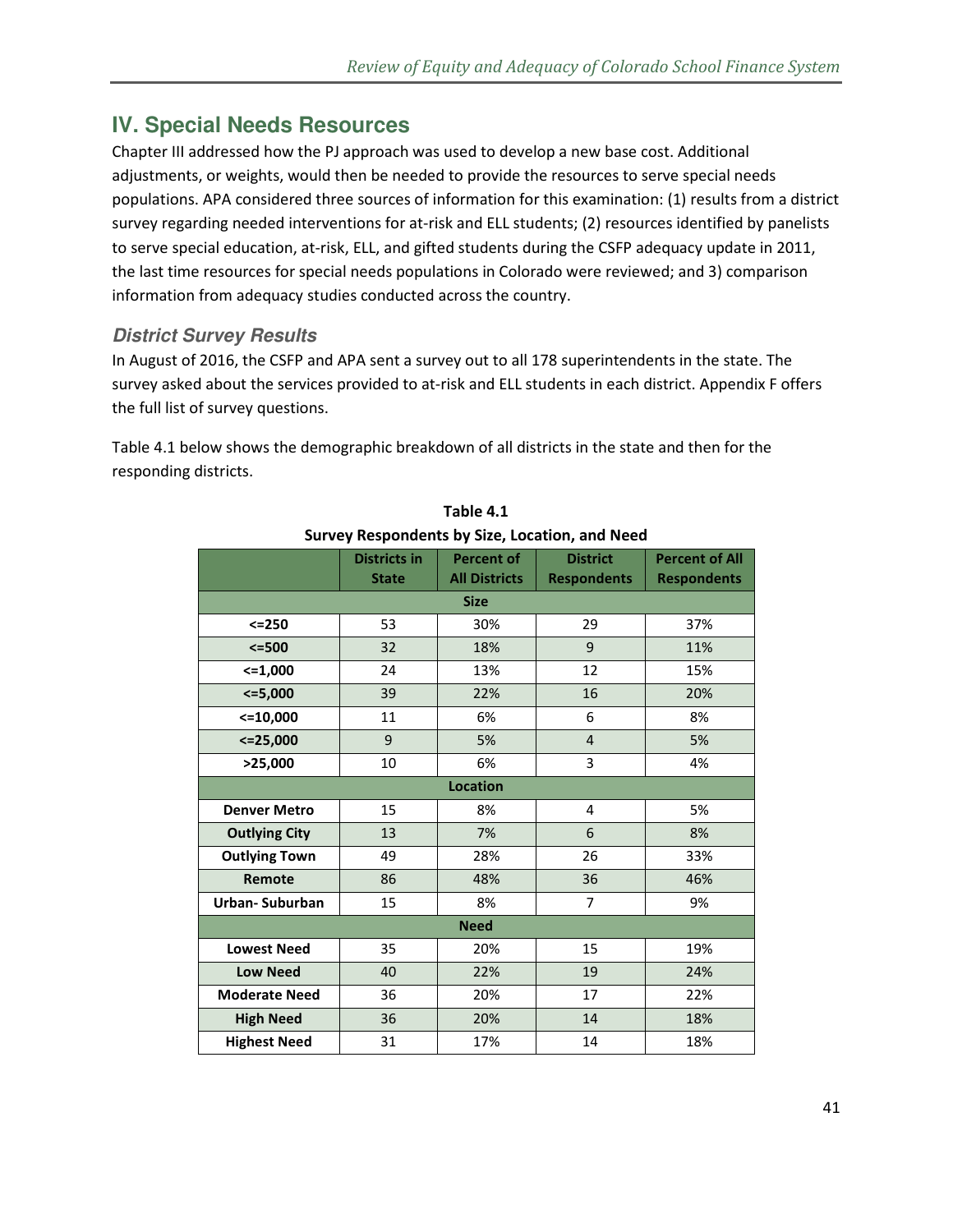## IV. Special Needs Resources

Chapter III addressed how the PJ approach was used to develop a new base cost. Additional adjustments, or weights, would then be needed to provide the resources to serve special needs populations. APA considered three sources of information for this examination: (1) results from a district survey regarding needed interventions for at-risk and ELL students; (2) resources identified by panelists to serve special education, at-risk, ELL, and gifted students during the CSFP adequacy update in 2011, the last time resources for special needs populations in Colorado were reviewed; and 3) comparison information from adequacy studies conducted across the country.

### *District Survey Results*

In August of 2016, the CSFP and APA sent a survey out to all 178 superintendents in the state. The survey asked about the services provided to at-risk and ELL students in each district. Appendix F offers the full list of survey questions.

Table 4.1 below shows the demographic breakdown of all districts in the state and then for the responding districts.

**Table 4.1**
**Survey Respondents by Size, Location, and Need**

| | Districts in State | Percent of All Districts | District Respondents | Percent of All Respondents |
|---|---|---|---|---|
| **Size** | | | | |
| **<=250** | 53 | 30% | 29 | 37% |
| **<=500** | 32 | 18% | 9 | 11% |
| **<=1,000** | 24 | 13% | 12 | 15% |
| **<=5,000** | 39 | 22% | 16 | 20% |
| **<=10,000** | 11 | 6% | 6 | 8% |
| **<=25,000** | 9 | 5% | 4 | 5% |
| **>25,000** | 10 | 6% | 3 | 4% |
| **Location** | | | | |
| **Denver Metro** | 15 | 8% | 4 | 5% |
| **Outlying City** | 13 | 7% | 6 | 8% |
| **Outlying Town** | 49 | 28% | 26 | 33% |
| **Remote** | 86 | 48% | 36 | 46% |
| **Urban- Suburban** | 15 | 8% | 7 | 9% |
| **Need** | | | | |
| **Lowest Need** | 35 | 20% | 15 | 19% |
| **Low Need** | 40 | 22% | 19 | 24% |
| **Moderate Need** | 36 | 20% | 17 | 22% |
| **High Need** | 36 | 20% | 14 | 18% |
| **Highest Need** | 31 | 17% | 14 | 18% |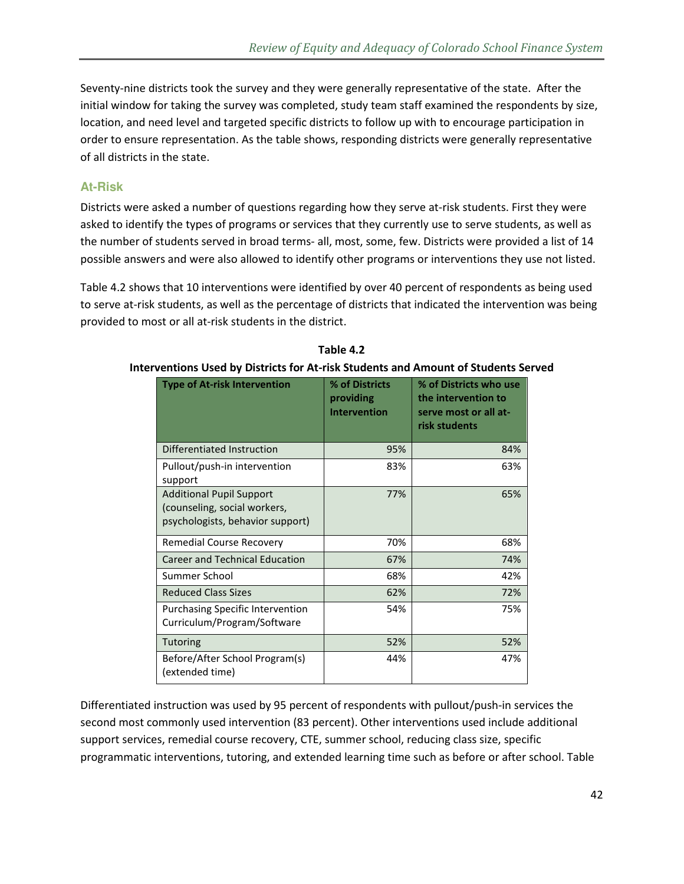Seventy-nine districts took the survey and they were generally representative of the state. After the initial window for taking the survey was completed, study team staff examined the respondents by size, location, and need level and targeted specific districts to follow up with to encourage participation in order to ensure representation. As the table shows, responding districts were generally representative of all districts in the state.

### At-Risk

Districts were asked a number of questions regarding how they serve at-risk students. First they were asked to identify the types of programs or services that they currently use to serve students, as well as the number of students served in broad terms- all, most, some, few. Districts were provided a list of 14 possible answers and were also allowed to identify other programs or interventions they use not listed.

Table 4.2 shows that 10 interventions were identified by over 40 percent of respondents as being used to serve at-risk students, as well as the percentage of districts that indicated the intervention was being provided to most or all at-risk students in the district.

**Table 4.2**
**Interventions Used by Districts for At-risk Students and Amount of Students Served**

| Type of At-risk Intervention | % of Districts providing Intervention | % of Districts who use the intervention to serve most or all at-risk students |
|---|---|---|
| Differentiated Instruction | 95% | 84% |
| Pullout/push-in intervention support | 83% | 63% |
| Additional Pupil Support (counseling, social workers, psychologists, behavior support) | 77% | 65% |
| Remedial Course Recovery | 70% | 68% |
| Career and Technical Education | 67% | 74% |
| Summer School | 68% | 42% |
| Reduced Class Sizes | 62% | 72% |
| Purchasing Specific Intervention Curriculum/Program/Software | 54% | 75% |
| Tutoring | 52% | 52% |
| Before/After School Program(s) (extended time) | 44% | 47% |

Differentiated instruction was used by 95 percent of respondents with pullout/push-in services the second most commonly used intervention (83 percent). Other interventions used include additional support services, remedial course recovery, CTE, summer school, reducing class size, specific programmatic interventions, tutoring, and extended learning time such as before or after school. Table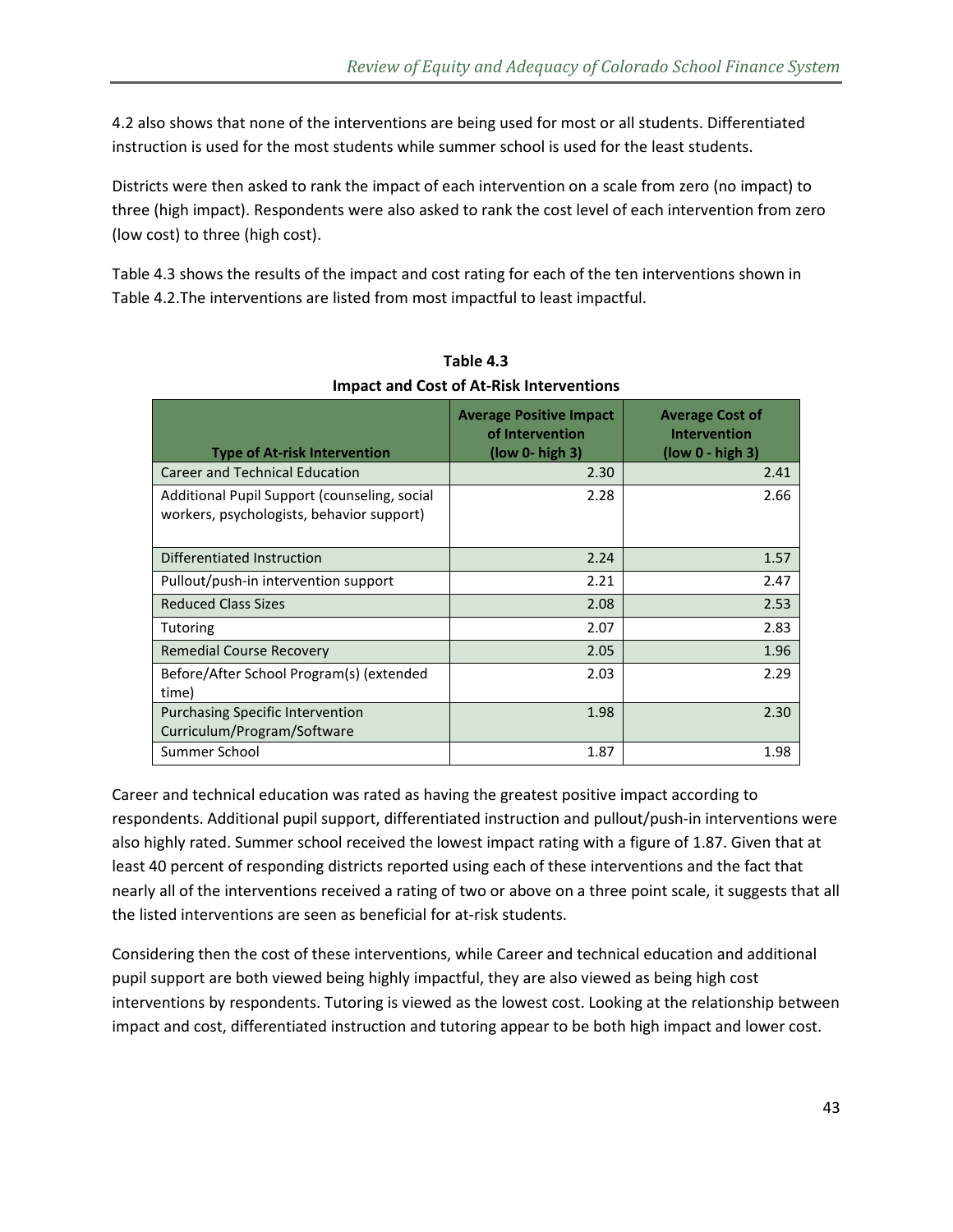4.2 also shows that none of the interventions are being used for most or all students. Differentiated instruction is used for the most students while summer school is used for the least students.

Districts were then asked to rank the impact of each intervention on a scale from zero (no impact) to three (high impact). Respondents were also asked to rank the cost level of each intervention from zero (low cost) to three (high cost).

Table 4.3 shows the results of the impact and cost rating for each of the ten interventions shown in Table 4.2.The interventions are listed from most impactful to least impactful.

**Table 4.3**
**Impact and Cost of At-Risk Interventions**

| Type of At-risk Intervention | Average Positive Impact of Intervention (low 0- high 3) | Average Cost of Intervention (low 0 - high 3) |
|---|---|---|
| Career and Technical Education | 2.30 | 2.41 |
| Additional Pupil Support (counseling, social workers, psychologists, behavior support) | 2.28 | 2.66 |
| Differentiated Instruction | 2.24 | 1.57 |
| Pullout/push-in intervention support | 2.21 | 2.47 |
| Reduced Class Sizes | 2.08 | 2.53 |
| Tutoring | 2.07 | 2.83 |
| Remedial Course Recovery | 2.05 | 1.96 |
| Before/After School Program(s) (extended time) | 2.03 | 2.29 |
| Purchasing Specific Intervention Curriculum/Program/Software | 1.98 | 2.30 |
| Summer School | 1.87 | 1.98 |

Career and technical education was rated as having the greatest positive impact according to respondents. Additional pupil support, differentiated instruction and pullout/push-in interventions were also highly rated. Summer school received the lowest impact rating with a figure of 1.87. Given that at least 40 percent of responding districts reported using each of these interventions and the fact that nearly all of the interventions received a rating of two or above on a three point scale, it suggests that all the listed interventions are seen as beneficial for at-risk students.

Considering then the cost of these interventions, while Career and technical education and additional pupil support are both viewed being highly impactful, they are also viewed as being high cost interventions by respondents. Tutoring is viewed as the lowest cost. Looking at the relationship between impact and cost, differentiated instruction and tutoring appear to be both high impact and lower cost.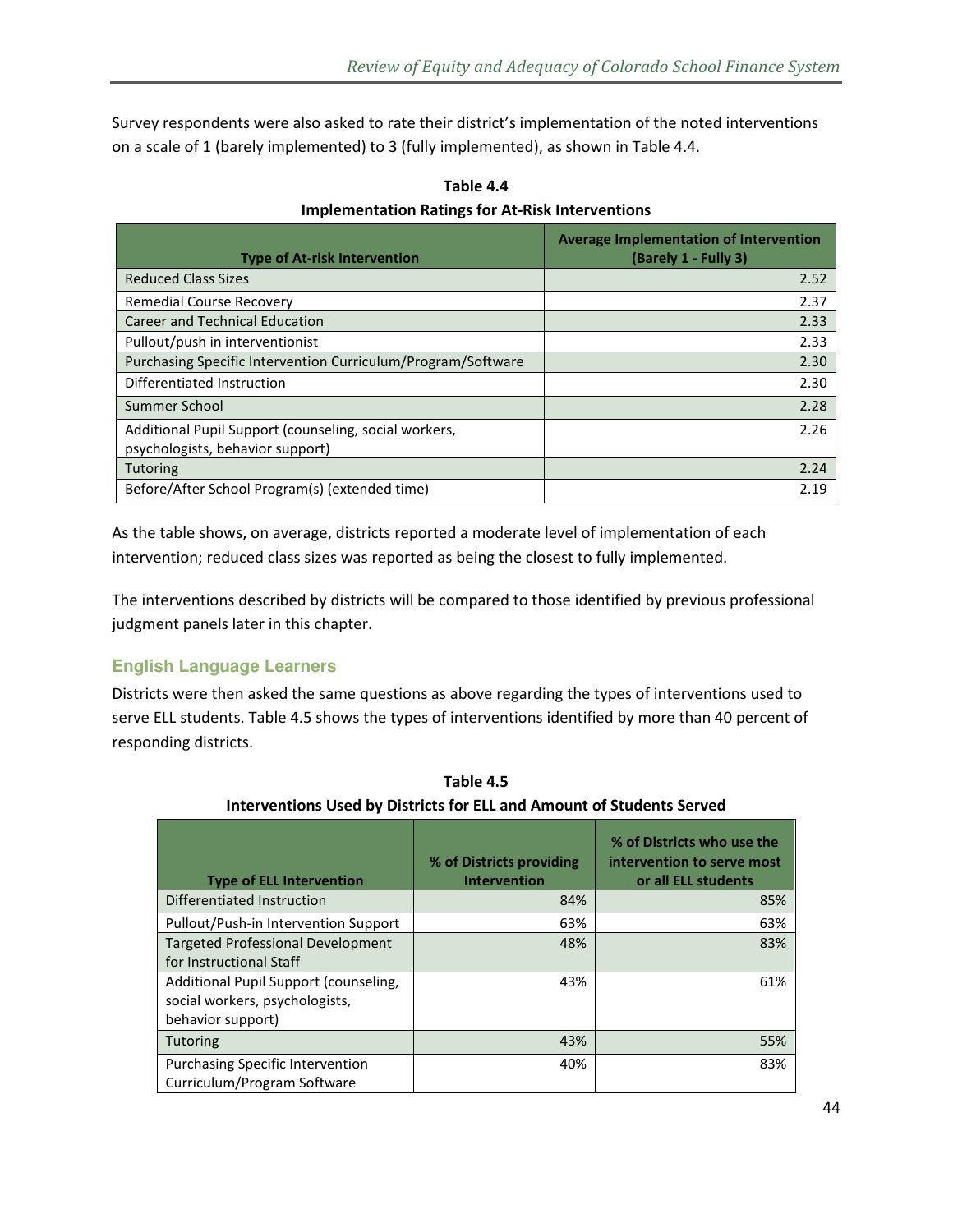Survey respondents were also asked to rate their district's implementation of the noted interventions on a scale of 1 (barely implemented) to 3 (fully implemented), as shown in Table 4.4.

**Table 4.4**
**Implementation Ratings for At-Risk Interventions**

| Type of At-risk Intervention | Average Implementation of Intervention (Barely 1 - Fully 3) |
|---|---|
| Reduced Class Sizes | 2.52 |
| Remedial Course Recovery | 2.37 |
| Career and Technical Education | 2.33 |
| Pullout/push in interventionist | 2.33 |
| Purchasing Specific Intervention Curriculum/Program/Software | 2.30 |
| Differentiated Instruction | 2.30 |
| Summer School | 2.28 |
| Additional Pupil Support (counseling, social workers, psychologists, behavior support) | 2.26 |
| Tutoring | 2.24 |
| Before/After School Program(s) (extended time) | 2.19 |

As the table shows, on average, districts reported a moderate level of implementation of each intervention; reduced class sizes was reported as being the closest to fully implemented.

The interventions described by districts will be compared to those identified by previous professional judgment panels later in this chapter.

### English Language Learners

Districts were then asked the same questions as above regarding the types of interventions used to serve ELL students. Table 4.5 shows the types of interventions identified by more than 40 percent of responding districts.

**Table 4.5**
**Interventions Used by Districts for ELL and Amount of Students Served**

| Type of ELL Intervention | % of Districts providing Intervention | % of Districts who use the intervention to serve most or all ELL students |
|---|---|---|
| Differentiated Instruction | 84% | 85% |
| Pullout/Push-in Intervention Support | 63% | 63% |
| Targeted Professional Development for Instructional Staff | 48% | 83% |
| Additional Pupil Support (counseling, social workers, psychologists, behavior support) | 43% | 61% |
| Tutoring | 43% | 55% |
| Purchasing Specific Intervention Curriculum/Program Software | 40% | 83% |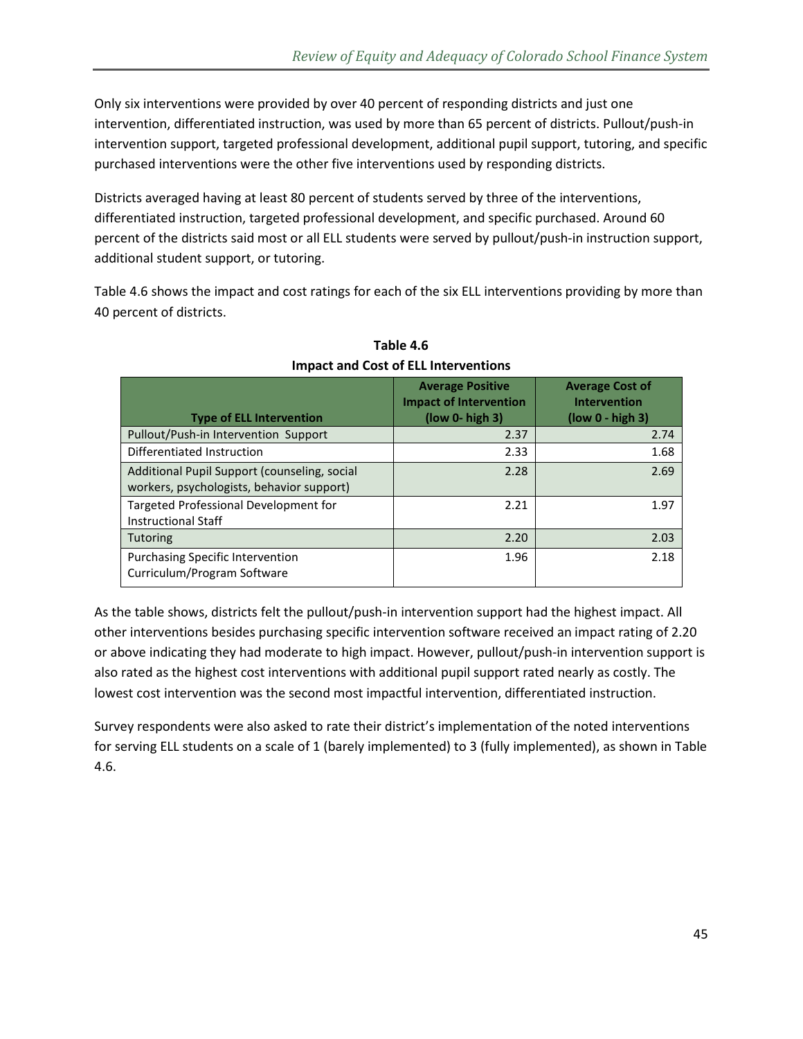Only six interventions were provided by over 40 percent of responding districts and just one intervention, differentiated instruction, was used by more than 65 percent of districts. Pullout/push-in intervention support, targeted professional development, additional pupil support, tutoring, and specific purchased interventions were the other five interventions used by responding districts.

Districts averaged having at least 80 percent of students served by three of the interventions, differentiated instruction, targeted professional development, and specific purchased. Around 60 percent of the districts said most or all ELL students were served by pullout/push-in instruction support, additional student support, or tutoring.

Table 4.6 shows the impact and cost ratings for each of the six ELL interventions providing by more than 40 percent of districts.

**Table 4.6**
**Impact and Cost of ELL Interventions**

| Type of ELL Intervention | Average Positive Impact of Intervention (low 0- high 3) | Average Cost of Intervention (low 0 - high 3) |
|---|---|---|
| Pullout/Push-in Intervention Support | 2.37 | 2.74 |
| Differentiated Instruction | 2.33 | 1.68 |
| Additional Pupil Support (counseling, social workers, psychologists, behavior support) | 2.28 | 2.69 |
| Targeted Professional Development for Instructional Staff | 2.21 | 1.97 |
| Tutoring | 2.20 | 2.03 |
| Purchasing Specific Intervention Curriculum/Program Software | 1.96 | 2.18 |

As the table shows, districts felt the pullout/push-in intervention support had the highest impact. All other interventions besides purchasing specific intervention software received an impact rating of 2.20 or above indicating they had moderate to high impact. However, pullout/push-in intervention support is also rated as the highest cost interventions with additional pupil support rated nearly as costly. The lowest cost intervention was the second most impactful intervention, differentiated instruction.

Survey respondents were also asked to rate their district's implementation of the noted interventions for serving ELL students on a scale of 1 (barely implemented) to 3 (fully implemented), as shown in Table 4.6.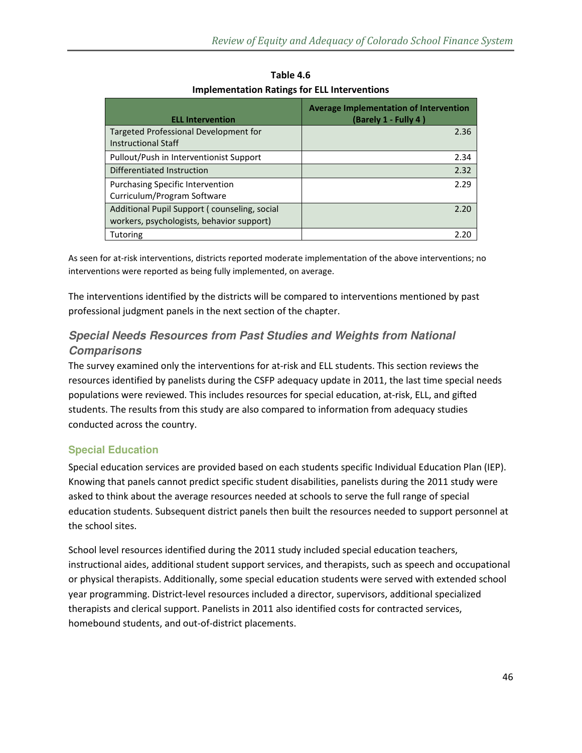**Table 4.6**
**Implementation Ratings for ELL Interventions**

| ELL Intervention | Average Implementation of Intervention (Barely 1 - Fully 4 ) |
|---|---|
| Targeted Professional Development for Instructional Staff | 2.36 |
| Pullout/Push in Interventionist Support | 2.34 |
| Differentiated Instruction | 2.32 |
| Purchasing Specific Intervention Curriculum/Program Software | 2.29 |
| Additional Pupil Support ( counseling, social workers, psychologists, behavior support) | 2.20 |
| Tutoring | 2.20 |

As seen for at-risk interventions, districts reported moderate implementation of the above interventions; no interventions were reported as being fully implemented, on average.

The interventions identified by the districts will be compared to interventions mentioned by past professional judgment panels in the next section of the chapter.

## Special Needs Resources from Past Studies and Weights from National Comparisons

The survey examined only the interventions for at-risk and ELL students. This section reviews the resources identified by panelists during the CSFP adequacy update in 2011, the last time special needs populations were reviewed. This includes resources for special education, at-risk, ELL, and gifted students. The results from this study are also compared to information from adequacy studies conducted across the country.

### Special Education

Special education services are provided based on each students specific Individual Education Plan (IEP). Knowing that panels cannot predict specific student disabilities, panelists during the 2011 study were asked to think about the average resources needed at schools to serve the full range of special education students. Subsequent district panels then built the resources needed to support personnel at the school sites.

School level resources identified during the 2011 study included special education teachers, instructional aides, additional student support services, and therapists, such as speech and occupational or physical therapists. Additionally, some special education students were served with extended school year programming. District-level resources included a director, supervisors, additional specialized therapists and clerical support. Panelists in 2011 also identified costs for contracted services, homebound students, and out-of-district placements.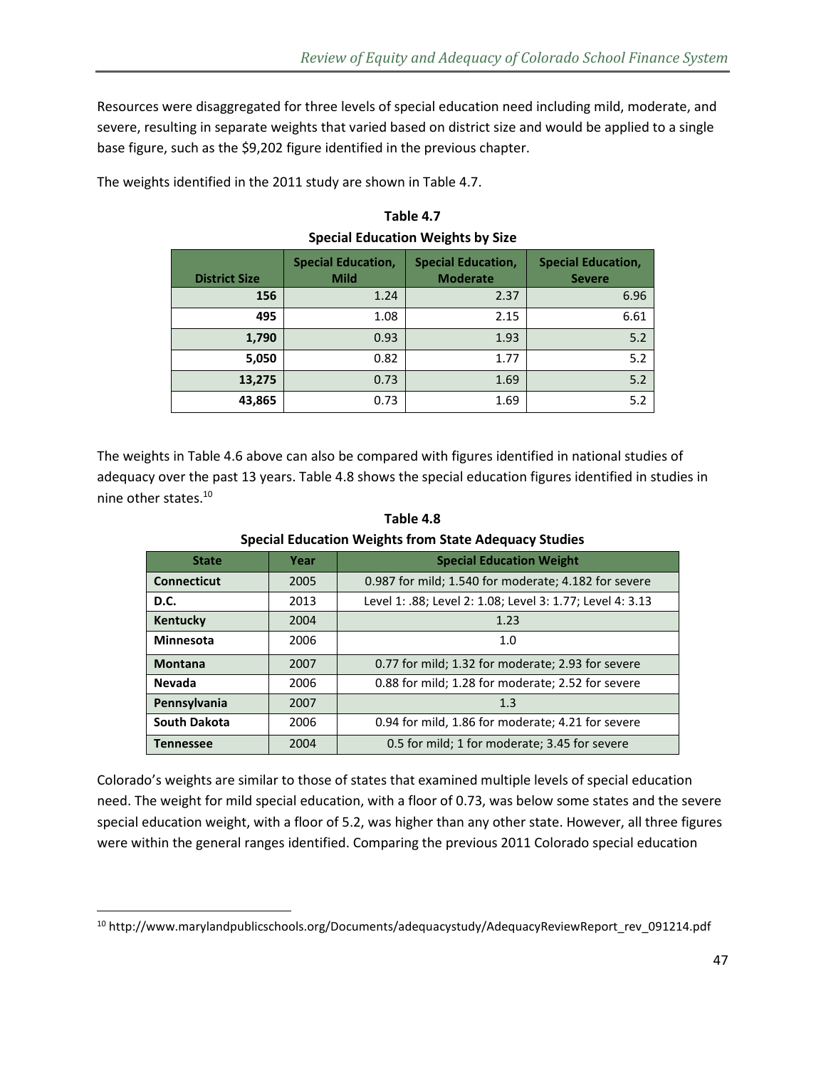Resources were disaggregated for three levels of special education need including mild, moderate, and severe, resulting in separate weights that varied based on district size and would be applied to a single base figure, such as the $9,202 figure identified in the previous chapter.

The weights identified in the 2011 study are shown in Table 4.7.

**Table 4.7**
**Special Education Weights by Size**

| District Size | Special Education, Mild | Special Education, Moderate | Special Education, Severe |
|---:|---:|---:|---:|
| **156** | 1.24 | 2.37 | 6.96 |
| **495** | 1.08 | 2.15 | 6.61 |
| **1,790** | 0.93 | 1.93 | 5.2 |
| **5,050** | 0.82 | 1.77 | 5.2 |
| **13,275** | 0.73 | 1.69 | 5.2 |
| **43,865** | 0.73 | 1.69 | 5.2 |

The weights in Table 4.6 above can also be compared with figures identified in national studies of adequacy over the past 13 years. Table 4.8 shows the special education figures identified in studies in nine other states.[10]

**Table 4.8**
**Special Education Weights from State Adequacy Studies**

| State | Year | Special Education Weight |
|---|---|---|
| **Connecticut** | 2005 | 0.987 for mild; 1.540 for moderate; 4.182 for severe |
| **D.C.** | 2013 | Level 1: .88; Level 2: 1.08; Level 3: 1.77; Level 4: 3.13 |
| **Kentucky** | 2004 | 1.23 |
| **Minnesota** | 2006 | 1.0 |
| **Montana** | 2007 | 0.77 for mild; 1.32 for moderate; 2.93 for severe |
| **Nevada** | 2006 | 0.88 for mild; 1.28 for moderate; 2.52 for severe |
| **Pennsylvania** | 2007 | 1.3 |
| **South Dakota** | 2006 | 0.94 for mild, 1.86 for moderate; 4.21 for severe |
| **Tennessee** | 2004 | 0.5 for mild; 1 for moderate; 3.45 for severe |

Colorado's weights are similar to those of states that examined multiple levels of special education need. The weight for mild special education, with a floor of 0.73, was below some states and the severe special education weight, with a floor of 5.2, was higher than any other state. However, all three figures were within the general ranges identified. Comparing the previous 2011 Colorado special education

[10] http://www.marylandpublicschools.org/Documents/adequacystudy/AdequacyReviewReport_rev_091214.pdf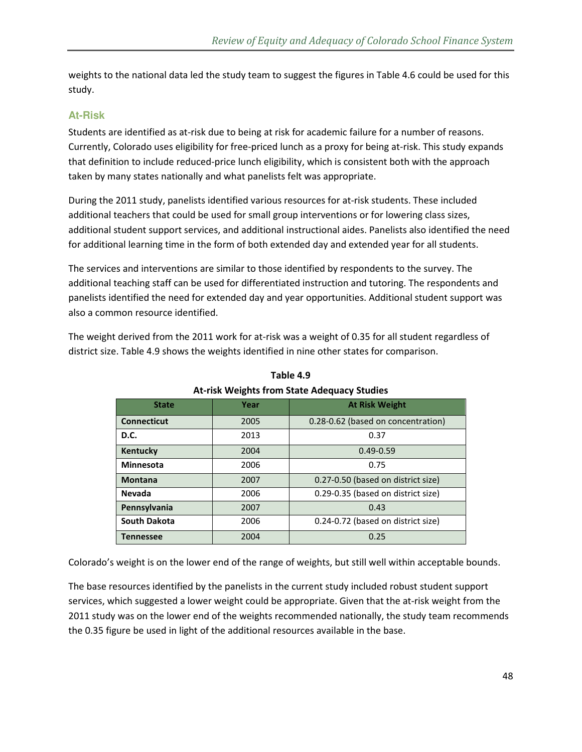weights to the national data led the study team to suggest the figures in Table 4.6 could be used for this study.

### At-Risk

Students are identified as at-risk due to being at risk for academic failure for a number of reasons. Currently, Colorado uses eligibility for free-priced lunch as a proxy for being at-risk. This study expands that definition to include reduced-price lunch eligibility, which is consistent both with the approach taken by many states nationally and what panelists felt was appropriate.

During the 2011 study, panelists identified various resources for at-risk students. These included additional teachers that could be used for small group interventions or for lowering class sizes, additional student support services, and additional instructional aides. Panelists also identified the need for additional learning time in the form of both extended day and extended year for all students.

The services and interventions are similar to those identified by respondents to the survey. The additional teaching staff can be used for differentiated instruction and tutoring. The respondents and panelists identified the need for extended day and year opportunities. Additional student support was also a common resource identified.

The weight derived from the 2011 work for at-risk was a weight of 0.35 for all student regardless of district size. Table 4.9 shows the weights identified in nine other states for comparison.

**Table 4.9**
**At-risk Weights from State Adequacy Studies**

| State | Year | At Risk Weight |
|---|---|---|
| **Connecticut** | 2005 | 0.28-0.62 (based on concentration) |
| **D.C.** | 2013 | 0.37 |
| **Kentucky** | 2004 | 0.49-0.59 |
| **Minnesota** | 2006 | 0.75 |
| **Montana** | 2007 | 0.27-0.50 (based on district size) |
| **Nevada** | 2006 | 0.29-0.35 (based on district size) |
| **Pennsylvania** | 2007 | 0.43 |
| **South Dakota** | 2006 | 0.24-0.72 (based on district size) |
| **Tennessee** | 2004 | 0.25 |

Colorado's weight is on the lower end of the range of weights, but still well within acceptable bounds.

The base resources identified by the panelists in the current study included robust student support services, which suggested a lower weight could be appropriate. Given that the at-risk weight from the 2011 study was on the lower end of the weights recommended nationally, the study team recommends the 0.35 figure be used in light of the additional resources available in the base.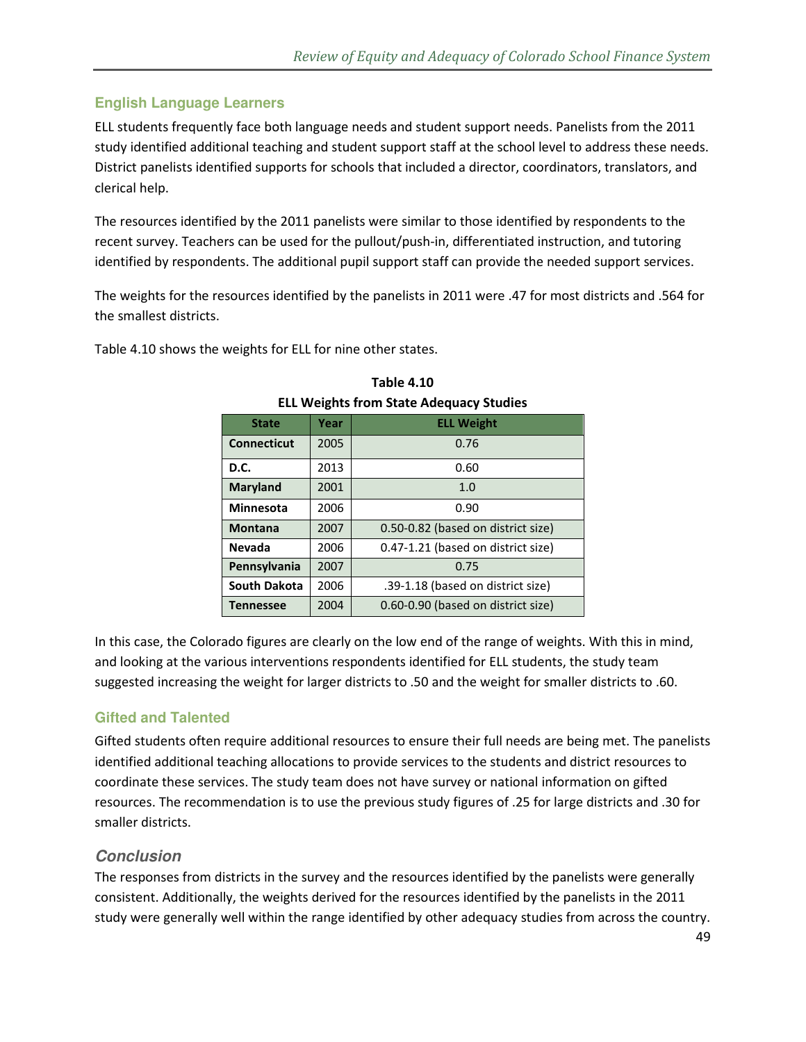## English Language Learners

ELL students frequently face both language needs and student support needs. Panelists from the 2011 study identified additional teaching and student support staff at the school level to address these needs. District panelists identified supports for schools that included a director, coordinators, translators, and clerical help.

The resources identified by the 2011 panelists were similar to those identified by respondents to the recent survey. Teachers can be used for the pullout/push-in, differentiated instruction, and tutoring identified by respondents. The additional pupil support staff can provide the needed support services.

The weights for the resources identified by the panelists in 2011 were .47 for most districts and .564 for the smallest districts.

Table 4.10 shows the weights for ELL for nine other states.

**Table 4.10**
**ELL Weights from State Adequacy Studies**

| State | Year | ELL Weight |
|---|---|---|
| **Connecticut** | 2005 | 0.76 |
| **D.C.** | 2013 | 0.60 |
| **Maryland** | 2001 | 1.0 |
| **Minnesota** | 2006 | 0.90 |
| **Montana** | 2007 | 0.50-0.82 (based on district size) |
| **Nevada** | 2006 | 0.47-1.21 (based on district size) |
| **Pennsylvania** | 2007 | 0.75 |
| **South Dakota** | 2006 | .39-1.18 (based on district size) |
| **Tennessee** | 2004 | 0.60-0.90 (based on district size) |

In this case, the Colorado figures are clearly on the low end of the range of weights. With this in mind, and looking at the various interventions respondents identified for ELL students, the study team suggested increasing the weight for larger districts to .50 and the weight for smaller districts to .60.

## Gifted and Talented

Gifted students often require additional resources to ensure their full needs are being met. The panelists identified additional teaching allocations to provide services to the students and district resources to coordinate these services. The study team does not have survey or national information on gifted resources. The recommendation is to use the previous study figures of .25 for large districts and .30 for smaller districts.

## *Conclusion*

The responses from districts in the survey and the resources identified by the panelists were generally consistent. Additionally, the weights derived for the resources identified by the panelists in the 2011 study were generally well within the range identified by other adequacy studies from across the country.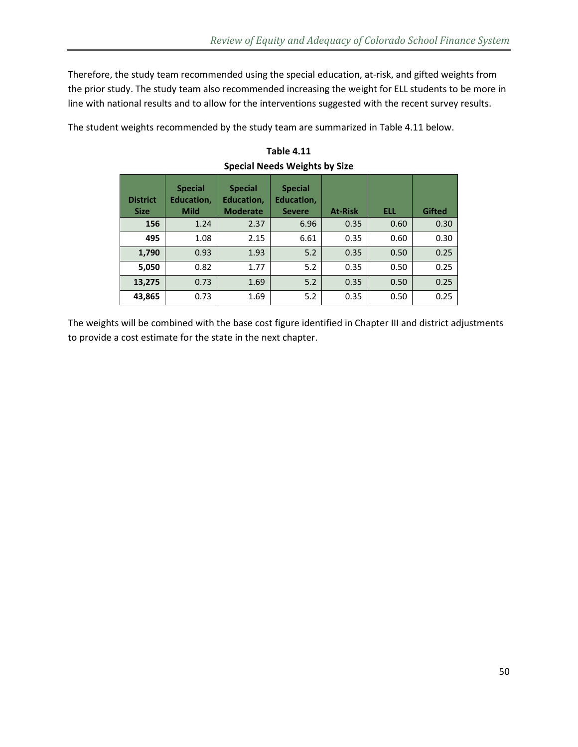Therefore, the study team recommended using the special education, at-risk, and gifted weights from the prior study. The study team also recommended increasing the weight for ELL students to be more in line with national results and to allow for the interventions suggested with the recent survey results.

The student weights recommended by the study team are summarized in Table 4.11 below.

**Table 4.11**
**Special Needs Weights by Size**

| District Size | Special Education, Mild | Special Education, Moderate | Special Education, Severe | At-Risk | ELL | Gifted |
|---|---|---|---|---|---|---|
| **156** | 1.24 | 2.37 | 6.96 | 0.35 | 0.60 | 0.30 |
| **495** | 1.08 | 2.15 | 6.61 | 0.35 | 0.60 | 0.30 |
| **1,790** | 0.93 | 1.93 | 5.2 | 0.35 | 0.50 | 0.25 |
| **5,050** | 0.82 | 1.77 | 5.2 | 0.35 | 0.50 | 0.25 |
| **13,275** | 0.73 | 1.69 | 5.2 | 0.35 | 0.50 | 0.25 |
| **43,865** | 0.73 | 1.69 | 5.2 | 0.35 | 0.50 | 0.25 |

The weights will be combined with the base cost figure identified in Chapter III and district adjustments to provide a cost estimate for the state in the next chapter.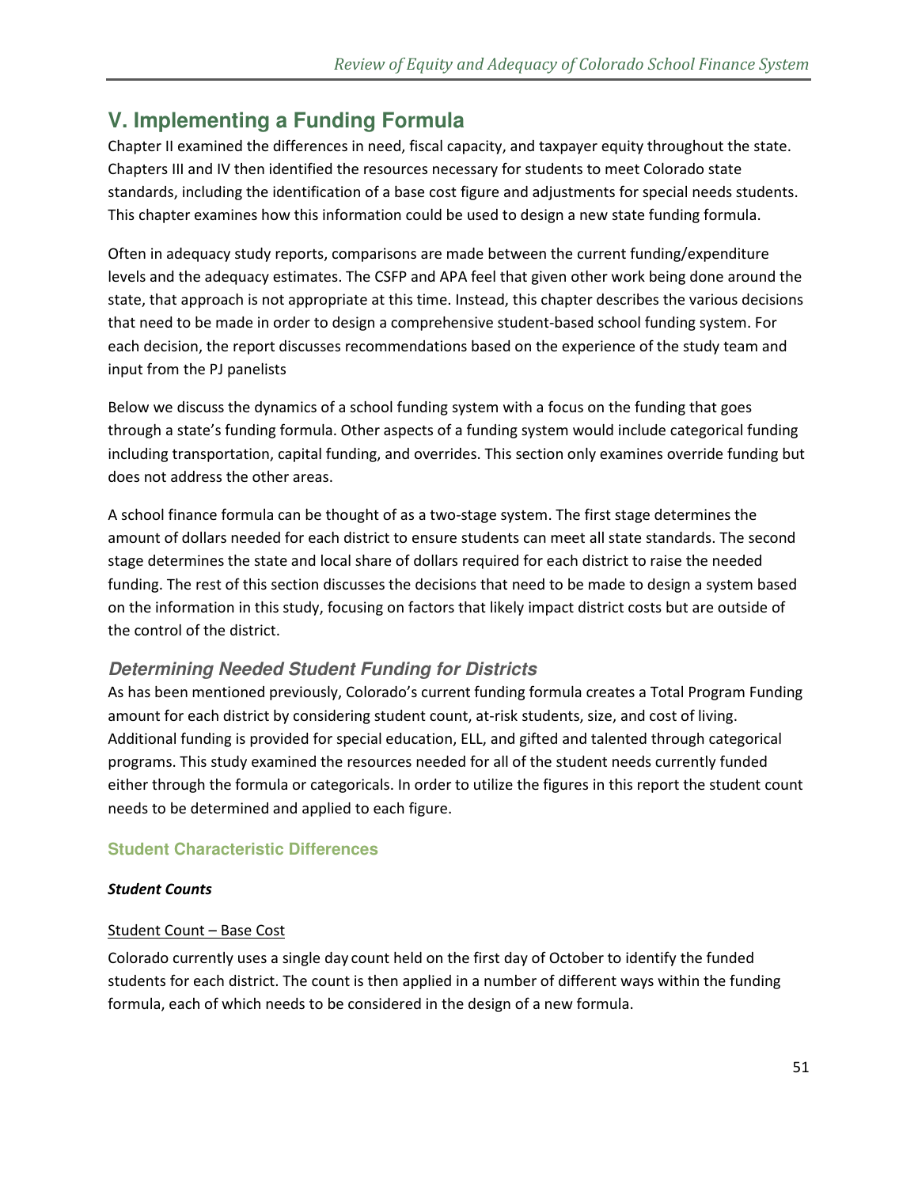# V. Implementing a Funding Formula

Chapter II examined the differences in need, fiscal capacity, and taxpayer equity throughout the state. Chapters III and IV then identified the resources necessary for students to meet Colorado state standards, including the identification of a base cost figure and adjustments for special needs students. This chapter examines how this information could be used to design a new state funding formula.

Often in adequacy study reports, comparisons are made between the current funding/expenditure levels and the adequacy estimates. The CSFP and APA feel that given other work being done around the state, that approach is not appropriate at this time. Instead, this chapter describes the various decisions that need to be made in order to design a comprehensive student-based school funding system. For each decision, the report discusses recommendations based on the experience of the study team and input from the PJ panelists

Below we discuss the dynamics of a school funding system with a focus on the funding that goes through a state's funding formula. Other aspects of a funding system would include categorical funding including transportation, capital funding, and overrides. This section only examines override funding but does not address the other areas.

A school finance formula can be thought of as a two-stage system. The first stage determines the amount of dollars needed for each district to ensure students can meet all state standards. The second stage determines the state and local share of dollars required for each district to raise the needed funding. The rest of this section discusses the decisions that need to be made to design a system based on the information in this study, focusing on factors that likely impact district costs but are outside of the control of the district.

## *Determining Needed Student Funding for Districts*

As has been mentioned previously, Colorado's current funding formula creates a Total Program Funding amount for each district by considering student count, at-risk students, size, and cost of living. Additional funding is provided for special education, ELL, and gifted and talented through categorical programs. This study examined the resources needed for all of the student needs currently funded either through the formula or categoricals. In order to utilize the figures in this report the student count needs to be determined and applied to each figure.

### Student Characteristic Differences

***Student Counts***

<u>Student Count – Base Cost</u>

Colorado currently uses a single day count held on the first day of October to identify the funded students for each district. The count is then applied in a number of different ways within the funding formula, each of which needs to be considered in the design of a new formula.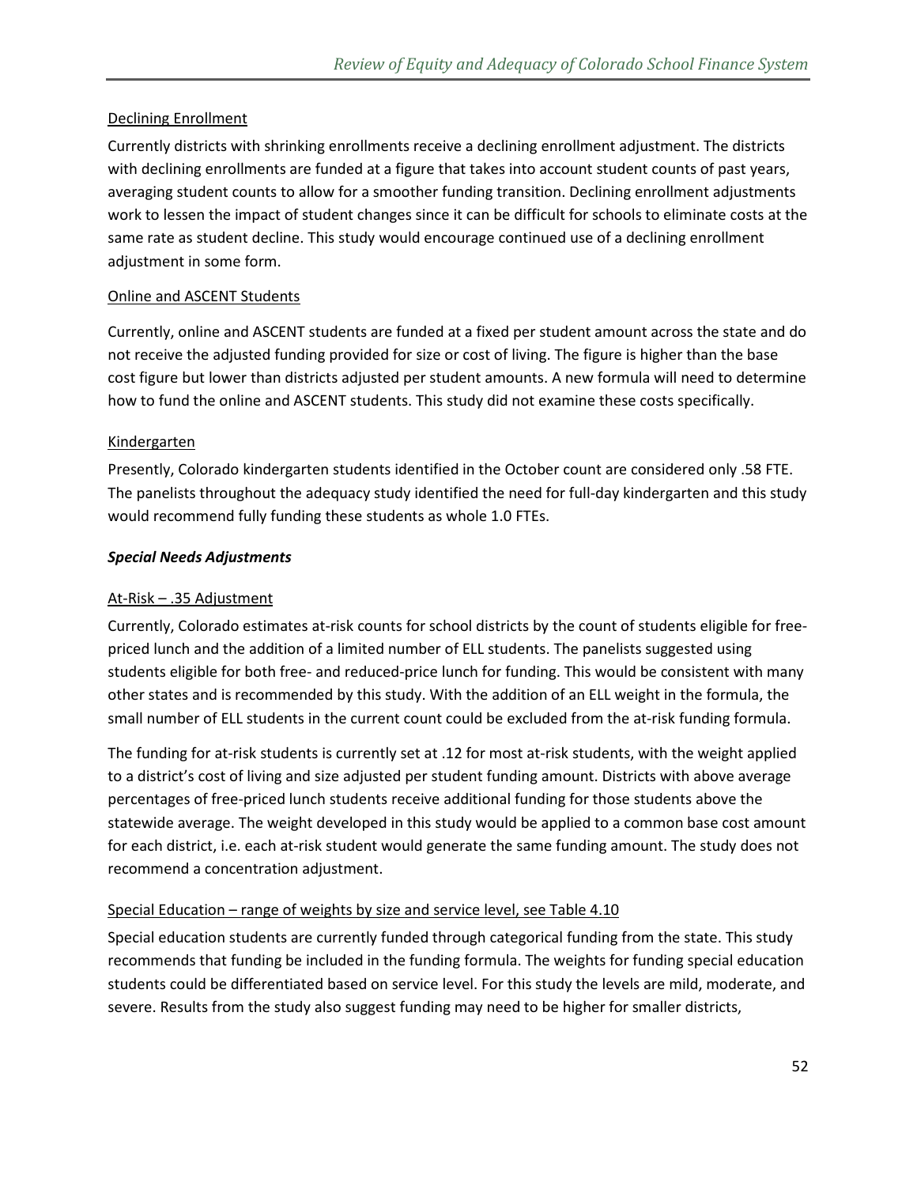Declining Enrollment

Currently districts with shrinking enrollments receive a declining enrollment adjustment. The districts with declining enrollments are funded at a figure that takes into account student counts of past years, averaging student counts to allow for a smoother funding transition. Declining enrollment adjustments work to lessen the impact of student changes since it can be difficult for schools to eliminate costs at the same rate as student decline. This study would encourage continued use of a declining enrollment adjustment in some form.

Online and ASCENT Students

Currently, online and ASCENT students are funded at a fixed per student amount across the state and do not receive the adjusted funding provided for size or cost of living. The figure is higher than the base cost figure but lower than districts adjusted per student amounts. A new formula will need to determine how to fund the online and ASCENT students. This study did not examine these costs specifically.

Kindergarten

Presently, Colorado kindergarten students identified in the October count are considered only .58 FTE. The panelists throughout the adequacy study identified the need for full-day kindergarten and this study would recommend fully funding these students as whole 1.0 FTEs.

***Special Needs Adjustments***

At-Risk – .35 Adjustment

Currently, Colorado estimates at-risk counts for school districts by the count of students eligible for free-priced lunch and the addition of a limited number of ELL students. The panelists suggested using students eligible for both free- and reduced-price lunch for funding. This would be consistent with many other states and is recommended by this study. With the addition of an ELL weight in the formula, the small number of ELL students in the current count could be excluded from the at-risk funding formula.

The funding for at-risk students is currently set at .12 for most at-risk students, with the weight applied to a district's cost of living and size adjusted per student funding amount. Districts with above average percentages of free-priced lunch students receive additional funding for those students above the statewide average. The weight developed in this study would be applied to a common base cost amount for each district, i.e. each at-risk student would generate the same funding amount. The study does not recommend a concentration adjustment.

Special Education – range of weights by size and service level, see Table 4.10

Special education students are currently funded through categorical funding from the state. This study recommends that funding be included in the funding formula. The weights for funding special education students could be differentiated based on service level. For this study the levels are mild, moderate, and severe. Results from the study also suggest funding may need to be higher for smaller districts,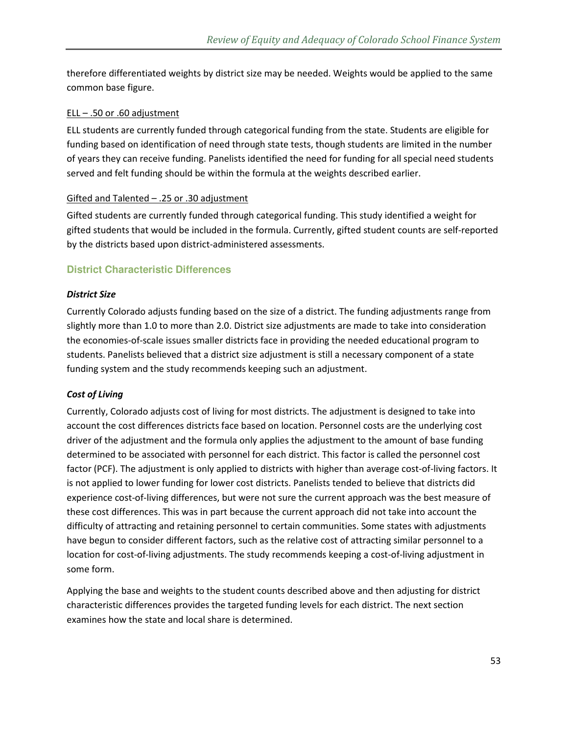therefore differentiated weights by district size may be needed. Weights would be applied to the same common base figure.

<u>ELL – .50 or .60 adjustment</u>

ELL students are currently funded through categorical funding from the state. Students are eligible for funding based on identification of need through state tests, though students are limited in the number of years they can receive funding. Panelists identified the need for funding for all special need students served and felt funding should be within the formula at the weights described earlier.

<u>Gifted and Talented – .25 or .30 adjustment</u>

Gifted students are currently funded through categorical funding. This study identified a weight for gifted students that would be included in the formula. Currently, gifted student counts are self-reported by the districts based upon district-administered assessments.

## District Characteristic Differences

***District Size***

Currently Colorado adjusts funding based on the size of a district. The funding adjustments range from slightly more than 1.0 to more than 2.0. District size adjustments are made to take into consideration the economies-of-scale issues smaller districts face in providing the needed educational program to students. Panelists believed that a district size adjustment is still a necessary component of a state funding system and the study recommends keeping such an adjustment.

***Cost of Living***

Currently, Colorado adjusts cost of living for most districts. The adjustment is designed to take into account the cost differences districts face based on location. Personnel costs are the underlying cost driver of the adjustment and the formula only applies the adjustment to the amount of base funding determined to be associated with personnel for each district. This factor is called the personnel cost factor (PCF). The adjustment is only applied to districts with higher than average cost-of-living factors. It is not applied to lower funding for lower cost districts. Panelists tended to believe that districts did experience cost-of-living differences, but were not sure the current approach was the best measure of these cost differences. This was in part because the current approach did not take into account the difficulty of attracting and retaining personnel to certain communities. Some states with adjustments have begun to consider different factors, such as the relative cost of attracting similar personnel to a location for cost-of-living adjustments. The study recommends keeping a cost-of-living adjustment in some form.

Applying the base and weights to the student counts described above and then adjusting for district characteristic differences provides the targeted funding levels for each district. The next section examines how the state and local share is determined.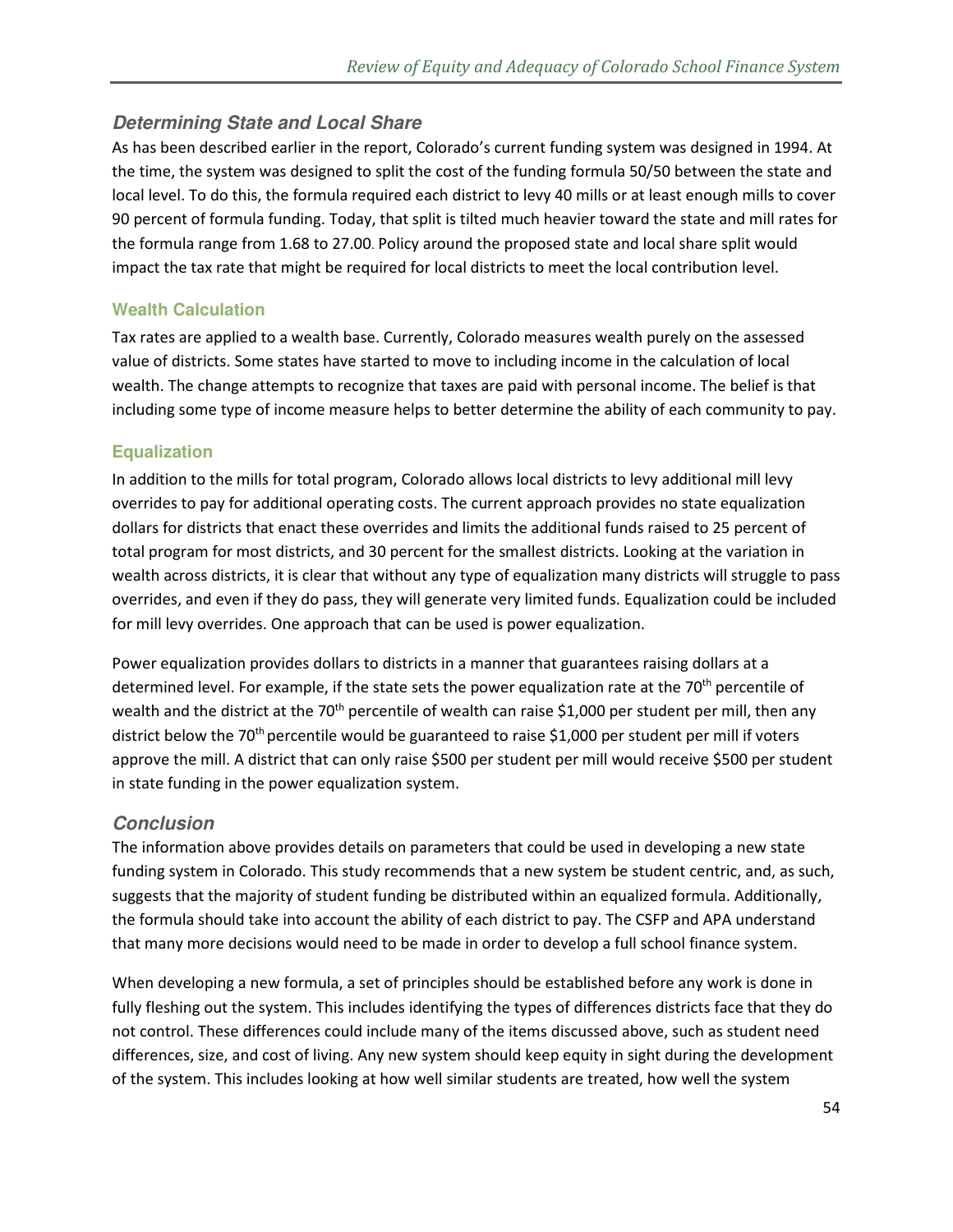### *Determining State and Local Share*

As has been described earlier in the report, Colorado's current funding system was designed in 1994. At the time, the system was designed to split the cost of the funding formula 50/50 between the state and local level. To do this, the formula required each district to levy 40 mills or at least enough mills to cover 90 percent of formula funding. Today, that split is tilted much heavier toward the state and mill rates for the formula range from 1.68 to 27.00. Policy around the proposed state and local share split would impact the tax rate that might be required for local districts to meet the local contribution level.

#### Wealth Calculation

Tax rates are applied to a wealth base. Currently, Colorado measures wealth purely on the assessed value of districts. Some states have started to move to including income in the calculation of local wealth. The change attempts to recognize that taxes are paid with personal income. The belief is that including some type of income measure helps to better determine the ability of each community to pay.

#### Equalization

In addition to the mills for total program, Colorado allows local districts to levy additional mill levy overrides to pay for additional operating costs. The current approach provides no state equalization dollars for districts that enact these overrides and limits the additional funds raised to 25 percent of total program for most districts, and 30 percent for the smallest districts. Looking at the variation in wealth across districts, it is clear that without any type of equalization many districts will struggle to pass overrides, and even if they do pass, they will generate very limited funds. Equalization could be included for mill levy overrides. One approach that can be used is power equalization.

Power equalization provides dollars to districts in a manner that guarantees raising dollars at a determined level. For example, if the state sets the power equalization rate at the 70th percentile of wealth and the district at the 70th percentile of wealth can raise $1,000 per student per mill, then any district below the 70th percentile would be guaranteed to raise $1,000 per student per mill if voters approve the mill. A district that can only raise $500 per student per mill would receive $500 per student in state funding in the power equalization system.

### *Conclusion*

The information above provides details on parameters that could be used in developing a new state funding system in Colorado. This study recommends that a new system be student centric, and, as such, suggests that the majority of student funding be distributed within an equalized formula. Additionally, the formula should take into account the ability of each district to pay. The CSFP and APA understand that many more decisions would need to be made in order to develop a full school finance system.

When developing a new formula, a set of principles should be established before any work is done in fully fleshing out the system. This includes identifying the types of differences districts face that they do not control. These differences could include many of the items discussed above, such as student need differences, size, and cost of living. Any new system should keep equity in sight during the development of the system. This includes looking at how well similar students are treated, how well the system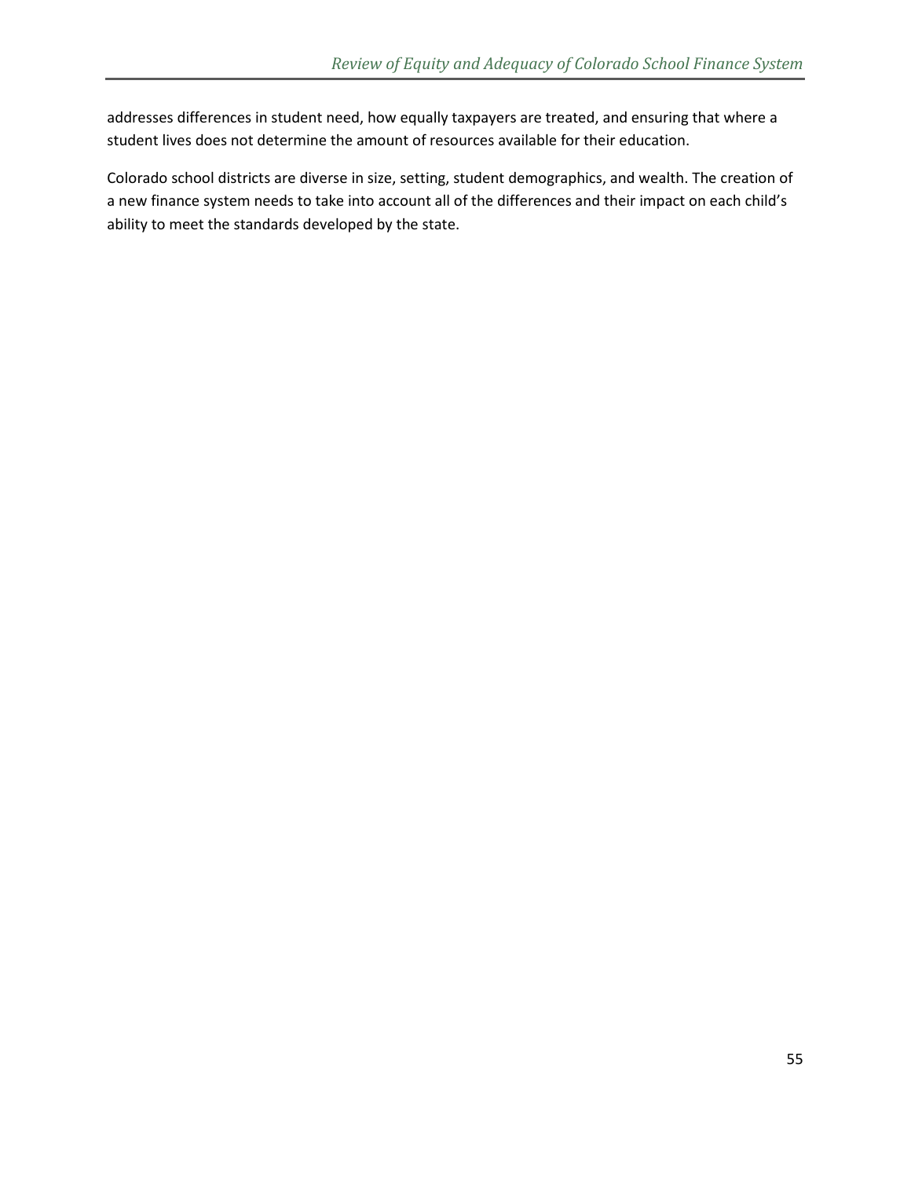addresses differences in student need, how equally taxpayers are treated, and ensuring that where a student lives does not determine the amount of resources available for their education.

Colorado school districts are diverse in size, setting, student demographics, and wealth. The creation of a new finance system needs to take into account all of the differences and their impact on each child's ability to meet the standards developed by the state.